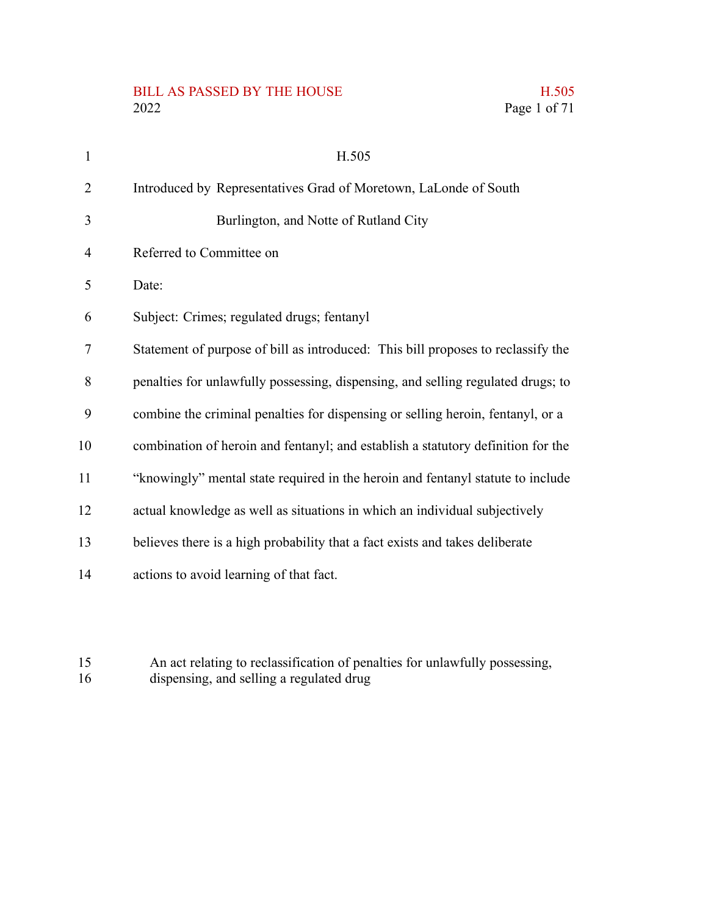# H.505

Introduced by Representatives Grad of Moretown, LaLonde of South Burlington, and Notte of Rutland City

Referred to Committee on

Date:

Subject: Crimes; regulated drugs; fentanyl

Statement of purpose of bill as introduced: This bill proposes to reclassify the penalties for unlawfully possessing, dispensing, and selling regulated drugs; to combine the criminal penalties for dispensing or selling heroin, fentanyl, or a combination of heroin and fentanyl; and establish a statutory definition for the "knowingly" mental state required in the heroin and fentanyl statute to include actual knowledge as well as situations in which an individual subjectively believes there is a high probability that a fact exists and takes deliberate actions to avoid learning of that fact.

An act relating to reclassification of penalties for unlawfully possessing, dispensing, and selling a regulated drug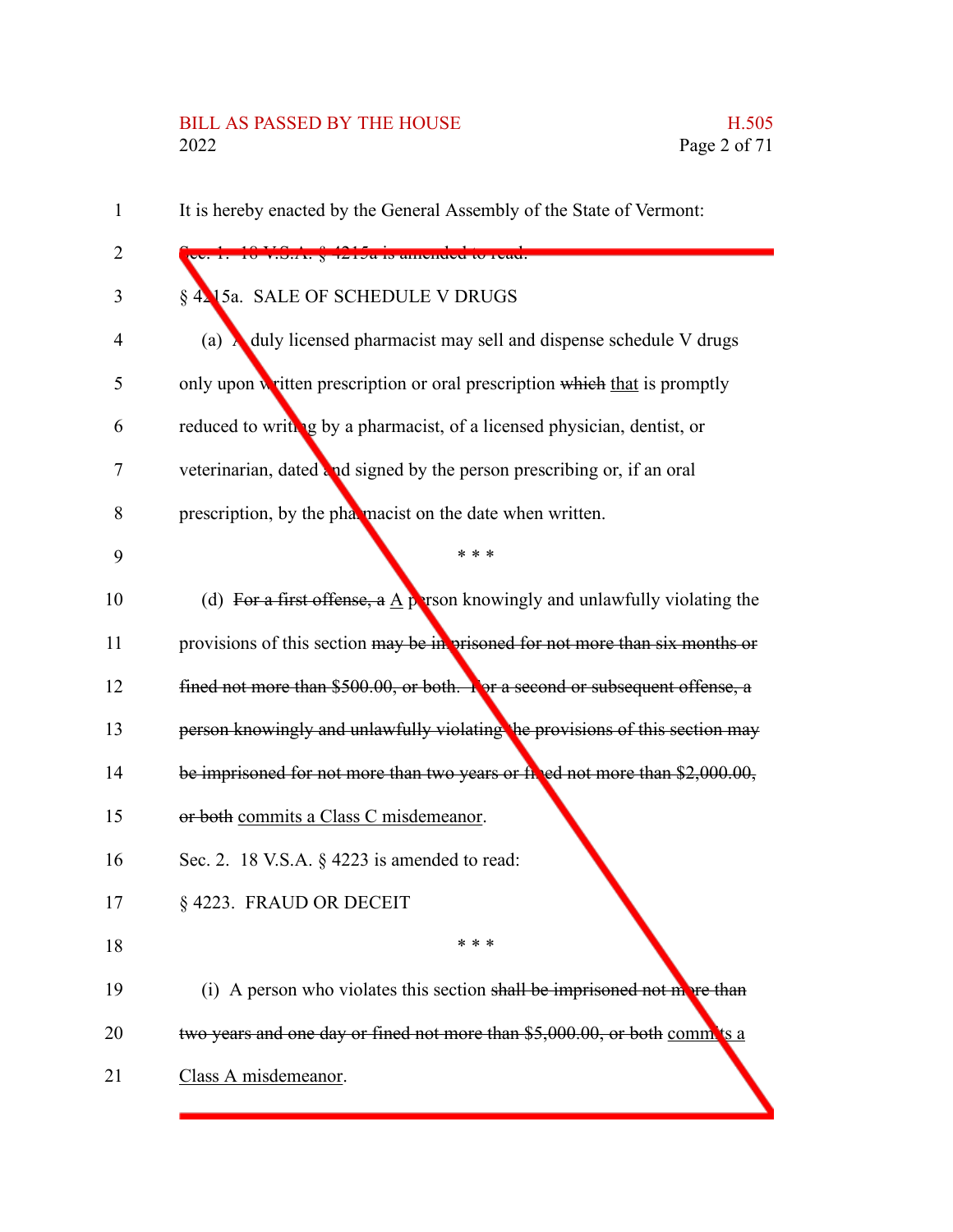It is hereby enacted by the General Assembly of the State of Vermont:

Sec. 1. 18 V.S.A. § 4215a is amended to read:

§ 4215a. SALE OF SCHEDULE V DRUGS

(a) A duly licensed pharmacist may sell and dispense schedule V drugs only upon written prescription or oral prescription ~~which~~ that is promptly reduced to writing by a pharmacist, of a licensed physician, dentist, or veterinarian, dated and signed by the person prescribing or, if an oral prescription, by the pharmacist on the date when written.

\* \* \*

(d) ~~For a first offense, a~~ A person knowingly and unlawfully violating the provisions of this section ~~may be imprisoned for not more than six months or fined not more than $500.00, or both. For a second or subsequent offense, a person knowingly and unlawfully violating the provisions of this section may be imprisoned for not more than two years or fined not more than $2,000.00, or both~~ commits a Class C misdemeanor.

Sec. 2. 18 V.S.A. § 4223 is amended to read:

§ 4223. FRAUD OR DECEIT

\* \* \*

(i) A person who violates this section ~~shall be imprisoned not more than two years and one day or fined not more than $5,000.00, or both~~ commits a Class A misdemeanor.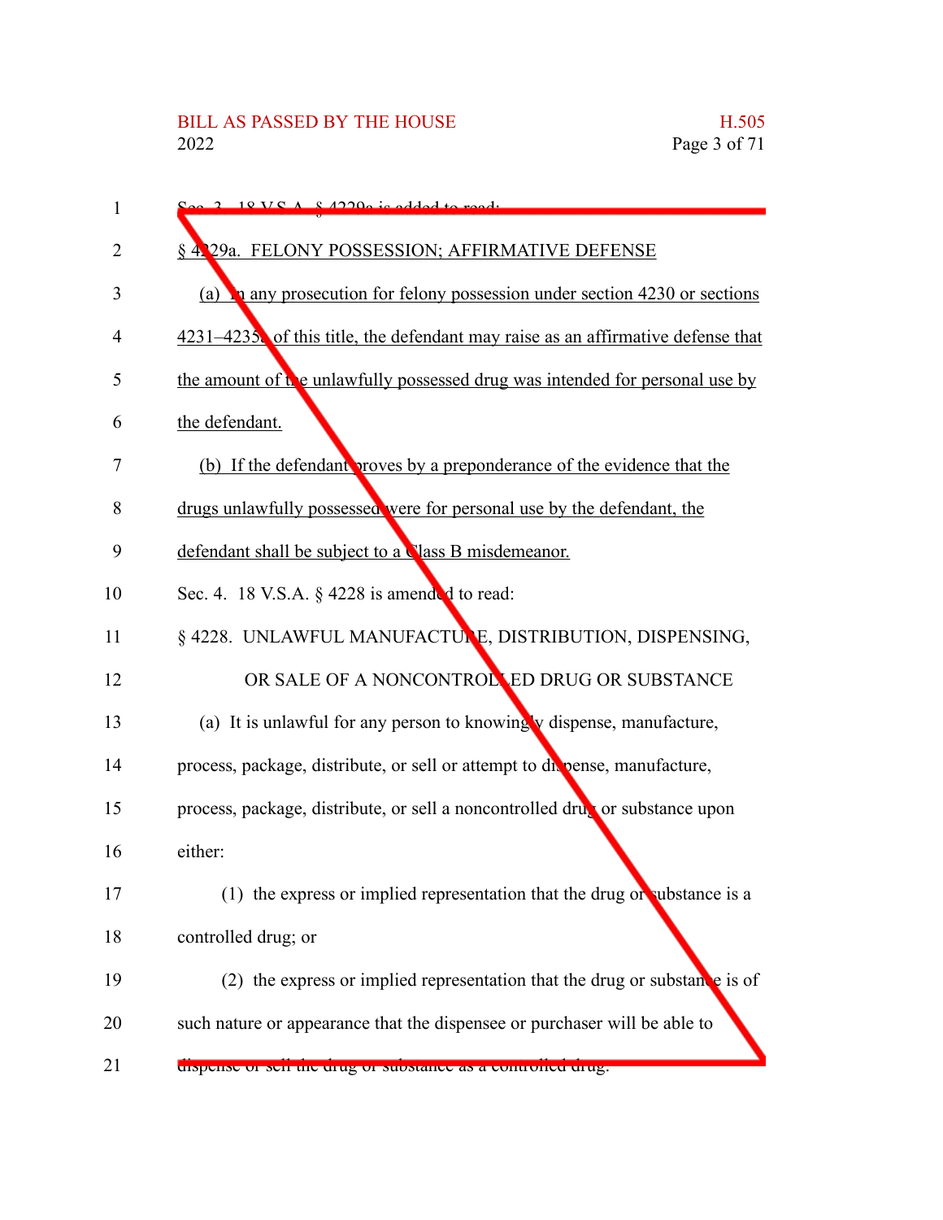Sec. 3. 18 V.S.A. § 4229a is added to read:

§ 4229a. FELONY POSSESSION; AFFIRMATIVE DEFENSE

(a) In any prosecution for felony possession under section 4230 or sections 4231–4235a of this title, the defendant may raise as an affirmative defense that the amount of the unlawfully possessed drug was intended for personal use by the defendant.

(b) If the defendant proves by a preponderance of the evidence that the drugs unlawfully possessed were for personal use by the defendant, the defendant shall be subject to a Class B misdemeanor.

Sec. 4. 18 V.S.A. § 4228 is amended to read:

§ 4228. UNLAWFUL MANUFACTURE, DISTRIBUTION, DISPENSING, OR SALE OF A NONCONTROLLED DRUG OR SUBSTANCE

(a) It is unlawful for any person to knowingly dispense, manufacture, process, package, distribute, or sell or attempt to dispense, manufacture, process, package, distribute, or sell a noncontrolled drug or substance upon either:

(1) the express or implied representation that the drug or substance is a controlled drug; or

(2) the express or implied representation that the drug or substance is of such nature or appearance that the dispensee or purchaser will be able to dispense or sell the drug or substance as a controlled drug.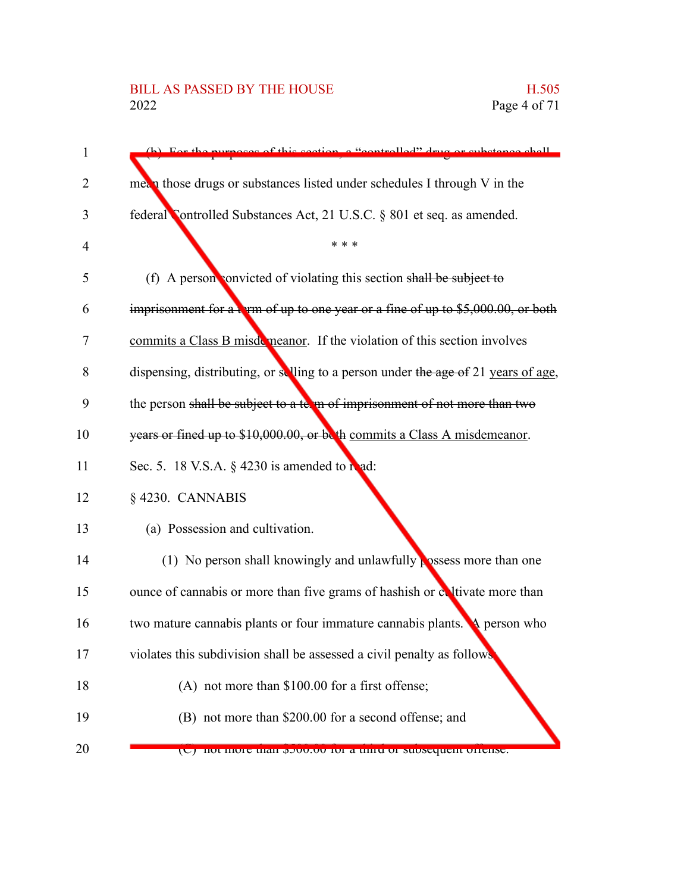(b) For the purposes of this section, a "controlled" drug or substance shall mean those drugs or substances listed under schedules I through V in the federal Controlled Substances Act, 21 U.S.C. § 801 et seq. as amended.

\* \* \*

(f) A person convicted of violating this section ~~shall be subject to imprisonment for a term of up to one year or a fine of up to $5,000.00, or both~~ commits a Class B misdemeanor. If the violation of this section involves dispensing, distributing, or selling to a person under ~~the age of~~ 21 years of age, the person ~~shall be subject to a term of imprisonment of not more than two years or fined up to $10,000.00, or both~~ commits a Class A misdemeanor.

Sec. 5. 18 V.S.A. § 4230 is amended to read:

§ 4230. CANNABIS

(a) Possession and cultivation.

(1) No person shall knowingly and unlawfully possess more than one ounce of cannabis or more than five grams of hashish or cultivate more than two mature cannabis plants or four immature cannabis plants. A person who violates this subdivision shall be assessed a civil penalty as follows:

(A) not more than $100.00 for a first offense;

(B) not more than $200.00 for a second offense; and

(C) not more than $500.00 for a third or subsequent offense.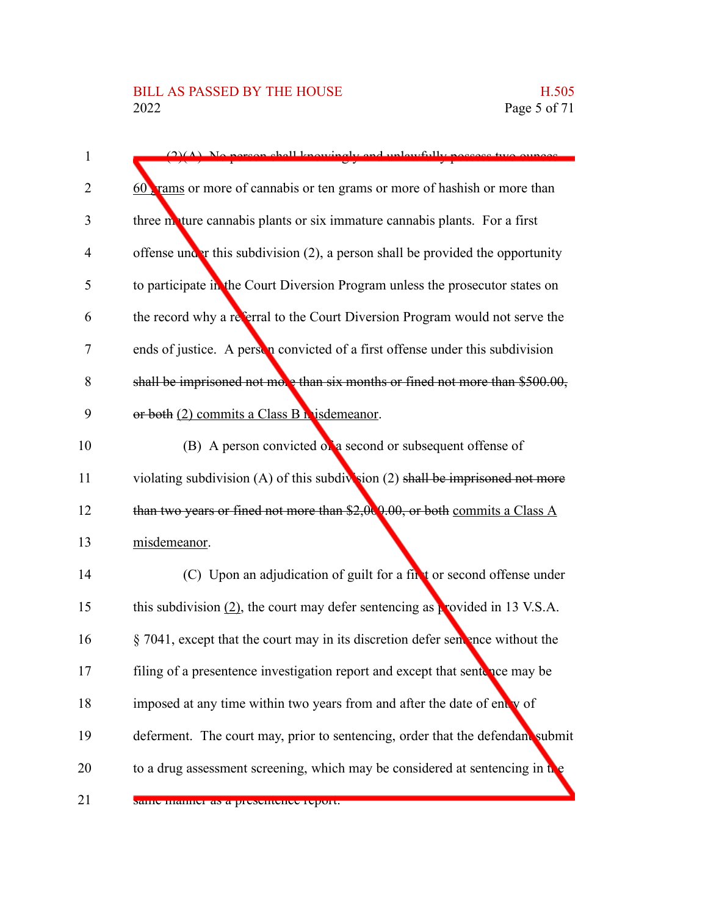(2)(A) No person shall knowingly and unlawfully possess ~~two ounces~~ 60 grams or more of cannabis or ten grams or more of hashish or more than three mature cannabis plants or six immature cannabis plants. For a first offense under this subdivision (2), a person shall be provided the opportunity to participate in the Court Diversion Program unless the prosecutor states on the record why a referral to the Court Diversion Program would not serve the ends of justice. A person convicted of a first offense under this subdivision ~~shall be imprisoned not more than six months or fined not more than $500.00, or both~~ (2) commits a Class B misdemeanor.

(B) A person convicted of a second or subsequent offense of violating subdivision (A) of this subdivision (2) ~~shall be imprisoned not more than two years or fined not more than $2,000.00, or both~~ commits a Class A misdemeanor.

(C) Upon an adjudication of guilt for a first or second offense under this subdivision (2), the court may defer sentencing as provided in 13 V.S.A. § 7041, except that the court may in its discretion defer sentence without the filing of a presentence investigation report and except that sentence may be imposed at any time within two years from and after the date of entry of deferment. The court may, prior to sentencing, order that the defendant submit to a drug assessment screening, which may be considered at sentencing in the same manner as a presentence report.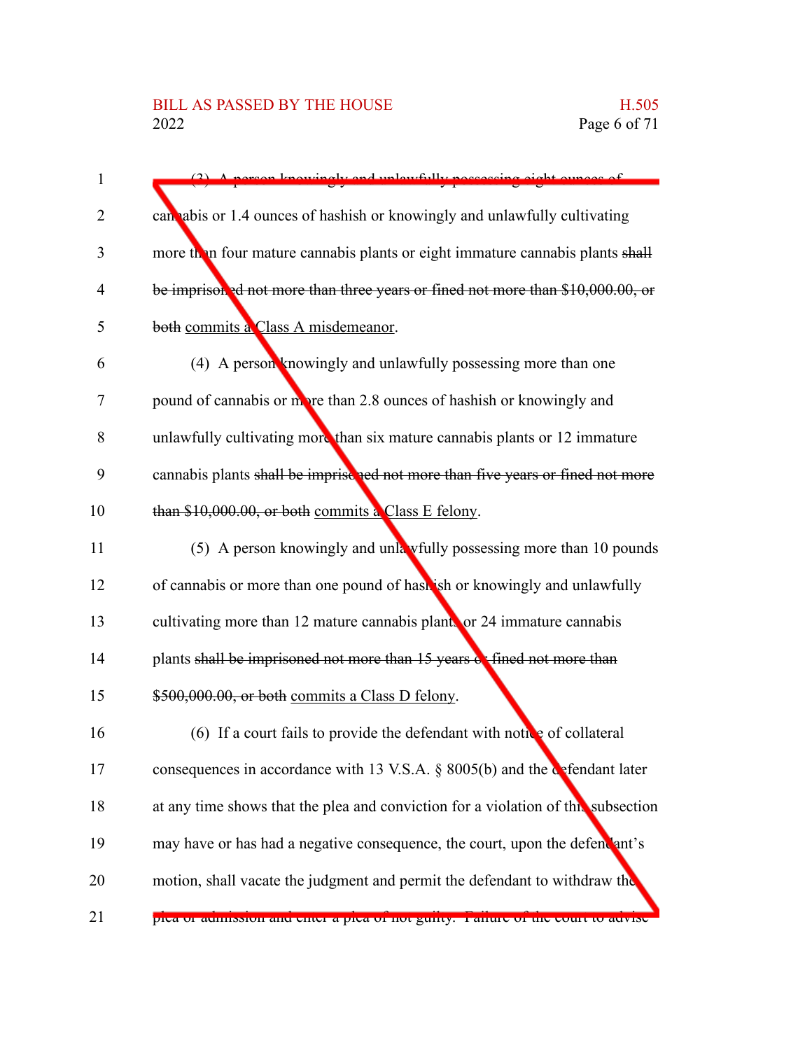(3) A person knowingly and unlawfully possessing eight ounces of cannabis or 1.4 ounces of hashish or knowingly and unlawfully cultivating more than four mature cannabis plants or eight immature cannabis plants ~~shall be imprisoned not more than three years or fined not more than $10,000.00, or both~~ commits a Class A misdemeanor.

(4) A person knowingly and unlawfully possessing more than one pound of cannabis or more than 2.8 ounces of hashish or knowingly and unlawfully cultivating more than six mature cannabis plants or 12 immature cannabis plants ~~shall be imprisoned not more than five years or fined not more than $10,000.00, or both~~ commits a Class E felony.

(5) A person knowingly and unlawfully possessing more than 10 pounds of cannabis or more than one pound of hashish or knowingly and unlawfully cultivating more than 12 mature cannabis plants or 24 immature cannabis plants ~~shall be imprisoned not more than 15 years or fined not more than $500,000.00, or both~~ commits a Class D felony.

(6) If a court fails to provide the defendant with notice of collateral consequences in accordance with 13 V.S.A. § 8005(b) and the defendant later at any time shows that the plea and conviction for a violation of this subsection may have or has had a negative consequence, the court, upon the defendant's motion, shall vacate the judgment and permit the defendant to withdraw the plea or admission and enter a plea of not guilty. Failure of the court to advise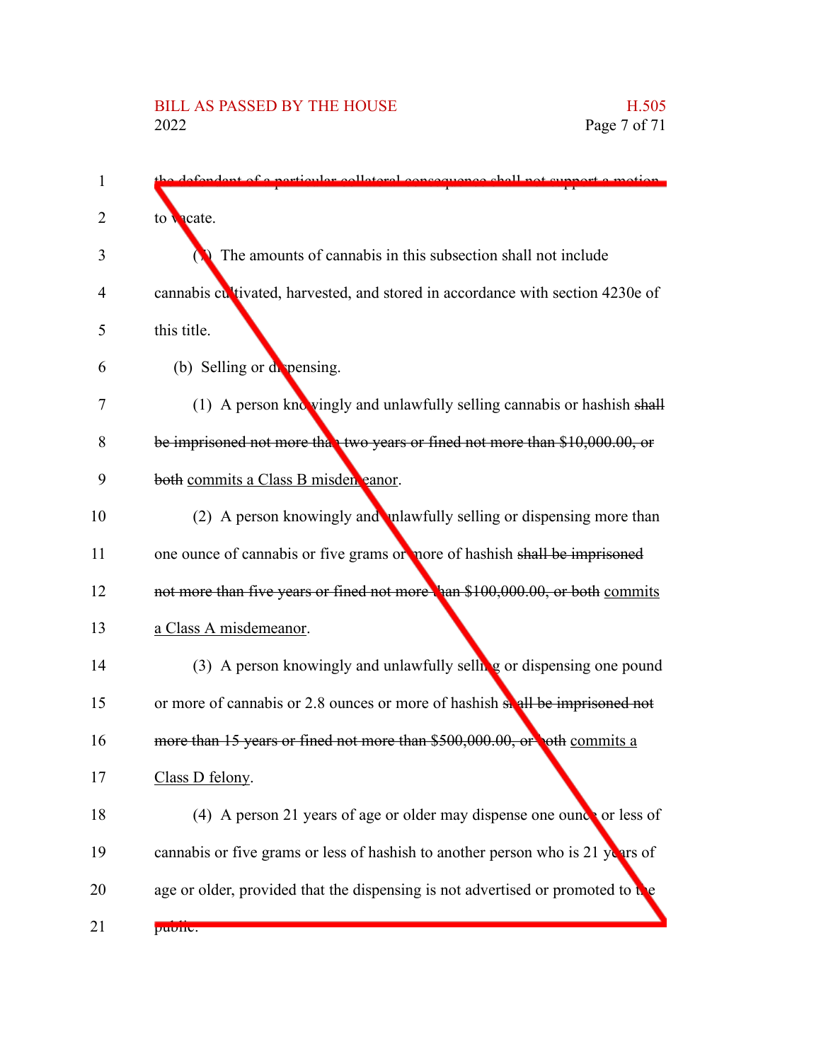the defendant of a particular collateral consequence shall not support a motion to vacate.

(7) The amounts of cannabis in this subsection shall not include cannabis cultivated, harvested, and stored in accordance with section 4230e of this title.

(b) Selling or dispensing.

(1) A person knowingly and unlawfully selling cannabis or hashish ~~shall be imprisoned not more than two years or fined not more than $10,000.00, or both~~ commits a Class B misdemeanor.

(2) A person knowingly and unlawfully selling or dispensing more than one ounce of cannabis or five grams or more of hashish ~~shall be imprisoned not more than five years or fined not more than $100,000.00, or both~~ commits a Class A misdemeanor.

(3) A person knowingly and unlawfully selling or dispensing one pound or more of cannabis or 2.8 ounces or more of hashish ~~shall be imprisoned not more than 15 years or fined not more than $500,000.00, or both~~ commits a Class D felony.

(4) A person 21 years of age or older may dispense one ounce or less of cannabis or five grams or less of hashish to another person who is 21 years of age or older, provided that the dispensing is not advertised or promoted to the public.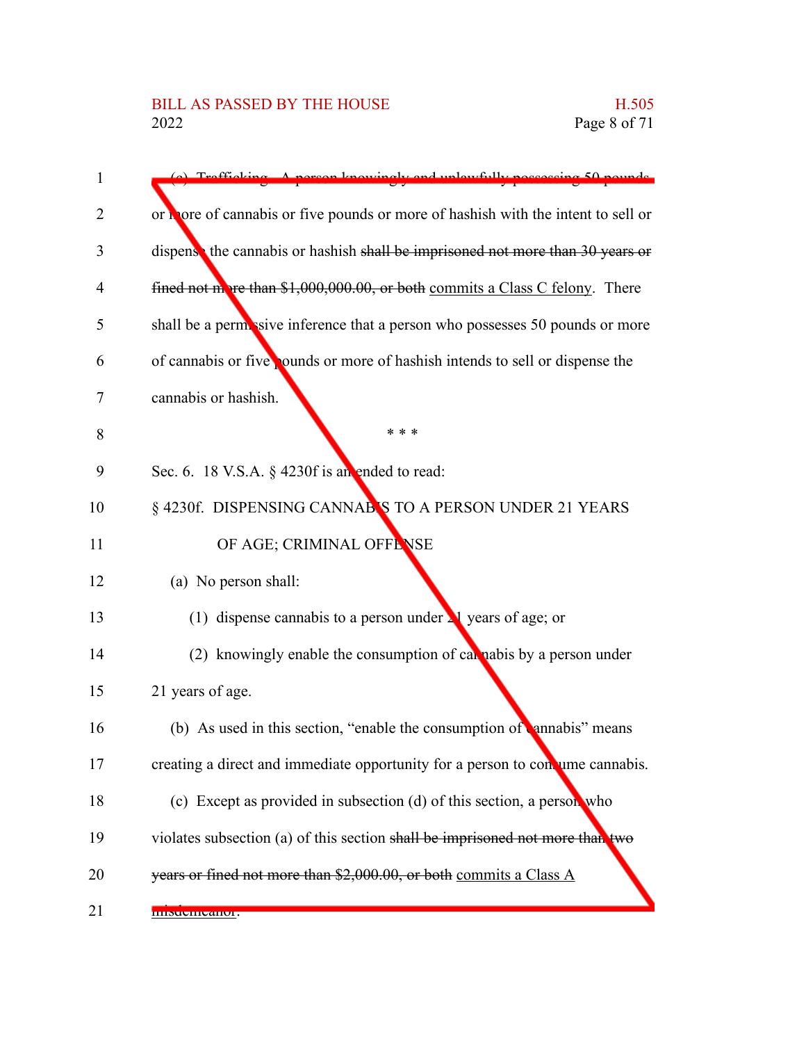(e) Trafficking. A person knowingly and unlawfully possessing 50 pounds or more of cannabis or five pounds or more of hashish with the intent to sell or dispense the cannabis or hashish ~~shall be imprisoned not more than 30 years or fined not more than $1,000,000.00, or both~~ commits a Class C felony. There shall be a permissive inference that a person who possesses 50 pounds or more of cannabis or five pounds or more of hashish intends to sell or dispense the cannabis or hashish.

\* \* \*

Sec. 6. 18 V.S.A. § 4230f is amended to read:

§ 4230f. DISPENSING CANNABIS TO A PERSON UNDER 21 YEARS OF AGE; CRIMINAL OFFENSE

(a) No person shall:

(1) dispense cannabis to a person under 21 years of age; or

(2) knowingly enable the consumption of cannabis by a person under 21 years of age.

(b) As used in this section, "enable the consumption of cannabis" means creating a direct and immediate opportunity for a person to consume cannabis.

(c) Except as provided in subsection (d) of this section, a person who violates subsection (a) of this section ~~shall be imprisoned not more than two years or fined not more than $2,000.00, or both~~ commits a Class A misdemeanor.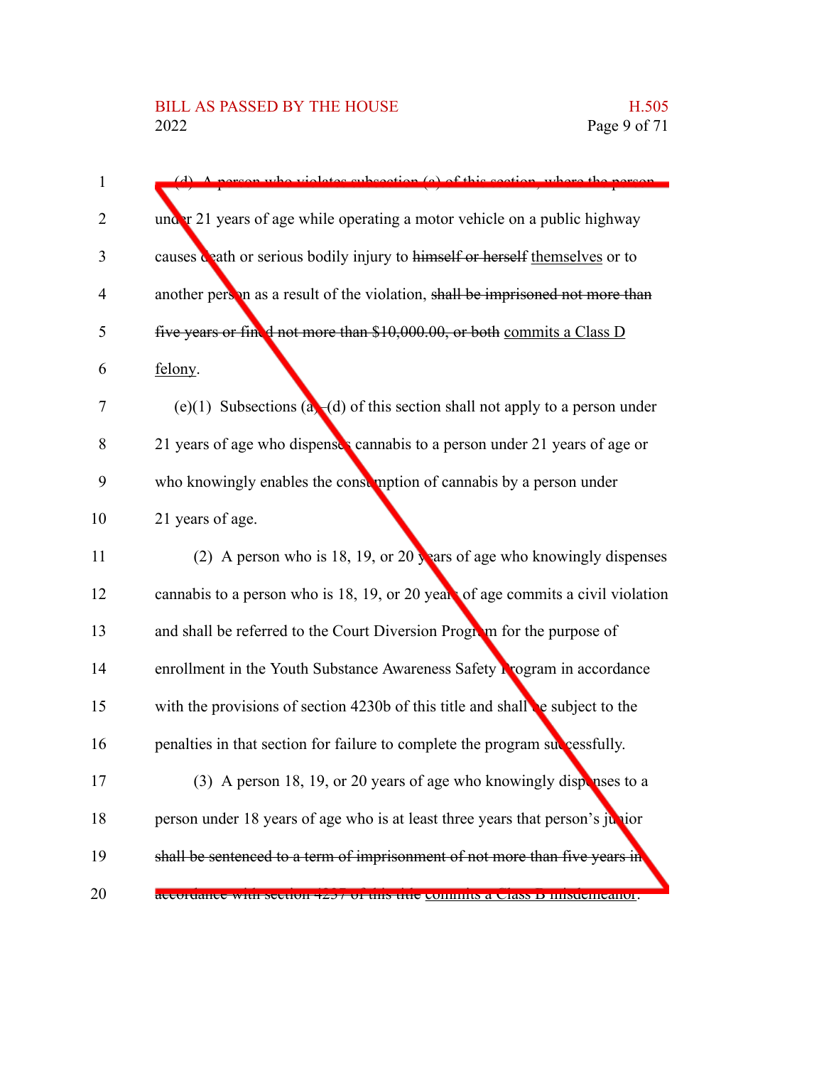(d) A person who violates subsection (a) of this section, where the person under 21 years of age while operating a motor vehicle on a public highway causes death or serious bodily injury to ~~himself or herself~~ themselves or to another person as a result of the violation, ~~shall be imprisoned not more than five years or fined not more than $10,000.00, or both~~ commits a Class D felony.

(e)(1) Subsections (a)–(d) of this section shall not apply to a person under 21 years of age who dispenses cannabis to a person under 21 years of age or who knowingly enables the consumption of cannabis by a person under 21 years of age.

(2) A person who is 18, 19, or 20 years of age who knowingly dispenses cannabis to a person who is 18, 19, or 20 years of age commits a civil violation and shall be referred to the Court Diversion Program for the purpose of enrollment in the Youth Substance Awareness Safety Program in accordance with the provisions of section 4230b of this title and shall be subject to the penalties in that section for failure to complete the program successfully.

(3) A person 18, 19, or 20 years of age who knowingly dispenses to a person under 18 years of age who is at least three years that person's junior ~~shall be sentenced to a term of imprisonment of not more than five years in accordance with section 4237 of this title~~ commits a Class B misdemeanor.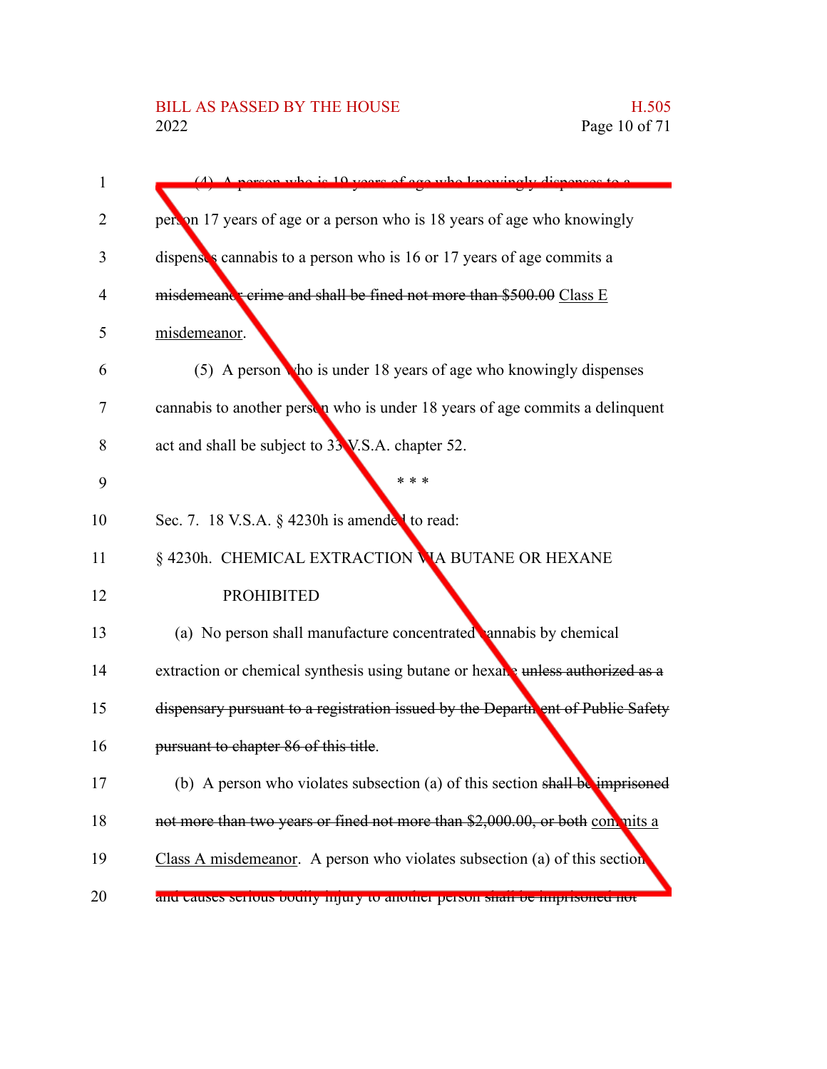(4) A person who is 19 years of age who knowingly dispenses to a person 17 years of age or a person who is 18 years of age who knowingly dispenses cannabis to a person who is 16 or 17 years of age commits a ~~misdemeanor crime and shall be fined not more than $500.00~~ Class E misdemeanor.

(5) A person who is under 18 years of age who knowingly dispenses cannabis to another person who is under 18 years of age commits a delinquent act and shall be subject to 33 V.S.A. chapter 52.

\* \* \*

Sec. 7. 18 V.S.A. § 4230h is amended to read:

§ 4230h. CHEMICAL EXTRACTION VIA BUTANE OR HEXANE PROHIBITED

(a) No person shall manufacture concentrated cannabis by chemical extraction or chemical synthesis using butane or hexane ~~unless authorized as a dispensary pursuant to a registration issued by the Department of Public Safety pursuant to chapter 86 of this title~~.

(b) A person who violates subsection (a) of this section ~~shall be imprisoned not more than two years or fined not more than $2,000.00, or both~~ commits a Class A misdemeanor. A person who violates subsection (a) of this section and causes serious bodily injury to another person ~~shall be imprisoned not~~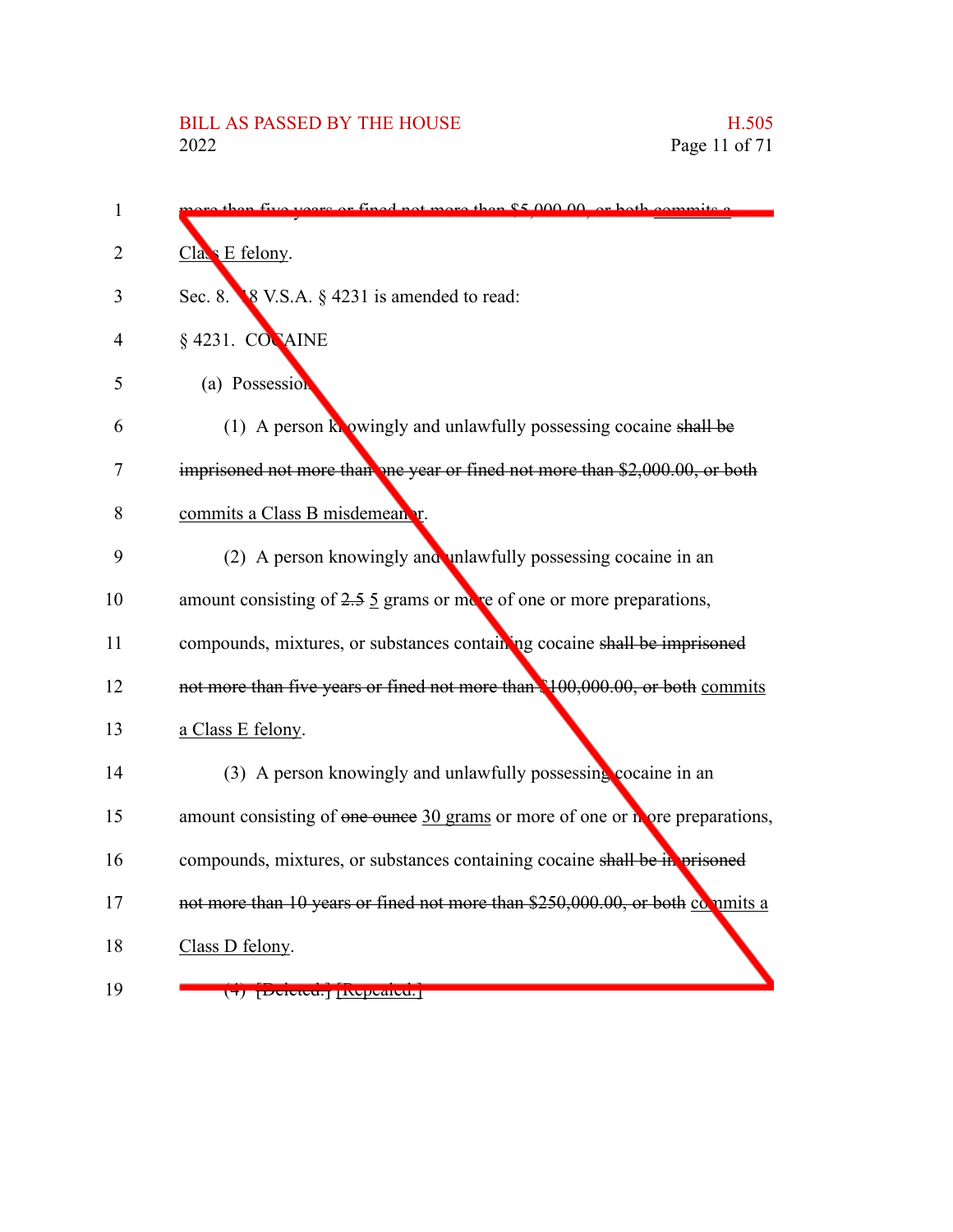~~more than five years or fined not more than $5,000.00, or both~~ commits a Class E felony.

Sec. 8. 18 V.S.A. § 4231 is amended to read:

§ 4231. COCAINE

(a) Possession.

(1) A person knowingly and unlawfully possessing cocaine ~~shall be imprisoned not more than one year or fined not more than $2,000.00, or both~~ commits a Class B misdemeanor.

(2) A person knowingly and unlawfully possessing cocaine in an amount consisting of ~~2.5~~ 5 grams or more of one or more preparations, compounds, mixtures, or substances containing cocaine ~~shall be imprisoned not more than five years or fined not more than $100,000.00, or both~~ commits a Class E felony.

(3) A person knowingly and unlawfully possessing cocaine in an amount consisting of ~~one ounce~~ 30 grams or more of one or more preparations, compounds, mixtures, or substances containing cocaine ~~shall be imprisoned not more than 10 years or fined not more than $250,000.00, or both~~ commits a Class D felony.

(4) ~~[Deleted.]~~ [Repealed.]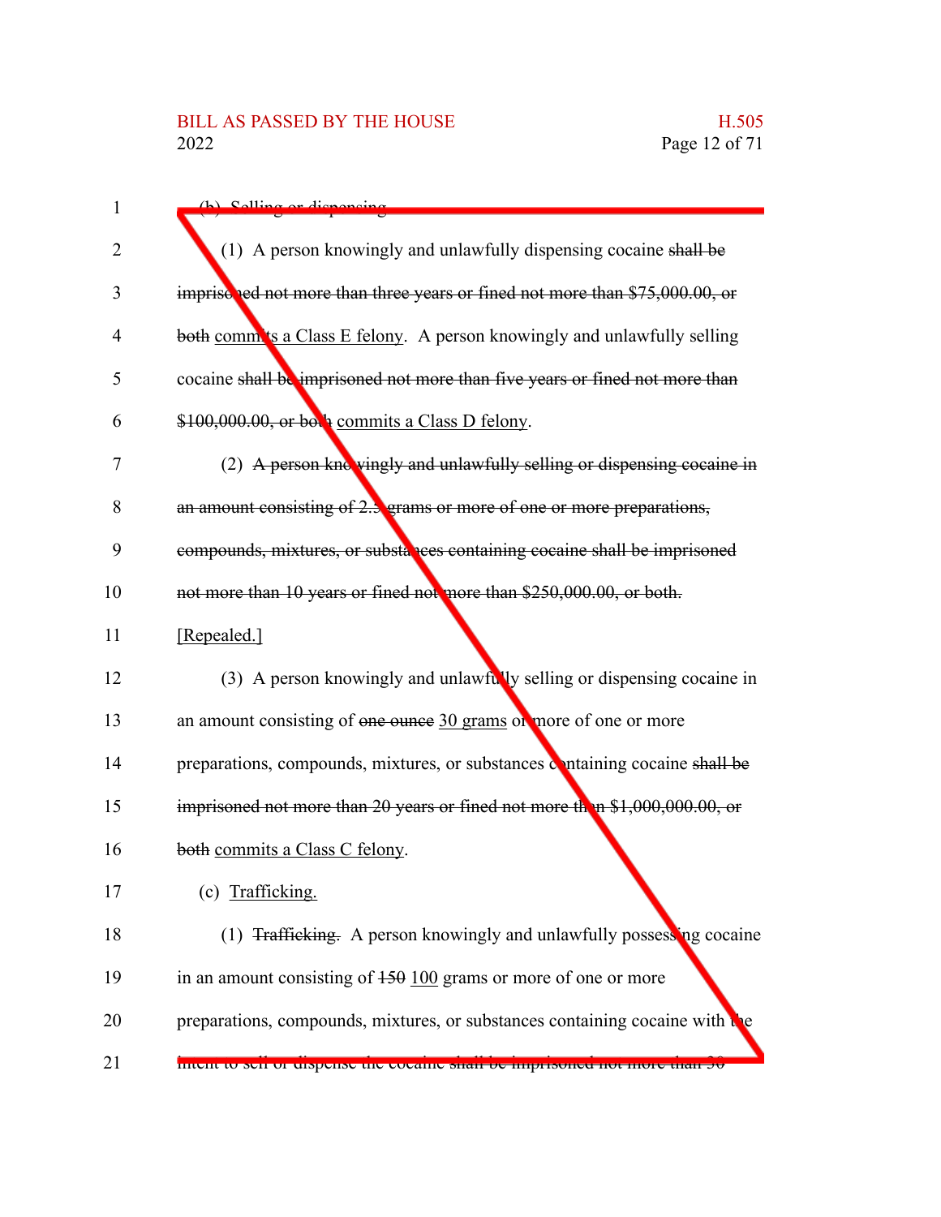(b) Selling or dispensing.

(1) A person knowingly and unlawfully dispensing cocaine ~~shall be imprisoned not more than three years or fined not more than $75,000.00, or both~~ commits a Class E felony. A person knowingly and unlawfully selling cocaine ~~shall be imprisoned not more than five years or fined not more than $100,000.00, or both~~ commits a Class D felony.

(2) ~~A person knowingly and unlawfully selling or dispensing cocaine in an amount consisting of 2.5 grams or more of one or more preparations, compounds, mixtures, or substances containing cocaine shall be imprisoned not more than 10 years or fined not more than $250,000.00, or both.~~ [Repealed.]

(3) A person knowingly and unlawfully selling or dispensing cocaine in an amount consisting of ~~one ounce~~ 30 grams or more of one or more preparations, compounds, mixtures, or substances containing cocaine ~~shall be imprisoned not more than 20 years or fined not more than $1,000,000.00, or both~~ commits a Class C felony.

(c) Trafficking.

(1) ~~Trafficking.~~ A person knowingly and unlawfully possessing cocaine in an amount consisting of ~~150~~ 100 grams or more of one or more preparations, compounds, mixtures, or substances containing cocaine with the intent to sell or dispense the cocaine ~~shall be imprisoned not more than 30~~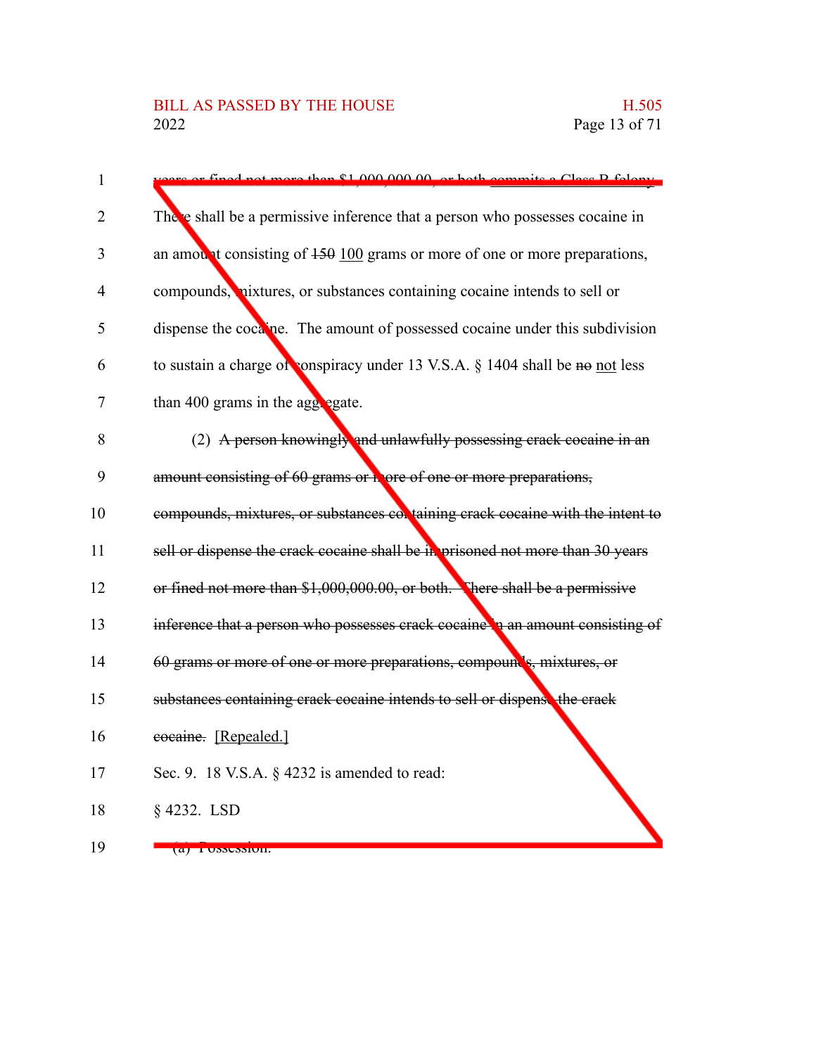~~years or fined not more than $1,000,000.00, or both~~ commits a Class B felony. There shall be a permissive inference that a person who possesses cocaine in an amount consisting of ~~150~~ 100 grams or more of one or more preparations, compounds, mixtures, or substances containing cocaine intends to sell or dispense the cocaine. The amount of possessed cocaine under this subdivision to sustain a charge of conspiracy under 13 V.S.A. § 1404 shall be ~~no~~ not less than 400 grams in the aggregate.

(2) ~~A person knowingly and unlawfully possessing crack cocaine in an amount consisting of 60 grams or more of one or more preparations, compounds, mixtures, or substances containing crack cocaine with the intent to sell or dispense the crack cocaine shall be imprisoned not more than 30 years or fined not more than $1,000,000.00, or both. There shall be a permissive inference that a person who possesses crack cocaine in an amount consisting of 60 grams or more of one or more preparations, compounds, mixtures, or substances containing crack cocaine intends to sell or dispense the crack cocaine.~~ [Repealed.]

Sec. 9. 18 V.S.A. § 4232 is amended to read:

§ 4232. LSD

(a) Possession.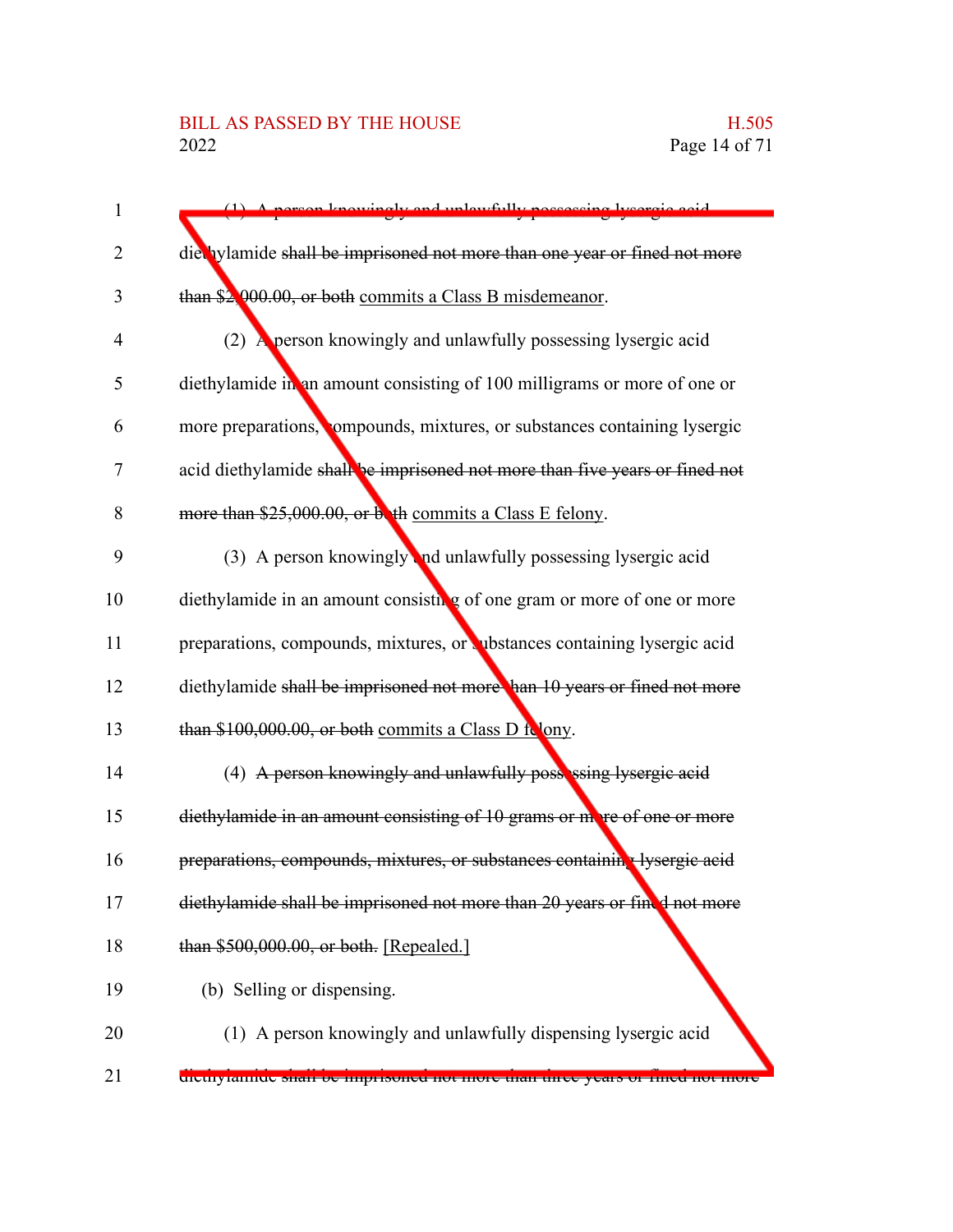(1) A person knowingly and unlawfully possessing lysergic acid diethylamide ~~shall be imprisoned not more than one year or fined not more than $2,000.00, or both~~ commits a Class B misdemeanor.

(2) A person knowingly and unlawfully possessing lysergic acid diethylamide in an amount consisting of 100 milligrams or more of one or more preparations, compounds, mixtures, or substances containing lysergic acid diethylamide ~~shall be imprisoned not more than five years or fined not more than $25,000.00, or both~~ commits a Class E felony.

(3) A person knowingly and unlawfully possessing lysergic acid diethylamide in an amount consisting of one gram or more of one or more preparations, compounds, mixtures, or substances containing lysergic acid diethylamide ~~shall be imprisoned not more than 10 years or fined not more than $100,000.00, or both~~ commits a Class D felony.

(4) ~~A person knowingly and unlawfully possessing lysergic acid diethylamide in an amount consisting of 10 grams or more of one or more preparations, compounds, mixtures, or substances containing lysergic acid diethylamide shall be imprisoned not more than 20 years or fined not more than $500,000.00, or both.~~ [Repealed.]

(b) Selling or dispensing.

(1) A person knowingly and unlawfully dispensing lysergic acid diethylamide ~~shall be imprisoned not more than three years or fined not more~~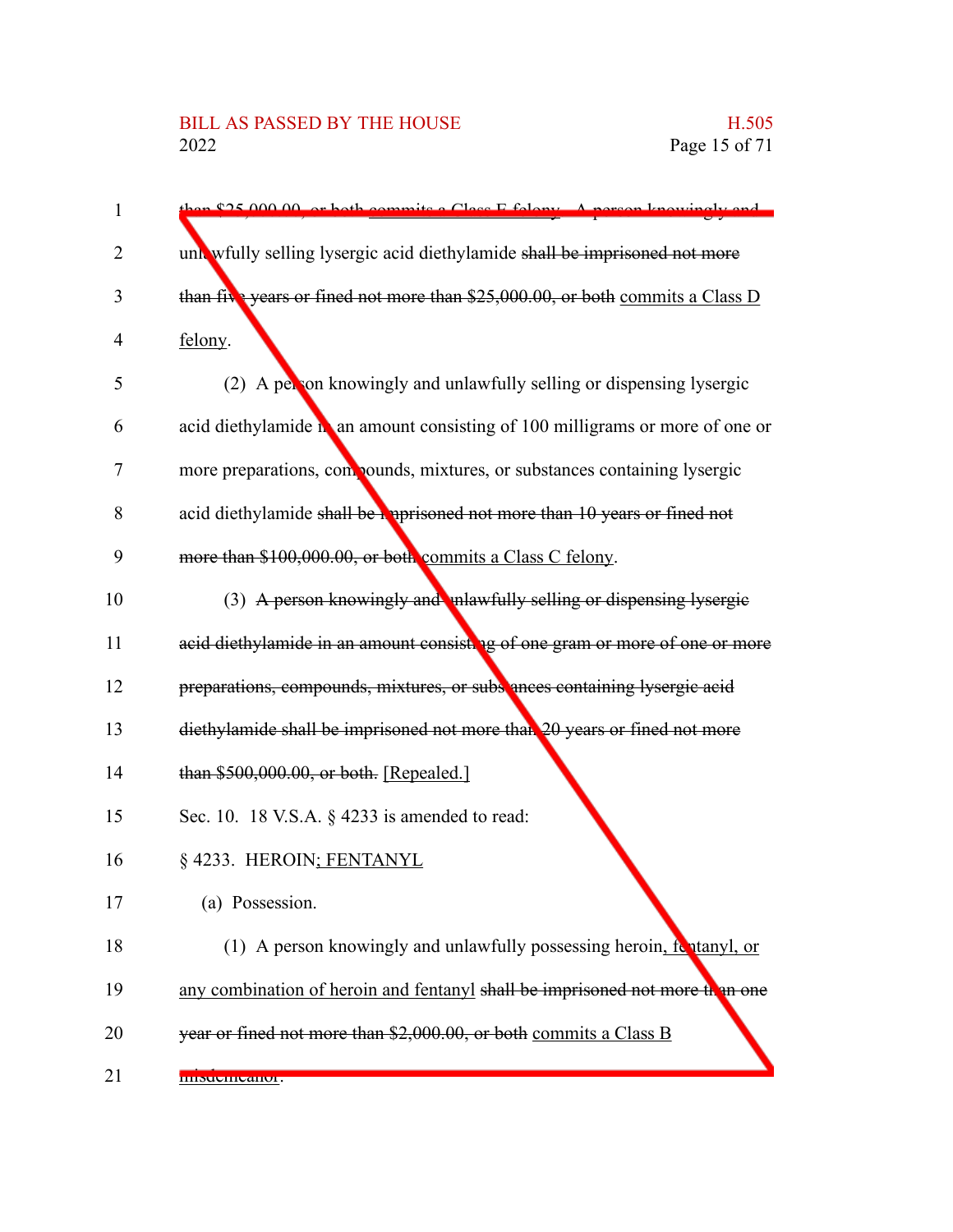than $25,000.00, or both commits a Class E felony. A person knowingly and unlawfully selling lysergic acid diethylamide shall be imprisoned not more than five years or fined not more than $25,000.00, or both commits a Class D felony.

(2) A person knowingly and unlawfully selling or dispensing lysergic acid diethylamide in an amount consisting of 100 milligrams or more of one or more preparations, compounds, mixtures, or substances containing lysergic acid diethylamide shall be imprisoned not more than 10 years or fined not more than $100,000.00, or both commits a Class C felony.

(3) A person knowingly and unlawfully selling or dispensing lysergic acid diethylamide in an amount consisting of one gram or more of one or more preparations, compounds, mixtures, or substances containing lysergic acid diethylamide shall be imprisoned not more than 20 years or fined not more than $500,000.00, or both. [Repealed.]

Sec. 10. 18 V.S.A. § 4233 is amended to read:

§ 4233. HEROIN; FENTANYL

(a) Possession.

(1) A person knowingly and unlawfully possessing heroin, fentanyl, or any combination of heroin and fentanyl shall be imprisoned not more than one year or fined not more than $2,000.00, or both commits a Class B misdemeanor.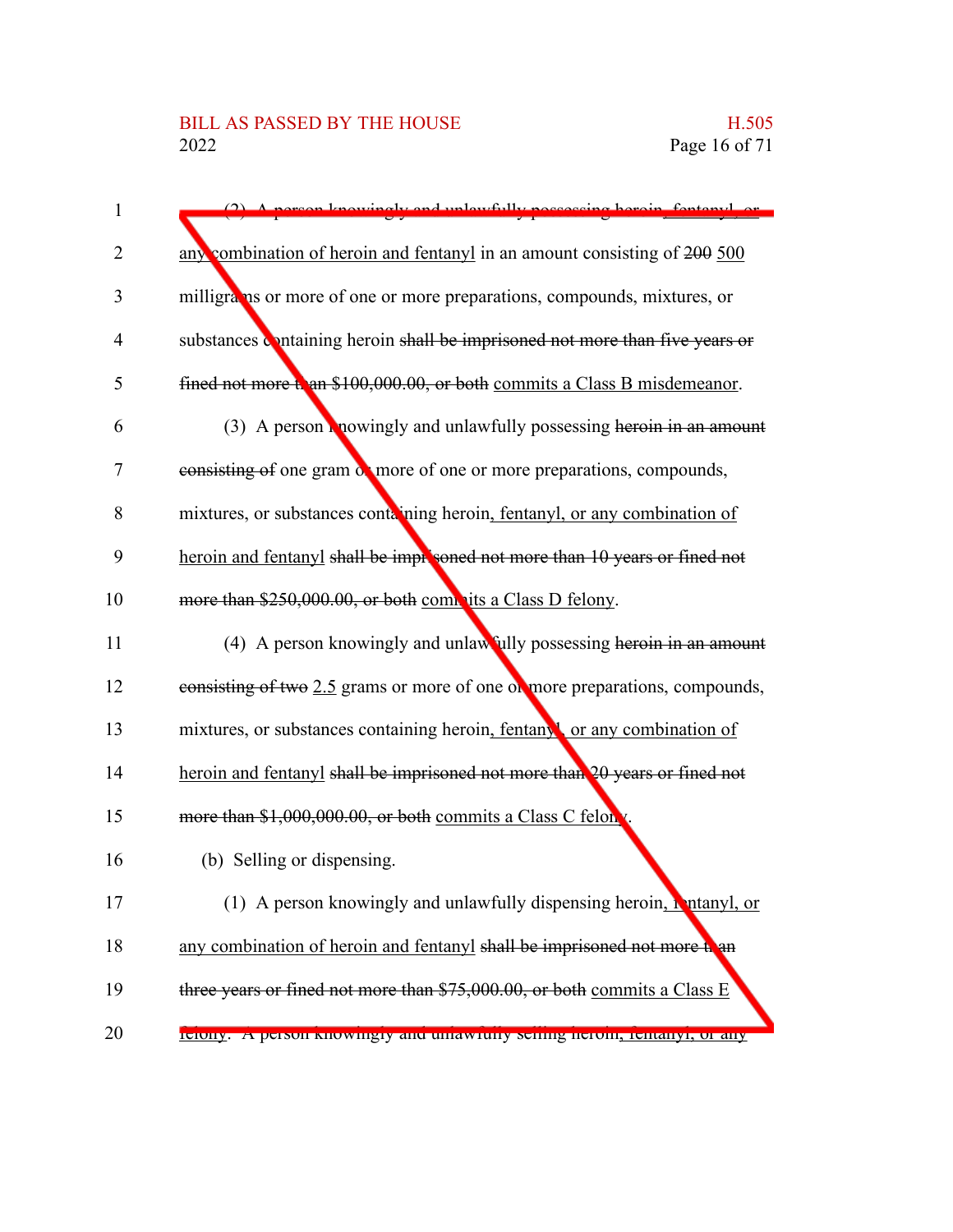(2) A person knowingly and unlawfully possessing heroin, fentanyl, or any combination of heroin and fentanyl in an amount consisting of ~~200~~ 500 milligrams or more of one or more preparations, compounds, mixtures, or substances containing heroin ~~shall be imprisoned not more than five years or fined not more than $100,000.00, or both~~ commits a Class B misdemeanor.

(3) A person knowingly and unlawfully possessing ~~heroin in an amount consisting of~~ one gram or more of one or more preparations, compounds, mixtures, or substances containing heroin, fentanyl, or any combination of heroin and fentanyl ~~shall be imprisoned not more than 10 years or fined not more than $250,000.00, or both~~ commits a Class D felony.

(4) A person knowingly and unlawfully possessing ~~heroin in an amount consisting of two~~ 2.5 grams or more of one or more preparations, compounds, mixtures, or substances containing heroin, fentanyl, or any combination of heroin and fentanyl ~~shall be imprisoned not more than 20 years or fined not more than $1,000,000.00, or both~~ commits a Class C felony.

(b) Selling or dispensing.

(1) A person knowingly and unlawfully dispensing heroin, fentanyl, or any combination of heroin and fentanyl ~~shall be imprisoned not more than three years or fined not more than $75,000.00, or both~~ commits a Class E felony. A person knowingly and unlawfully selling heroin, fentanyl, or any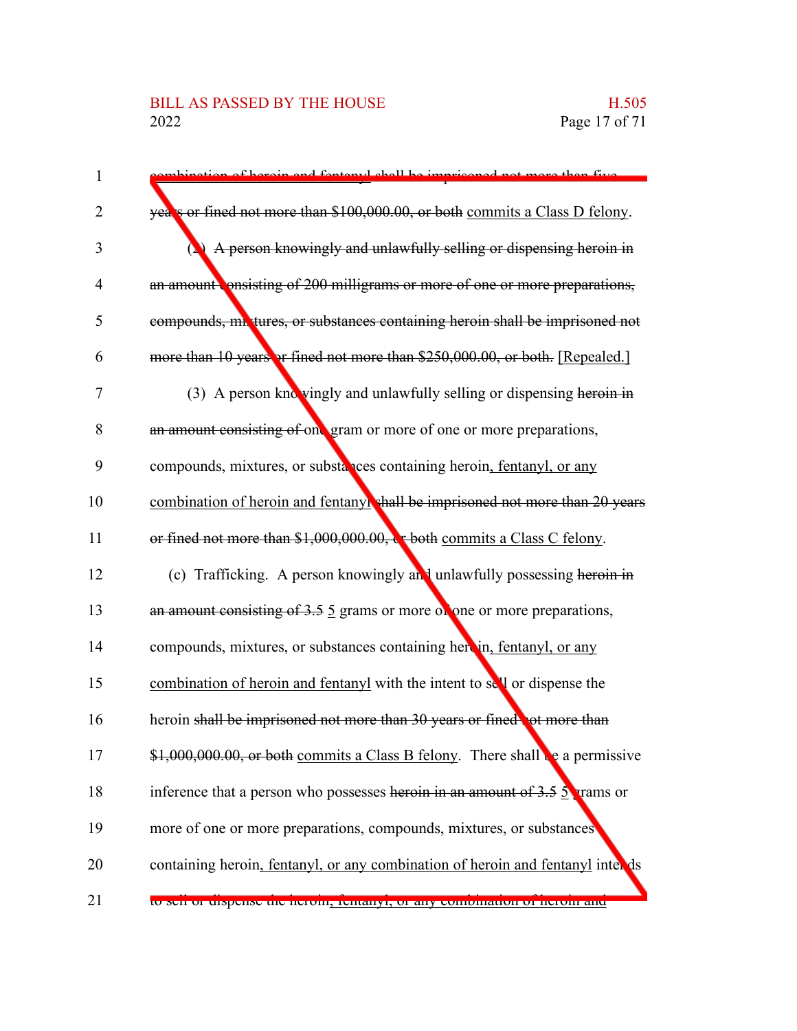combination of heroin and fentanyl shall be imprisoned not more than five years or fined not more than $100,000.00, or both commits a Class D felony.

(2) A person knowingly and unlawfully selling or dispensing heroin in an amount consisting of 200 milligrams or more of one or more preparations, compounds, mixtures, or substances containing heroin shall be imprisoned not more than 10 years or fined not more than $250,000.00, or both. [Repealed.]

(3) A person knowingly and unlawfully selling or dispensing heroin in an amount consisting of one gram or more of one or more preparations, compounds, mixtures, or substances containing heroin, fentanyl, or any combination of heroin and fentanyl shall be imprisoned not more than 20 years or fined not more than $1,000,000.00, or both commits a Class C felony.

(c) Trafficking. A person knowingly and unlawfully possessing heroin in an amount consisting of 3.5 5 grams or more of one or more preparations, compounds, mixtures, or substances containing heroin, fentanyl, or any combination of heroin and fentanyl with the intent to sell or dispense the heroin shall be imprisoned not more than 30 years or fined not more than $1,000,000.00, or both commits a Class B felony. There shall be a permissive inference that a person who possesses heroin in an amount of 3.5 5 grams or more of one or more preparations, compounds, mixtures, or substances containing heroin, fentanyl, or any combination of heroin and fentanyl intends to sell or dispense the heroin, fentanyl, or any combination of heroin and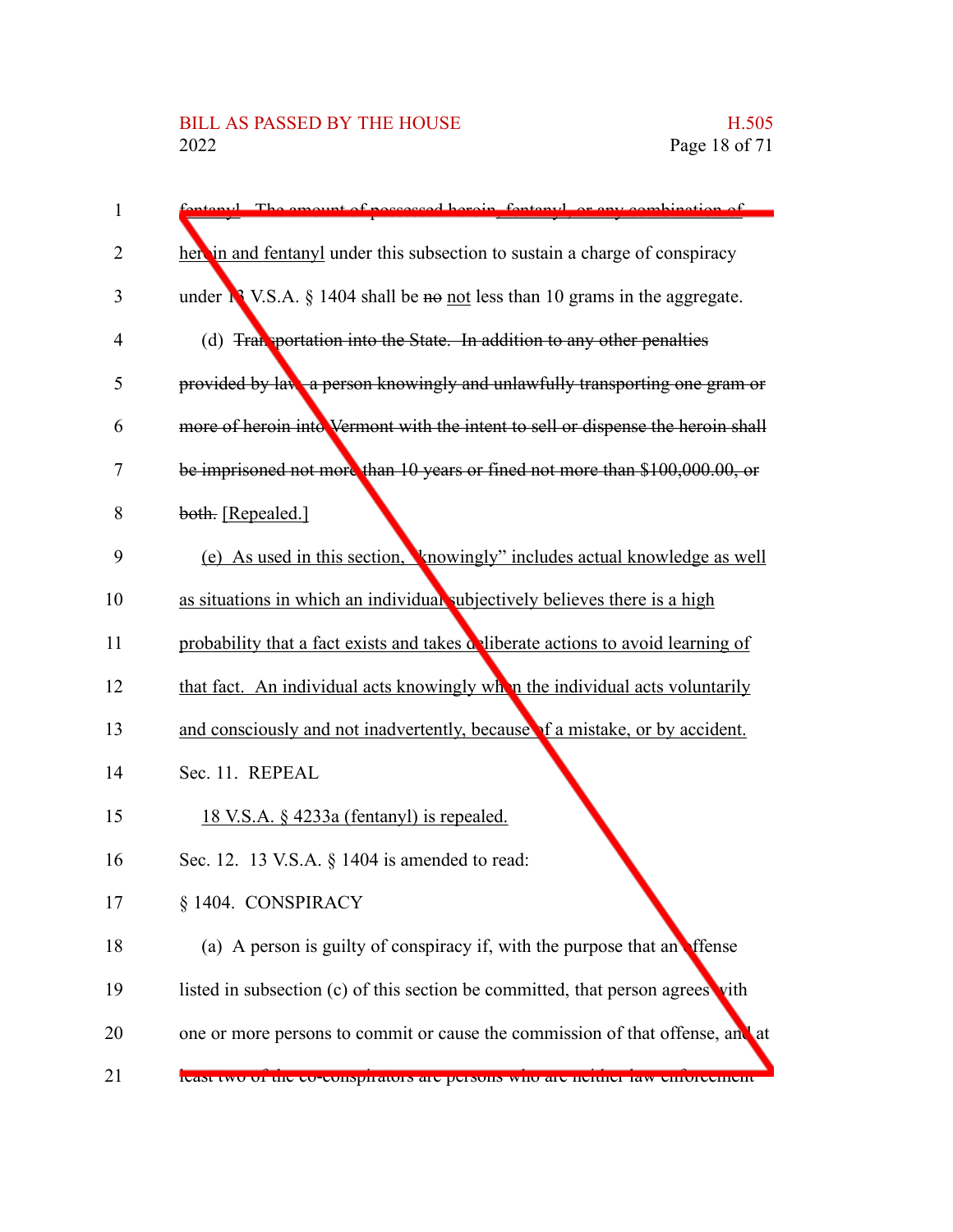~~fentanyl.~~ The amount of possessed heroin, fentanyl, or any combination of heroin and fentanyl under this subsection to sustain a charge of conspiracy under 13 V.S.A. § 1404 shall be ~~no~~ not less than 10 grams in the aggregate.

(d) ~~Transportation into the State. In addition to any other penalties provided by law, a person knowingly and unlawfully transporting one gram or more of heroin into Vermont with the intent to sell or dispense the heroin shall be imprisoned not more than 10 years or fined not more than $100,000.00, or both.~~ [Repealed.]

(e) As used in this section, "knowingly" includes actual knowledge as well as situations in which an individual subjectively believes there is a high probability that a fact exists and takes deliberate actions to avoid learning of that fact. An individual acts knowingly when the individual acts voluntarily and consciously and not inadvertently, because of a mistake, or by accident.

Sec. 11. REPEAL

18 V.S.A. § 4233a (fentanyl) is repealed.

Sec. 12. 13 V.S.A. § 1404 is amended to read:

§ 1404. CONSPIRACY

(a) A person is guilty of conspiracy if, with the purpose that an offense listed in subsection (c) of this section be committed, that person agrees with one or more persons to commit or cause the commission of that offense, and at least two of the co-conspirators are persons who are neither law enforcement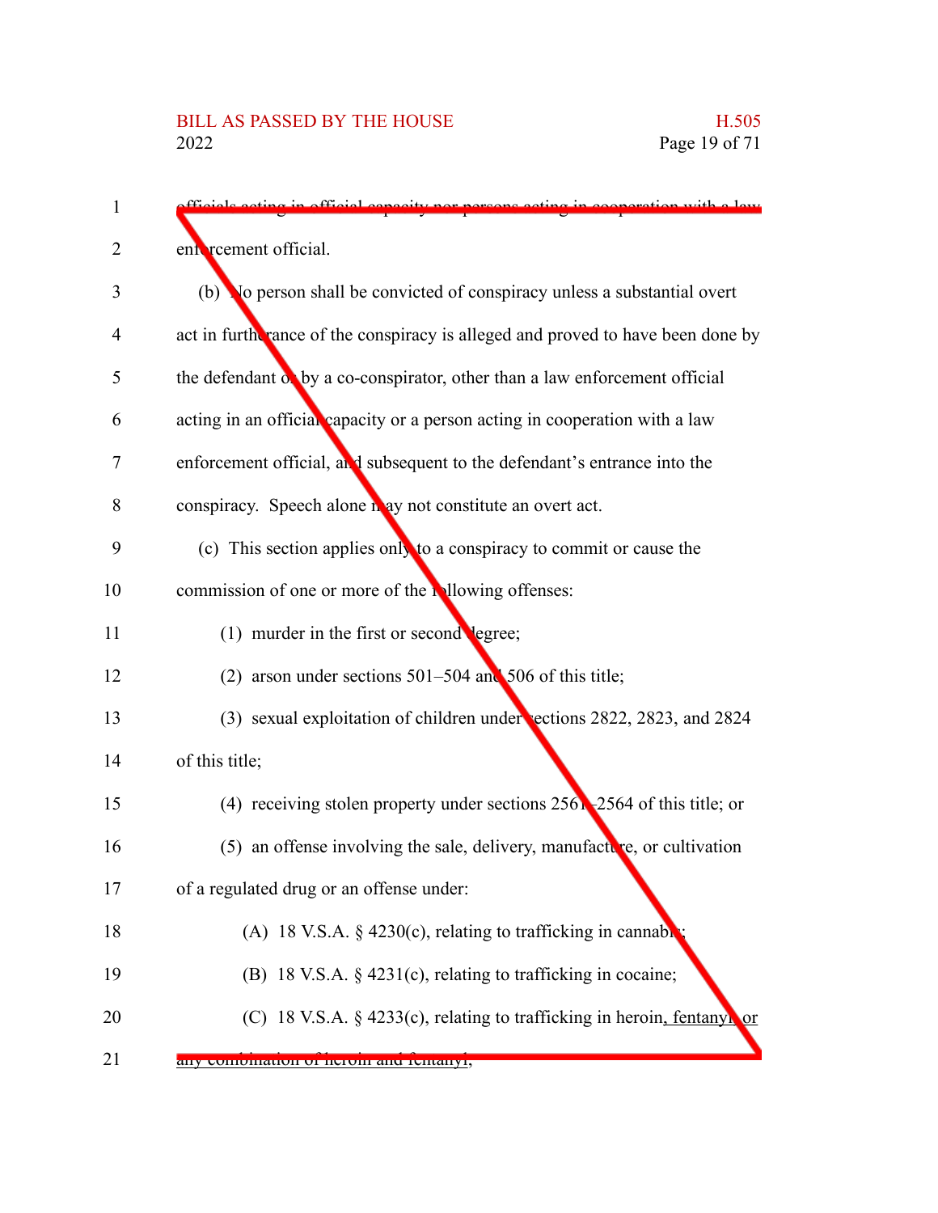officials acting in official capacity nor persons acting in cooperation with a law enforcement official.

(b) No person shall be convicted of conspiracy unless a substantial overt act in furtherance of the conspiracy is alleged and proved to have been done by the defendant or by a co-conspirator, other than a law enforcement official acting in an official capacity or a person acting in cooperation with a law enforcement official, and subsequent to the defendant's entrance into the conspiracy. Speech alone may not constitute an overt act.

(c) This section applies only to a conspiracy to commit or cause the commission of one or more of the following offenses:

(1) murder in the first or second degree;

(2) arson under sections 501–504 and 506 of this title;

(3) sexual exploitation of children under sections 2822, 2823, and 2824 of this title;

(4) receiving stolen property under sections 2561–2564 of this title; or

(5) an offense involving the sale, delivery, manufacture, or cultivation of a regulated drug or an offense under:

(A) 18 V.S.A. § 4230(c), relating to trafficking in cannabis;

(B) 18 V.S.A. § 4231(c), relating to trafficking in cocaine;

(C) 18 V.S.A. § 4233(c), relating to trafficking in heroin, fentanyl, or any combination of heroin and fentanyl;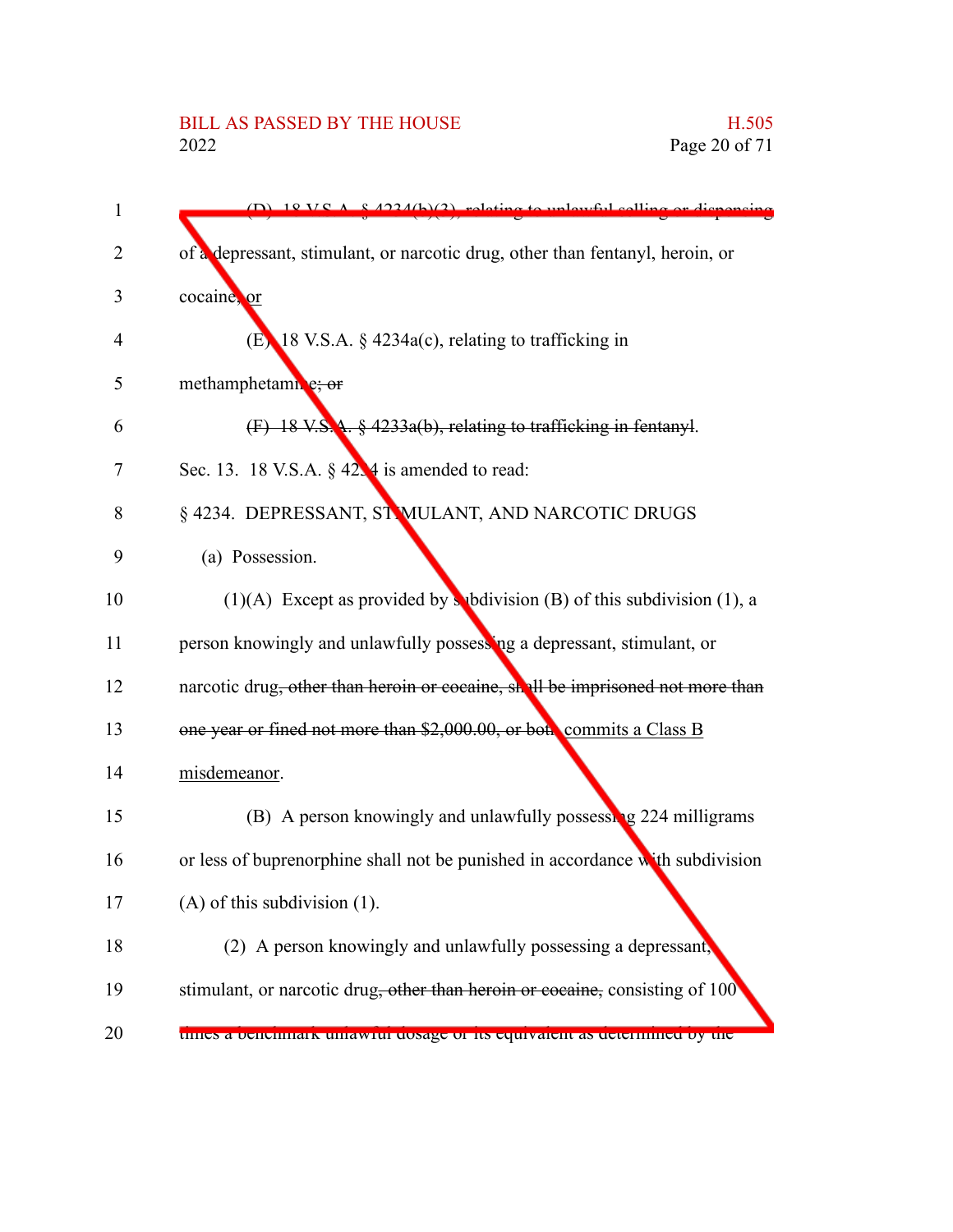~~(D) 18 V.S.A. § 4234(b)(3), relating to unlawful selling or dispensing of a depressant, stimulant, or narcotic drug, other than fentanyl, heroin, or cocaine,~~ or

(E) 18 V.S.A. § 4234a(c), relating to trafficking in methamphetamine~~; or~~

~~(F) 18 V.S.A. § 4233a(b), relating to trafficking in fentanyl~~.

Sec. 13. 18 V.S.A. § 4234 is amended to read:

§ 4234. DEPRESSANT, STIMULANT, AND NARCOTIC DRUGS

(a) Possession.

(1)(A) Except as provided by subdivision (B) of this subdivision (1), a person knowingly and unlawfully possessing a depressant, stimulant, or narcotic drug~~, other than heroin or cocaine, shall be imprisoned not more than one year or fined not more than $2,000.00, or both~~ commits a Class B misdemeanor.

(B) A person knowingly and unlawfully possessing 224 milligrams or less of buprenorphine shall not be punished in accordance with subdivision (A) of this subdivision (1).

(2) A person knowingly and unlawfully possessing a depressant, stimulant, or narcotic drug~~, other than heroin or cocaine,~~ consisting of 100 times a benchmark unlawful dosage or its equivalent as determined by the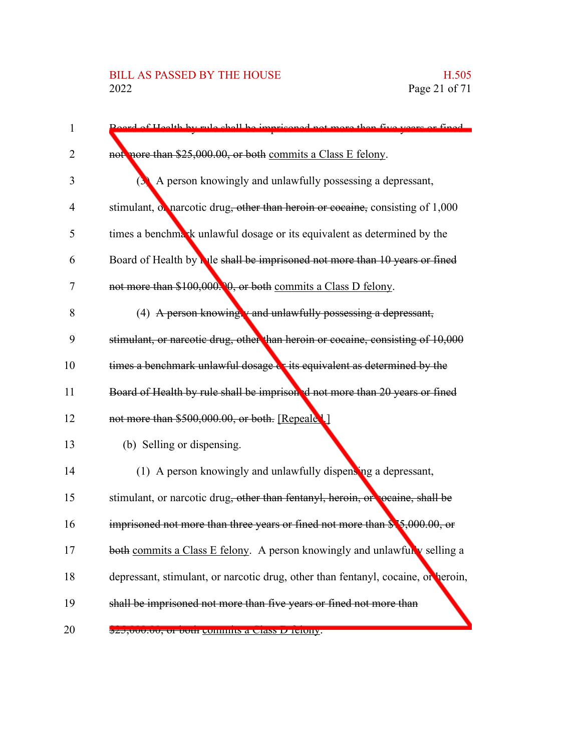1 Board of Health by rule shall be imprisoned not more than five years or fined

2 not more than $25,000.00, or both commits a Class E felony.

3 (3) A person knowingly and unlawfully possessing a depressant,

4 stimulant, or narcotic drug, other than heroin or cocaine, consisting of 1,000

5 times a benchmark unlawful dosage or its equivalent as determined by the

6 Board of Health by rule shall be imprisoned not more than 10 years or fined

7 not more than $100,000.00, or both commits a Class D felony.

8 (4) A person knowingly and unlawfully possessing a depressant,

9 stimulant, or narcotic drug, other than heroin or cocaine, consisting of 10,000

10 times a benchmark unlawful dosage or its equivalent as determined by the

11 Board of Health by rule shall be imprisoned not more than 20 years or fined

12 not more than $500,000.00, or both. [Repealed.]

13 (b) Selling or dispensing.

14 (1) A person knowingly and unlawfully dispensing a depressant,

15 stimulant, or narcotic drug, other than fentanyl, heroin, or cocaine, shall be

16 imprisoned not more than three years or fined not more than $75,000.00, or

17 both commits a Class E felony. A person knowingly and unlawfully selling a

18 depressant, stimulant, or narcotic drug, other than fentanyl, cocaine, or heroin,

19 shall be imprisoned not more than five years or fined not more than

20 $25,000.00, or both commits a Class D felony.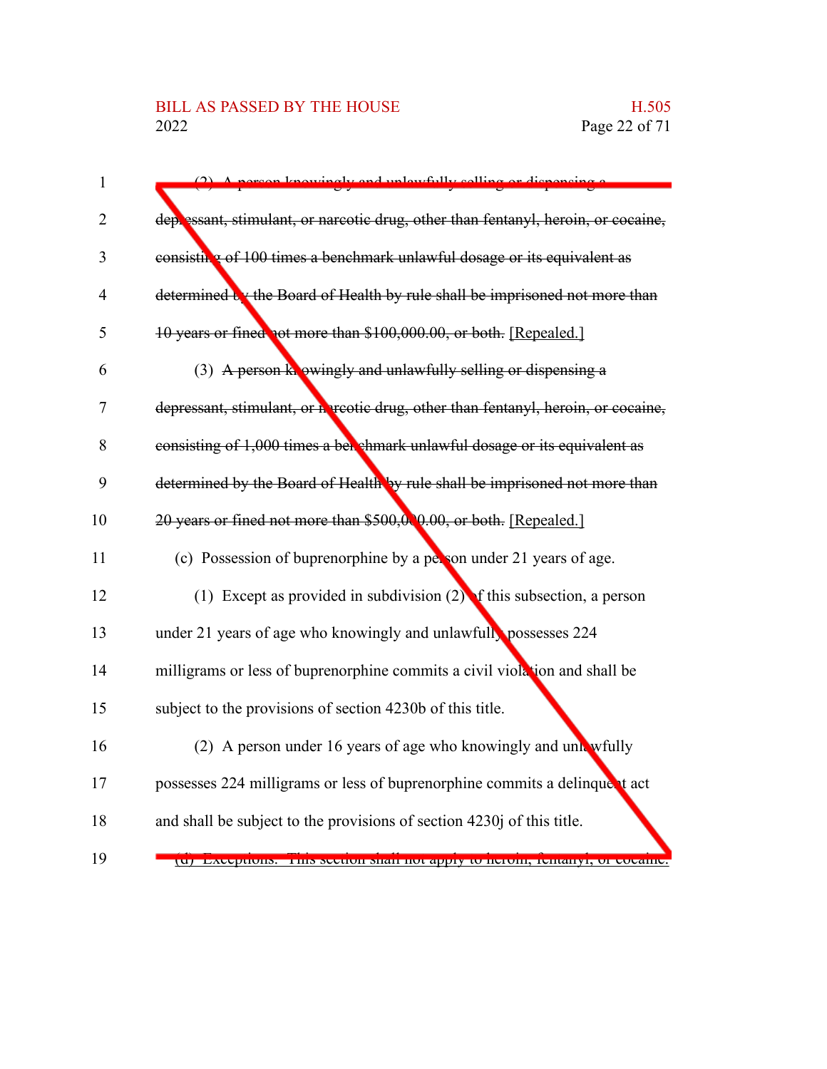~~(2) A person knowingly and unlawfully selling or dispensing a depressant, stimulant, or narcotic drug, other than fentanyl, heroin, or cocaine, consisting of 100 times a benchmark unlawful dosage or its equivalent as determined by the Board of Health by rule shall be imprisoned not more than 10 years or fined not more than $100,000.00, or both.~~ [Repealed.]

(3) ~~A person knowingly and unlawfully selling or dispensing a depressant, stimulant, or narcotic drug, other than fentanyl, heroin, or cocaine, consisting of 1,000 times a benchmark unlawful dosage or its equivalent as determined by the Board of Health by rule shall be imprisoned not more than 20 years or fined not more than $500,000.00, or both.~~ [Repealed.]

(c) Possession of buprenorphine by a person under 21 years of age.

(1) Except as provided in subdivision (2) of this subsection, a person under 21 years of age who knowingly and unlawfully possesses 224 milligrams or less of buprenorphine commits a civil violation and shall be subject to the provisions of section 4230b of this title.

(2) A person under 16 years of age who knowingly and unlawfully possesses 224 milligrams or less of buprenorphine commits a delinquent act and shall be subject to the provisions of section 4230j of this title.

(d) Exceptions. This section shall not apply to heroin, fentanyl, or cocaine.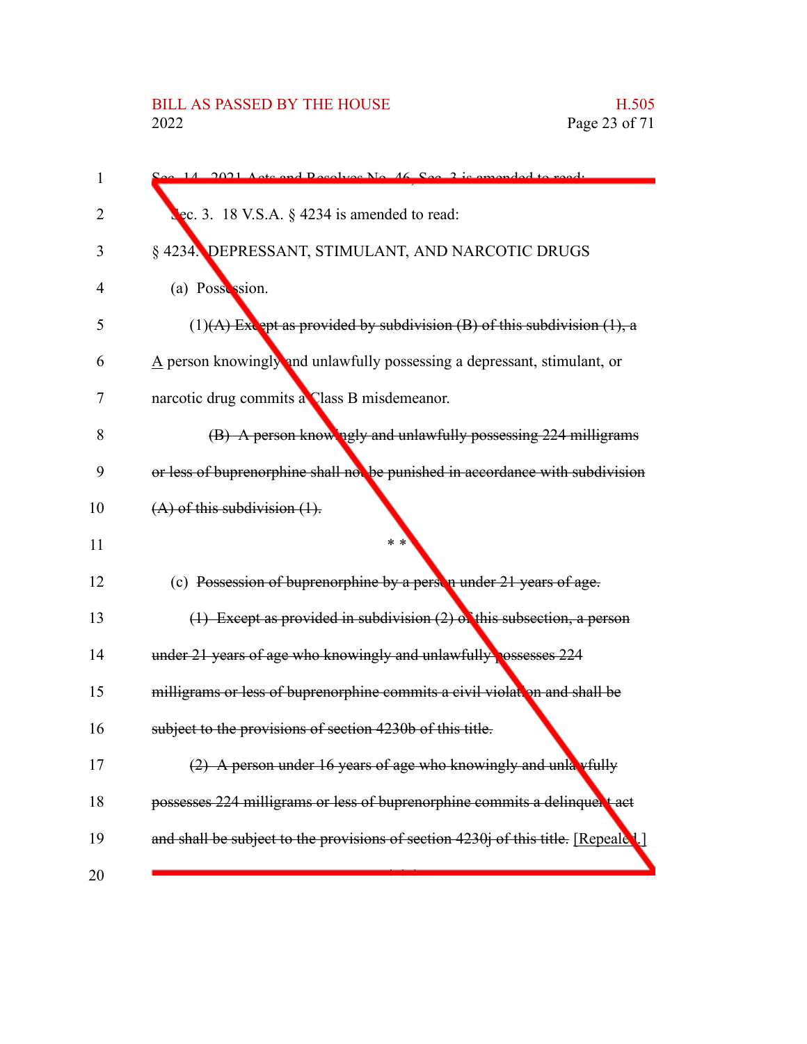Sec. 14. 2021 Acts and Resolves No. 46, Sec. 3 is amended to read:

Sec. 3. 18 V.S.A. § 4234 is amended to read:

§ 4234. DEPRESSANT, STIMULANT, AND NARCOTIC DRUGS

(a) Possession.

(1)~~(A) Except as provided by subdivision (B) of this subdivision (1), a~~ A person knowingly and unlawfully possessing a depressant, stimulant, or narcotic drug commits a Class B misdemeanor.

~~(B) A person knowingly and unlawfully possessing 224 milligrams or less of buprenorphine shall not be punished in accordance with subdivision (A) of this subdivision (1).~~

\* \* \*

(c) ~~Possession of buprenorphine by a person under 21 years of age.~~

~~(1) Except as provided in subdivision (2) of this subsection, a person under 21 years of age who knowingly and unlawfully possesses 224 milligrams or less of buprenorphine commits a civil violation and shall be subject to the provisions of section 4230b of this title.~~

~~(2) A person under 16 years of age who knowingly and unlawfully possesses 224 milligrams or less of buprenorphine commits a delinquent act and shall be subject to the provisions of section 4230j of this title.~~ [Repealed.]

\* \* \*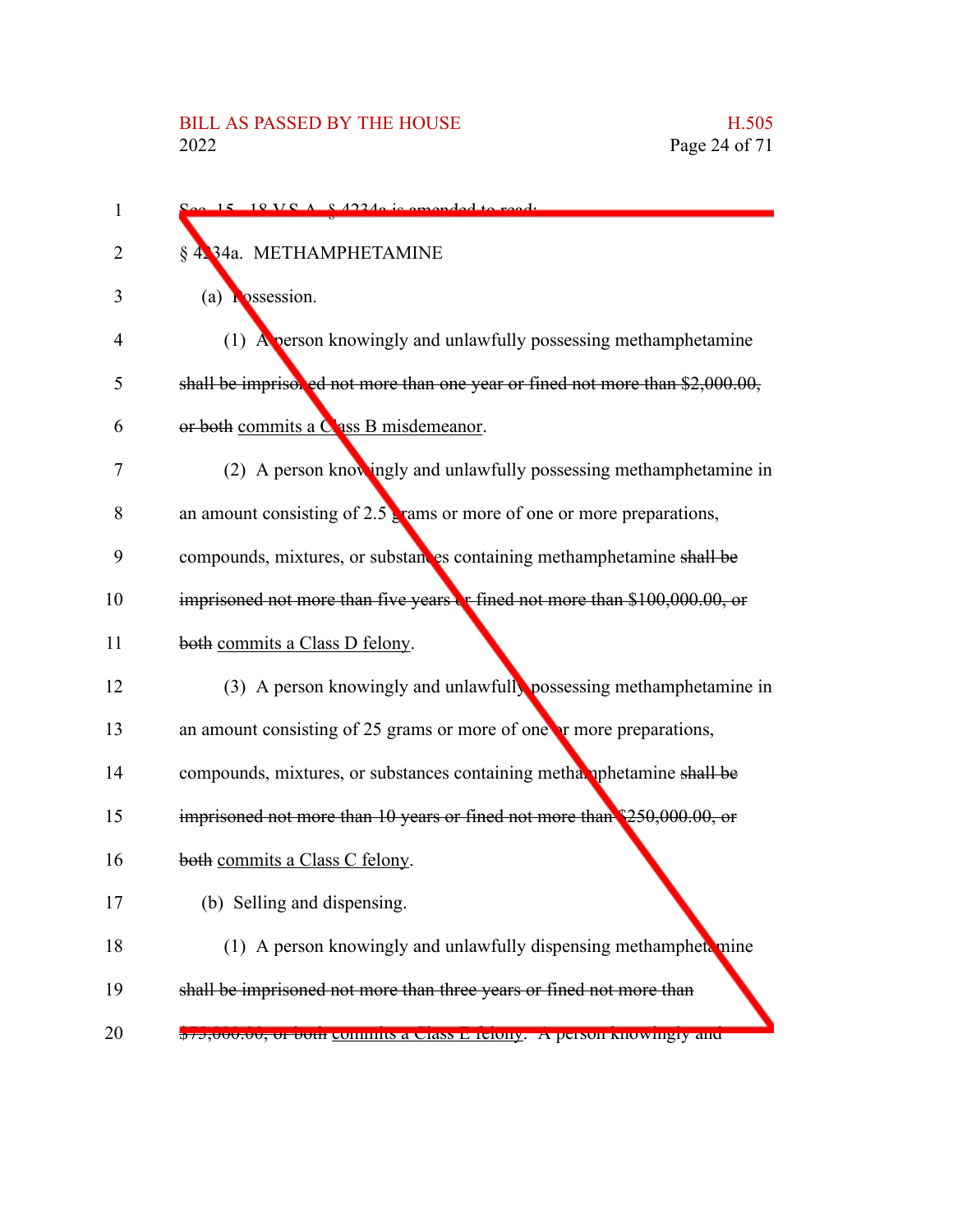Sec. 15. 18 V.S.A. § 4234a is amended to read:

§ 4234a. METHAMPHETAMINE

(a) Possession.

(1) A person knowingly and unlawfully possessing methamphetamine ~~shall be imprisoned not more than one year or fined not more than $2,000.00, or both~~ commits a Class B misdemeanor.

(2) A person knowingly and unlawfully possessing methamphetamine in an amount consisting of 2.5 grams or more of one or more preparations, compounds, mixtures, or substances containing methamphetamine ~~shall be imprisoned not more than five years or fined not more than $100,000.00, or both~~ commits a Class D felony.

(3) A person knowingly and unlawfully possessing methamphetamine in an amount consisting of 25 grams or more of one or more preparations, compounds, mixtures, or substances containing methamphetamine ~~shall be imprisoned not more than 10 years or fined not more than $250,000.00, or both~~ commits a Class C felony.

(b) Selling and dispensing.

(1) A person knowingly and unlawfully dispensing methamphetamine ~~shall be imprisoned not more than three years or fined not more than $75,000.00, or both~~ commits a Class E felony. A person knowingly and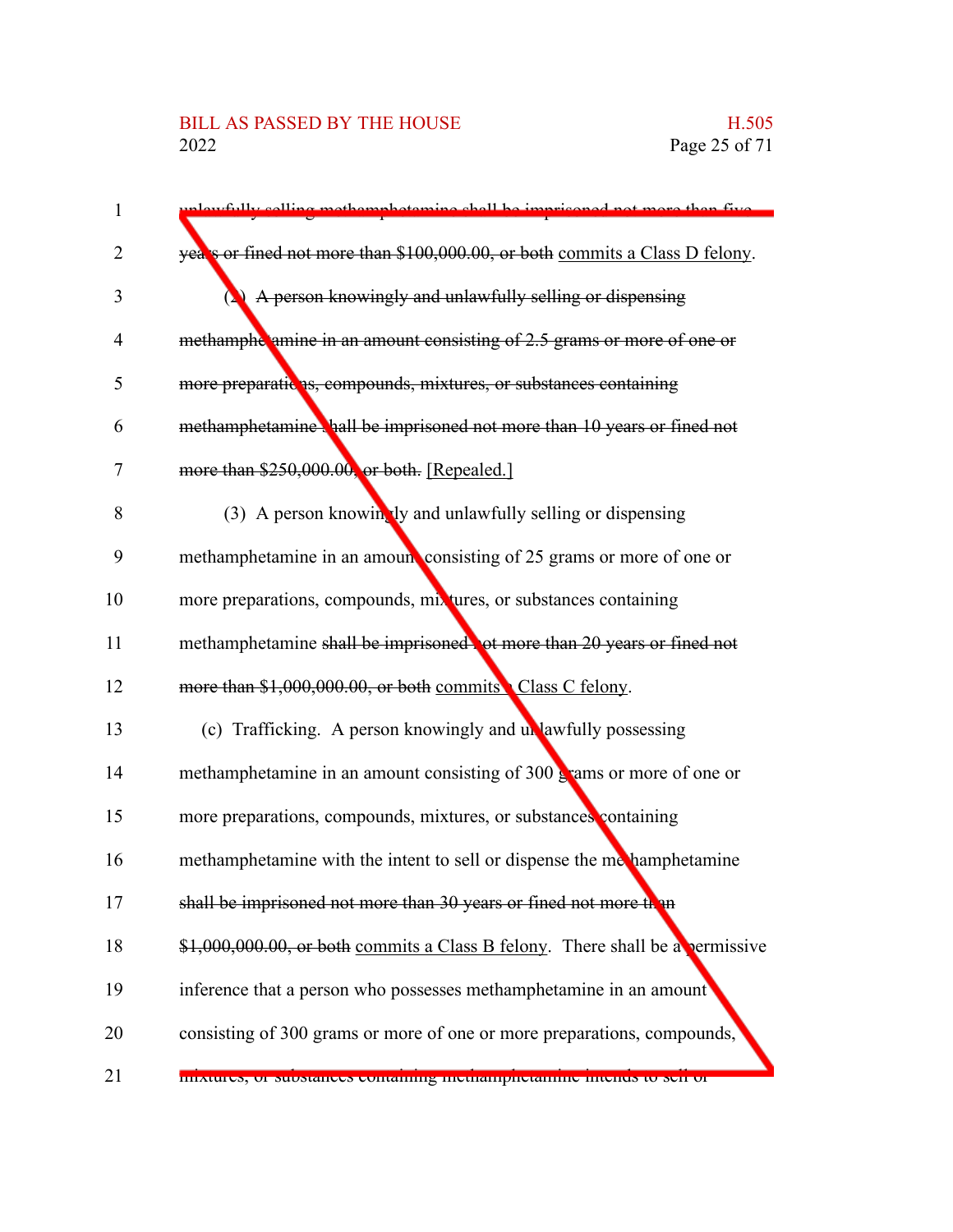unlawfully selling methamphetamine ~~shall be imprisoned not more than five years or fined not more than $100,000.00, or both~~ commits a Class D felony.

(2) ~~A person knowingly and unlawfully selling or dispensing methamphetamine in an amount consisting of 2.5 grams or more of one or more preparations, compounds, mixtures, or substances containing methamphetamine shall be imprisoned not more than 10 years or fined not more than $250,000.00, or both.~~ [Repealed.]

(3) A person knowingly and unlawfully selling or dispensing methamphetamine in an amount consisting of 25 grams or more of one or more preparations, compounds, mixtures, or substances containing methamphetamine ~~shall be imprisoned not more than 20 years or fined not more than $1,000,000.00, or both~~ commits a Class C felony.

(c) Trafficking. A person knowingly and unlawfully possessing methamphetamine in an amount consisting of 300 grams or more of one or more preparations, compounds, mixtures, or substances containing methamphetamine with the intent to sell or dispense the methamphetamine ~~shall be imprisoned not more than 30 years or fined not more than $1,000,000.00, or both~~ commits a Class B felony. There shall be a permissive inference that a person who possesses methamphetamine in an amount consisting of 300 grams or more of one or more preparations, compounds, mixtures, or substances containing methamphetamine intends to sell or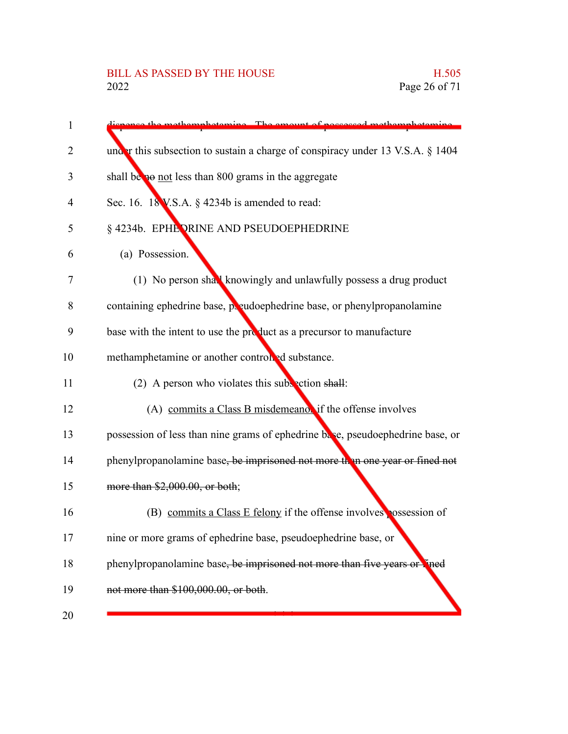dispense the methamphetamine. The amount of possessed methamphetamine under this subsection to sustain a charge of conspiracy under 13 V.S.A. § 1404 shall be ~~no~~ not less than 800 grams in the aggregate

Sec. 16. 18 V.S.A. § 4234b is amended to read:

§ 4234b. EPHEDRINE AND PSEUDOEPHEDRINE

(a) Possession.

(1) No person shall knowingly and unlawfully possess a drug product containing ephedrine base, pseudoephedrine base, or phenylpropanolamine base with the intent to use the product as a precursor to manufacture methamphetamine or another controlled substance.

(2) A person who violates this subsection ~~shall~~:

(A) commits a Class B misdemeanor if the offense involves possession of less than nine grams of ephedrine base, pseudoephedrine base, or phenylpropanolamine base~~, be imprisoned not more than one year or fined not more than $2,000.00, or both~~;

(B) commits a Class E felony if the offense involves possession of nine or more grams of ephedrine base, pseudoephedrine base, or phenylpropanolamine base~~, be imprisoned not more than five years or fined not more than $100,000.00, or both~~.

\* \* \*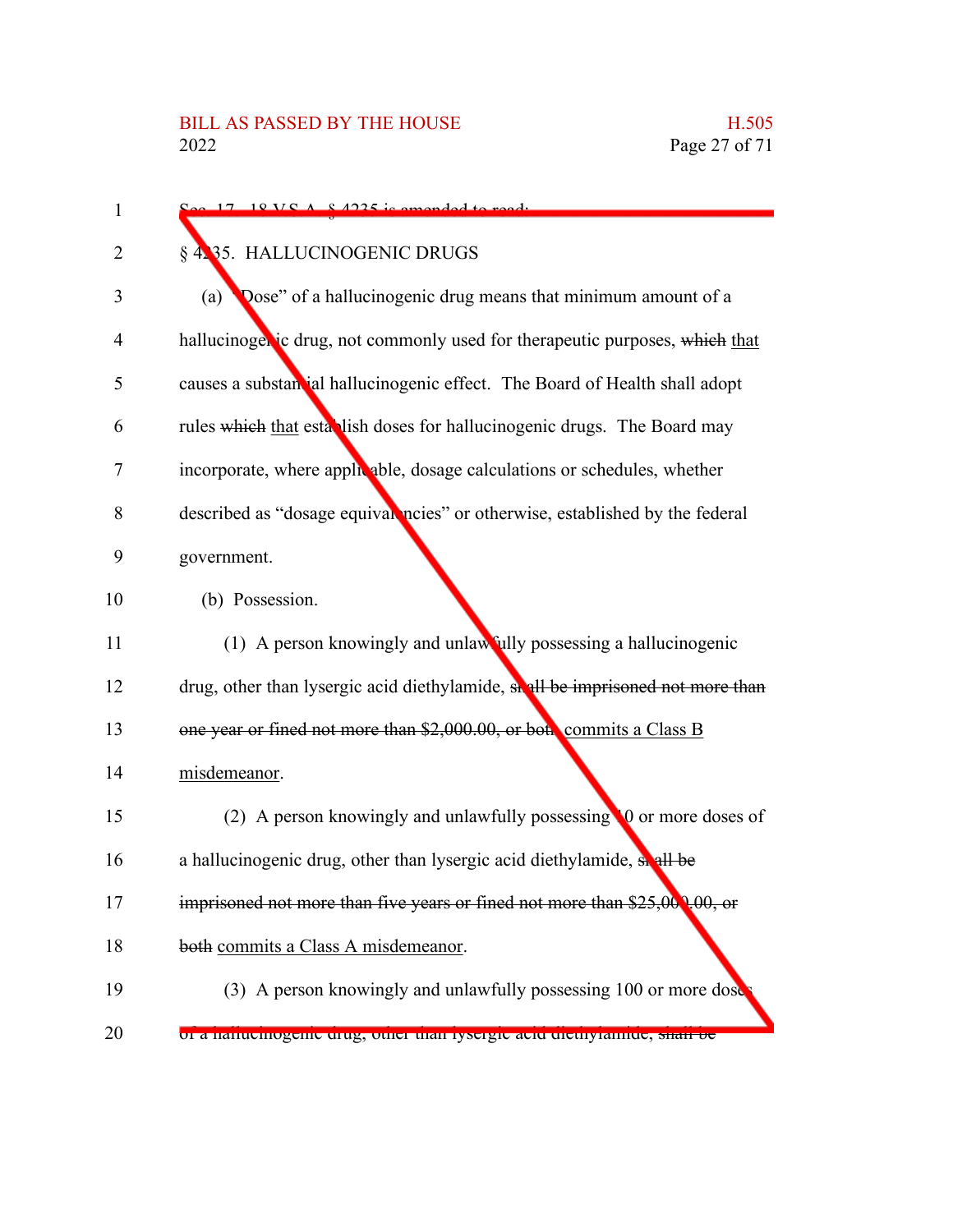Sec. 17. 18 V.S.A. § 4235 is amended to read:

§ 4235. HALLUCINOGENIC DRUGS

(a) "Dose" of a hallucinogenic drug means that minimum amount of a hallucinogenic drug, not commonly used for therapeutic purposes, ~~which~~ that causes a substantial hallucinogenic effect. The Board of Health shall adopt rules ~~which~~ that establish doses for hallucinogenic drugs. The Board may incorporate, where applicable, dosage calculations or schedules, whether described as "dosage equivalencies" or otherwise, established by the federal government.

(b) Possession.

(1) A person knowingly and unlawfully possessing a hallucinogenic drug, other than lysergic acid diethylamide, ~~shall be imprisoned not more than one year or fined not more than $2,000.00, or both~~ commits a Class B misdemeanor.

(2) A person knowingly and unlawfully possessing 10 or more doses of a hallucinogenic drug, other than lysergic acid diethylamide, ~~shall be imprisoned not more than five years or fined not more than $25,000.00, or both~~ commits a Class A misdemeanor.

(3) A person knowingly and unlawfully possessing 100 or more doses of a hallucinogenic drug, other than lysergic acid diethylamide, ~~shall be~~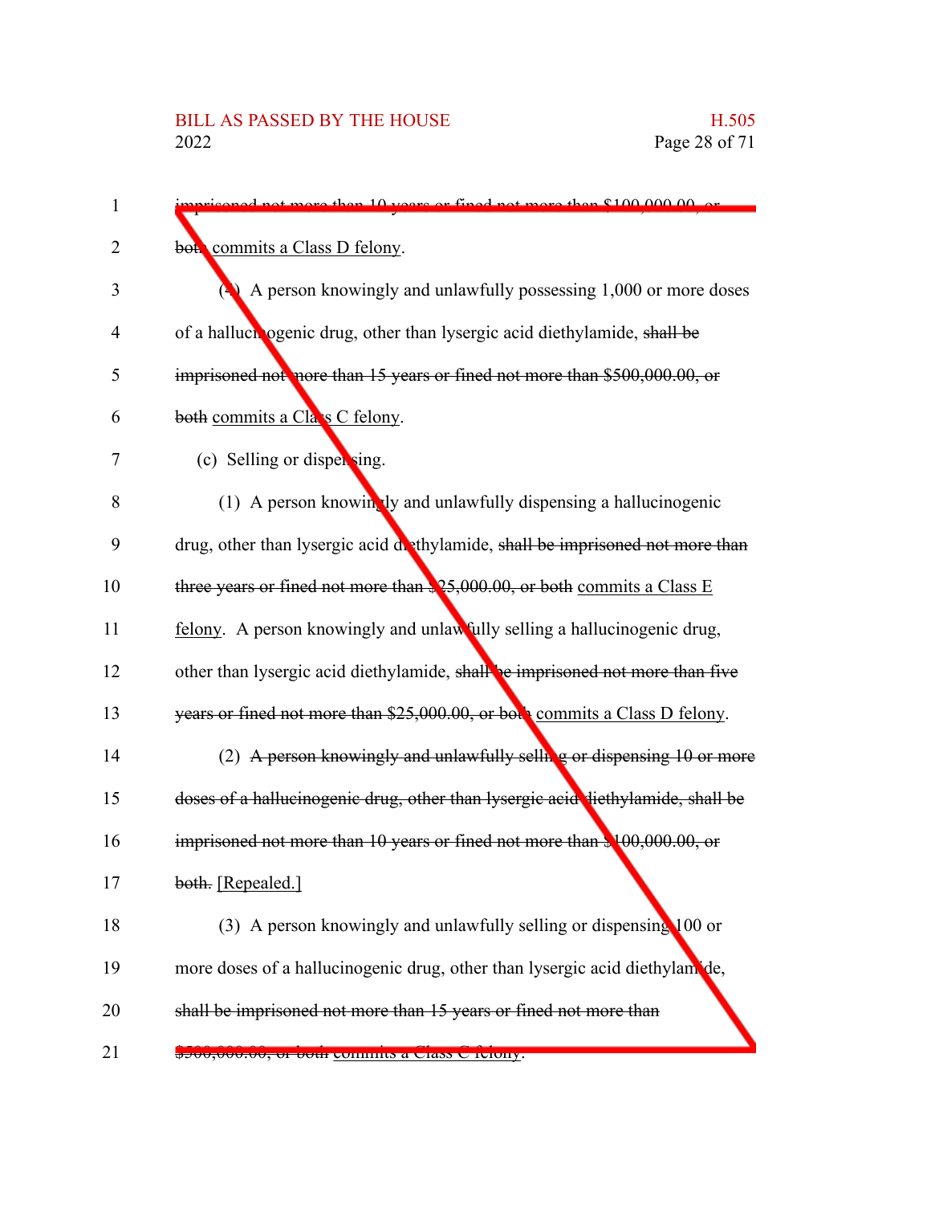imprisoned not more than 10 years or fined not more than $100,000.00, or both commits a Class D felony.

(4) A person knowingly and unlawfully possessing 1,000 or more doses of a hallucinogenic drug, other than lysergic acid diethylamide, shall be imprisoned not more than 15 years or fined not more than $500,000.00, or both commits a Class C felony.

(c) Selling or dispensing.

(1) A person knowingly and unlawfully dispensing a hallucinogenic drug, other than lysergic acid diethylamide, shall be imprisoned not more than three years or fined not more than $25,000.00, or both commits a Class E felony. A person knowingly and unlawfully selling a hallucinogenic drug, other than lysergic acid diethylamide, shall be imprisoned not more than five years or fined not more than $25,000.00, or both commits a Class D felony.

(2) A person knowingly and unlawfully selling or dispensing 10 or more doses of a hallucinogenic drug, other than lysergic acid diethylamide, shall be imprisoned not more than 10 years or fined not more than $100,000.00, or both. [Repealed.]

(3) A person knowingly and unlawfully selling or dispensing 100 or more doses of a hallucinogenic drug, other than lysergic acid diethylamide, shall be imprisoned not more than 15 years or fined not more than $500,000.00, or both commits a Class C felony.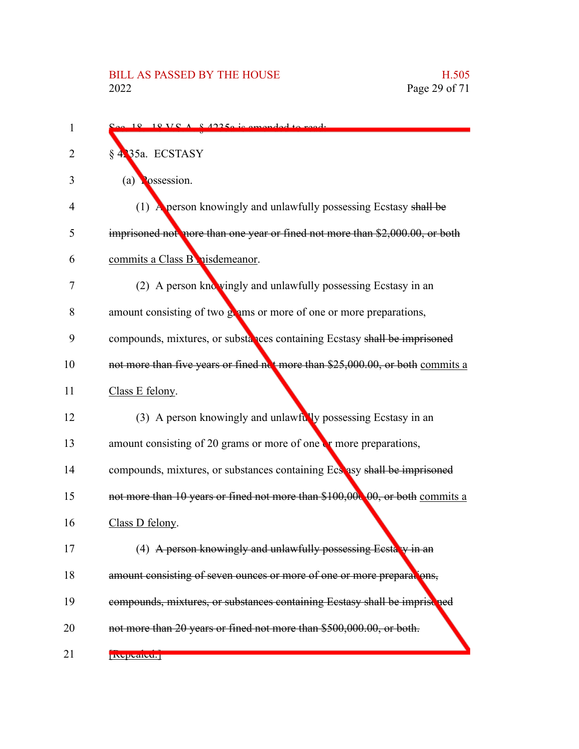Sec. 18. 18 V.S.A. § 4235a is amended to read:

§ 4235a. ECSTASY

(a) Possession.

(1) A person knowingly and unlawfully possessing Ecstasy ~~shall be imprisoned not more than one year or fined not more than $2,000.00, or both~~ commits a Class B misdemeanor.

(2) A person knowingly and unlawfully possessing Ecstasy in an amount consisting of two grams or more of one or more preparations, compounds, mixtures, or substances containing Ecstasy ~~shall be imprisoned not more than five years or fined not more than $25,000.00, or both~~ commits a Class E felony.

(3) A person knowingly and unlawfully possessing Ecstasy in an amount consisting of 20 grams or more of one or more preparations, compounds, mixtures, or substances containing Ecstasy ~~shall be imprisoned not more than 10 years or fined not more than $100,000.00, or both~~ commits a Class D felony.

(4) ~~A person knowingly and unlawfully possessing Ecstasy in an amount consisting of seven ounces or more of one or more preparations, compounds, mixtures, or substances containing Ecstasy shall be imprisoned not more than 20 years or fined not more than $500,000.00, or both.~~ [Repealed.]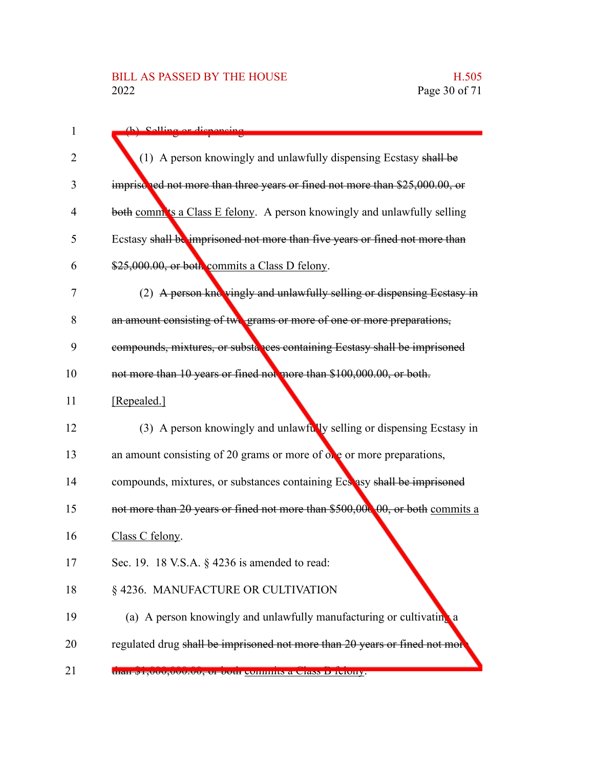(b) Selling or dispensing.

(1) A person knowingly and unlawfully dispensing Ecstasy ~~shall be imprisoned not more than three years or fined not more than $25,000.00, or both~~ commits a Class E felony. A person knowingly and unlawfully selling Ecstasy ~~shall be imprisoned not more than five years or fined not more than $25,000.00, or both~~ commits a Class D felony.

(2) ~~A person knowingly and unlawfully selling or dispensing Ecstasy in an amount consisting of two grams or more of one or more preparations, compounds, mixtures, or substances containing Ecstasy shall be imprisoned not more than 10 years or fined not more than $100,000.00, or both.~~ [Repealed.]

(3) A person knowingly and unlawfully selling or dispensing Ecstasy in an amount consisting of 20 grams or more of one or more preparations, compounds, mixtures, or substances containing Ecstasy ~~shall be imprisoned not more than 20 years or fined not more than $500,000.00, or both~~ commits a Class C felony.

Sec. 19. 18 V.S.A. § 4236 is amended to read:

§ 4236. MANUFACTURE OR CULTIVATION

(a) A person knowingly and unlawfully manufacturing or cultivating a regulated drug ~~shall be imprisoned not more than 20 years or fined not more than $1,000,000.00, or both~~ commits a Class D felony.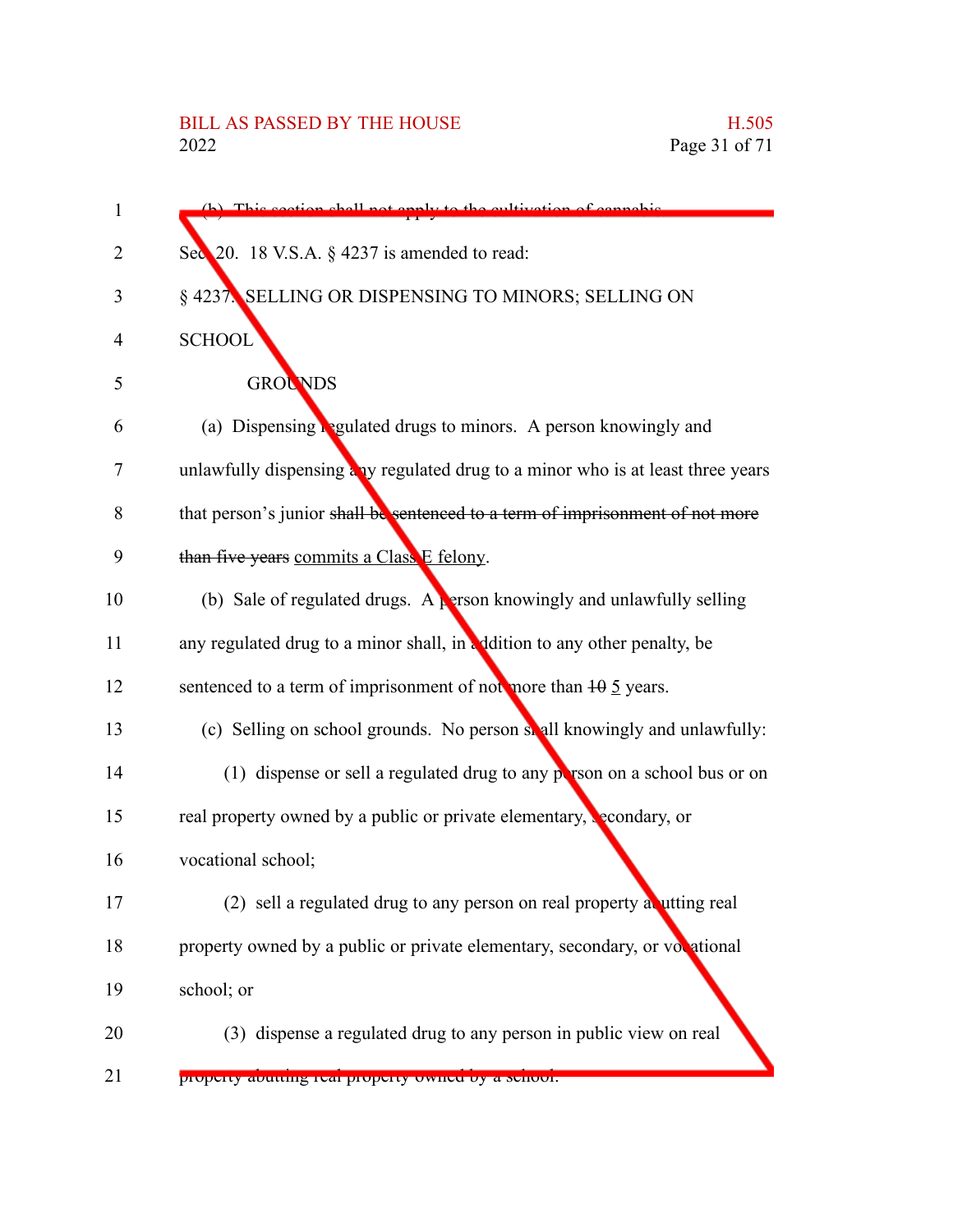(b) This section shall not apply to the cultivation of cannabis.

Sec. 20. 18 V.S.A. § 4237 is amended to read:

§ 4237. SELLING OR DISPENSING TO MINORS; SELLING ON SCHOOL GROUNDS

(a) Dispensing regulated drugs to minors. A person knowingly and unlawfully dispensing any regulated drug to a minor who is at least three years that person's junior ~~shall be sentenced to a term of imprisonment of not more than five years~~ commits a Class E felony.

(b) Sale of regulated drugs. A person knowingly and unlawfully selling any regulated drug to a minor shall, in addition to any other penalty, be sentenced to a term of imprisonment of not more than ~~10~~ 5 years.

(c) Selling on school grounds. No person shall knowingly and unlawfully:

(1) dispense or sell a regulated drug to any person on a school bus or on real property owned by a public or private elementary, secondary, or vocational school;

(2) sell a regulated drug to any person on real property abutting real property owned by a public or private elementary, secondary, or vocational school; or

(3) dispense a regulated drug to any person in public view on real property abutting real property owned by a school.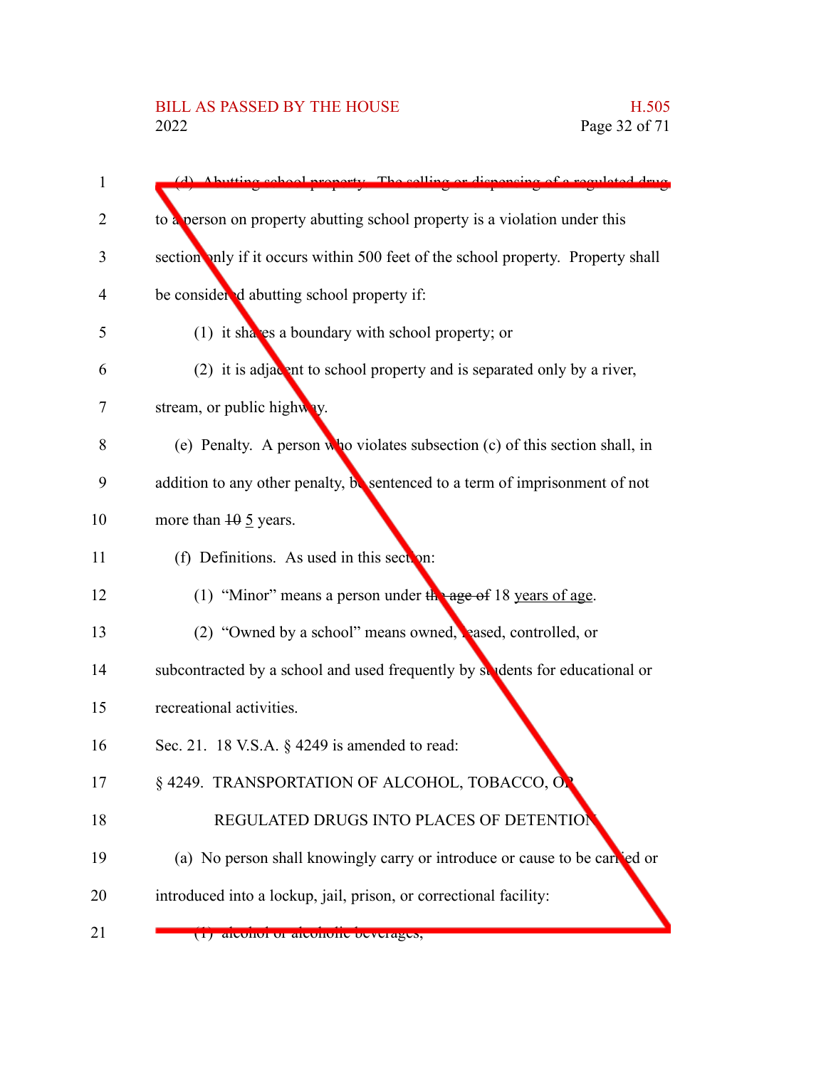(d) Abutting school property. The selling or dispensing of a regulated drug to a person on property abutting school property is a violation under this section only if it occurs within 500 feet of the school property. Property shall be considered abutting school property if:

(1) it shares a boundary with school property; or

(2) it is adjacent to school property and is separated only by a river, stream, or public highway.

(e) Penalty. A person who violates subsection (c) of this section shall, in addition to any other penalty, be sentenced to a term of imprisonment of not more than ~~10~~ 5 years.

(f) Definitions. As used in this section:

(1) "Minor" means a person under ~~the age of~~ 18 years of age.

(2) "Owned by a school" means owned, leased, controlled, or subcontracted by a school and used frequently by students for educational or recreational activities.

Sec. 21. 18 V.S.A. § 4249 is amended to read:

§ 4249. TRANSPORTATION OF ALCOHOL, TOBACCO, OR REGULATED DRUGS INTO PLACES OF DETENTION

(a) No person shall knowingly carry or introduce or cause to be carried or introduced into a lockup, jail, prison, or correctional facility:

(1) alcohol or alcoholic beverages;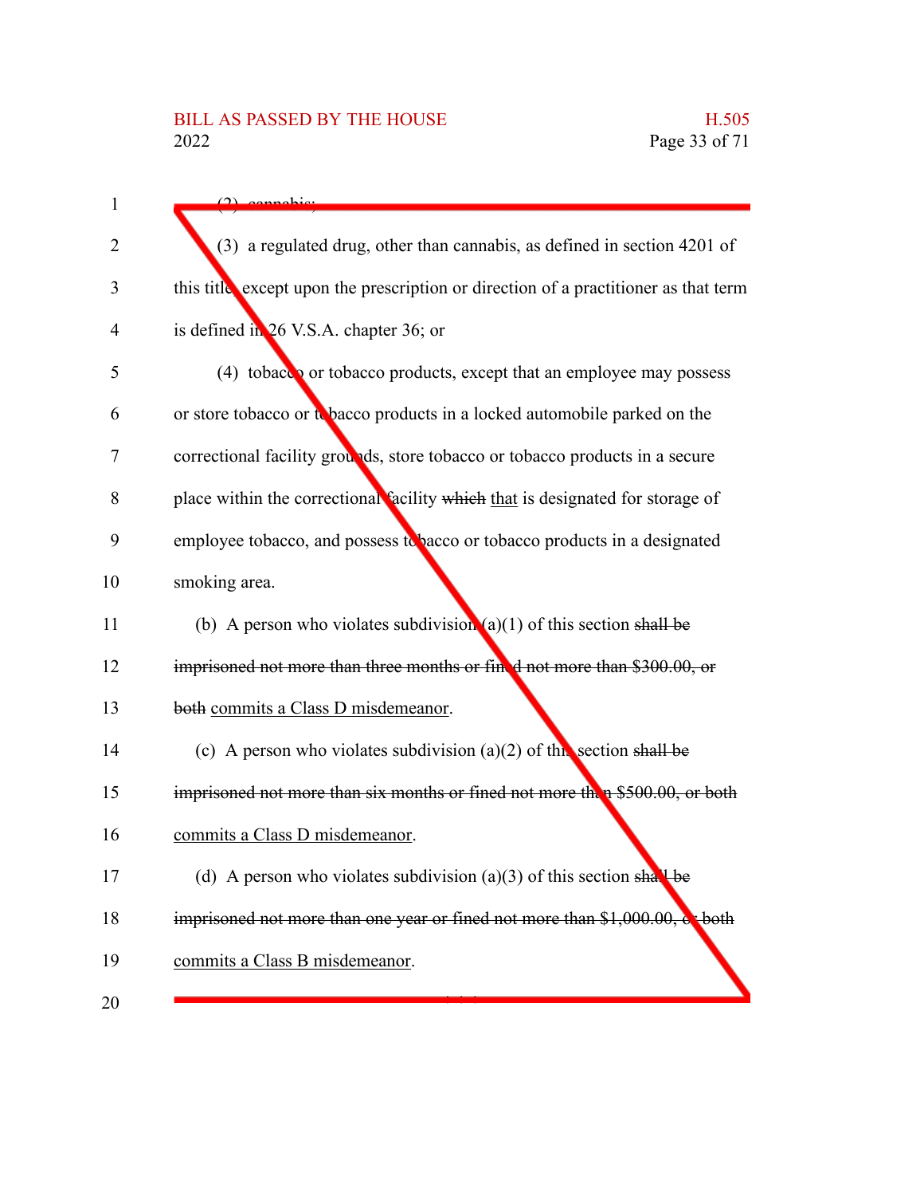(2) cannabis;

(3) a regulated drug, other than cannabis, as defined in section 4201 of this title, except upon the prescription or direction of a practitioner as that term is defined in 26 V.S.A. chapter 36; or

(4) tobacco or tobacco products, except that an employee may possess or store tobacco or tobacco products in a locked automobile parked on the correctional facility grounds, store tobacco or tobacco products in a secure place within the correctional facility ~~which~~ that is designated for storage of employee tobacco, and possess tobacco or tobacco products in a designated smoking area.

(b) A person who violates subdivision (a)(1) of this section ~~shall be imprisoned not more than three months or fined not more than $300.00, or both~~ commits a Class D misdemeanor.

(c) A person who violates subdivision (a)(2) of this section ~~shall be imprisoned not more than six months or fined not more than $500.00, or both~~ commits a Class D misdemeanor.

(d) A person who violates subdivision (a)(3) of this section ~~shall be imprisoned not more than one year or fined not more than $1,000.00, or both~~ commits a Class B misdemeanor.

\* \* \*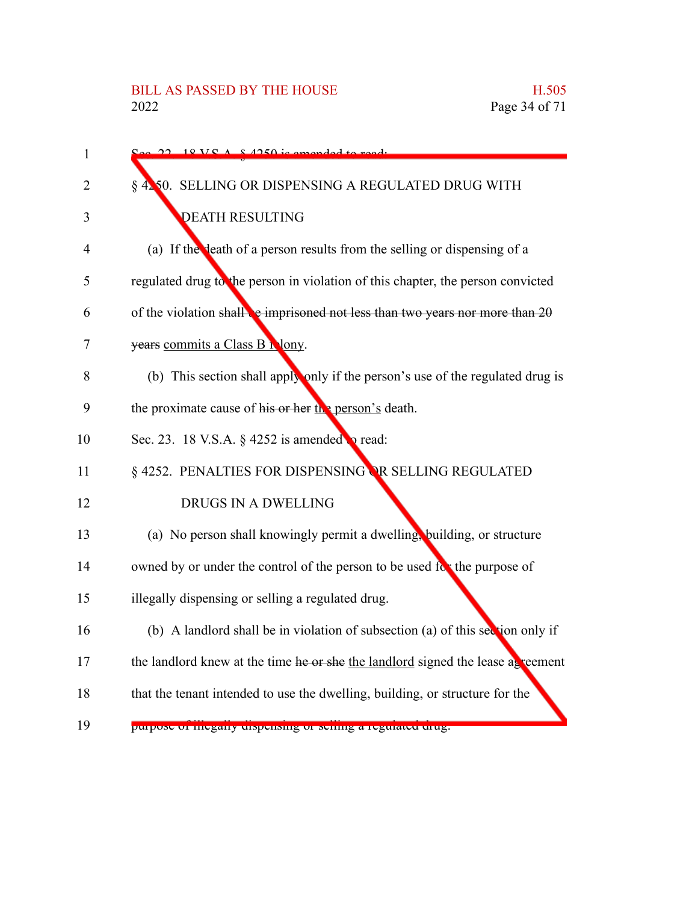Sec. 22. 18 V.S.A. § 4250 is amended to read:

§ 4250. SELLING OR DISPENSING A REGULATED DRUG WITH DEATH RESULTING

(a) If the death of a person results from the selling or dispensing of a regulated drug to the person in violation of this chapter, the person convicted of the violation ~~shall be imprisoned not less than two years nor more than 20 years~~ commits a Class B felony.

(b) This section shall apply only if the person's use of the regulated drug is the proximate cause of ~~his or her~~ the person's death.

Sec. 23. 18 V.S.A. § 4252 is amended to read:

§ 4252. PENALTIES FOR DISPENSING OR SELLING REGULATED DRUGS IN A DWELLING

(a) No person shall knowingly permit a dwelling, building, or structure owned by or under the control of the person to be used for the purpose of illegally dispensing or selling a regulated drug.

(b) A landlord shall be in violation of subsection (a) of this section only if the landlord knew at the time ~~he or she~~ the landlord signed the lease agreement that the tenant intended to use the dwelling, building, or structure for the purpose of illegally dispensing or selling a regulated drug.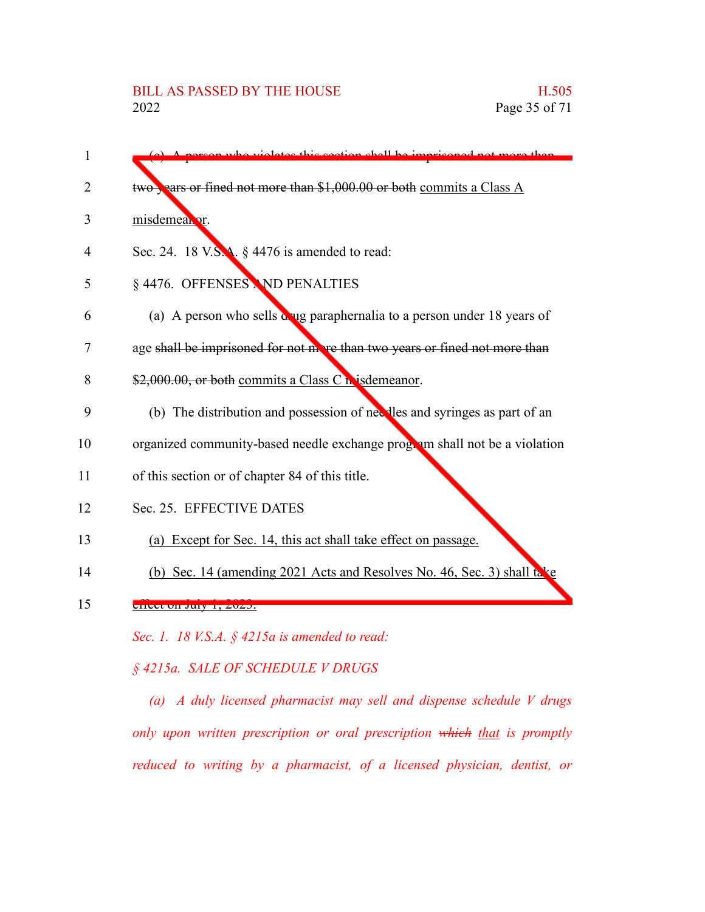(c) A person who violates this section ~~shall be imprisoned not more than two years or fined not more than $1,000.00 or both~~ commits a Class A misdemeanor.

Sec. 24. 18 V.S.A. § 4476 is amended to read:

§ 4476. OFFENSES AND PENALTIES

(a) A person who sells drug paraphernalia to a person under 18 years of age ~~shall be imprisoned for not more than two years or fined not more than $2,000.00, or both~~ commits a Class C misdemeanor.

(b) The distribution and possession of needles and syringes as part of an organized community-based needle exchange program shall not be a violation of this section or of chapter 84 of this title.

Sec. 25. EFFECTIVE DATES

(a) Except for Sec. 14, this act shall take effect on passage.

(b) Sec. 14 (amending 2021 Acts and Resolves No. 46, Sec. 3) shall take effect on July 1, 2023.

*Sec. 1. 18 V.S.A. § 4215a is amended to read:*

*§ 4215a. SALE OF SCHEDULE V DRUGS*

*(a) A duly licensed pharmacist may sell and dispense schedule V drugs only upon written prescription or oral prescription ~~which~~ that is promptly reduced to writing by a pharmacist, of a licensed physician, dentist, or*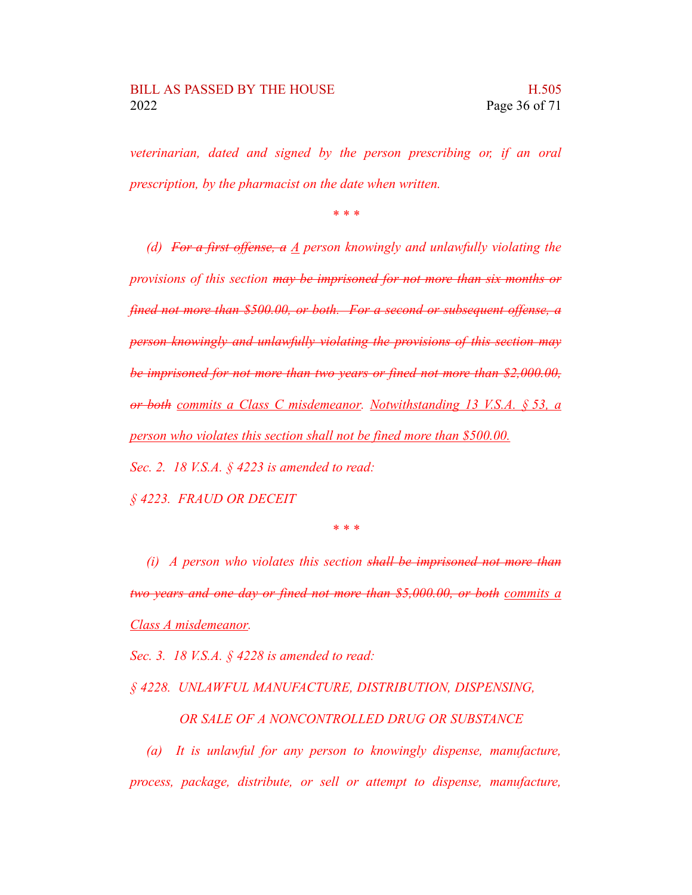*veterinarian, dated and signed by the person prescribing or, if an oral prescription, by the pharmacist on the date when written.*

*\* \* \**

*(d) ~~For a first offense, a~~ <u>A</u> person knowingly and unlawfully violating the provisions of this section ~~may be imprisoned for not more than six months or fined not more than $500.00, or both. For a second or subsequent offense, a person knowingly and unlawfully violating the provisions of this section may be imprisoned for not more than two years or fined not more than $2,000.00, or both~~ <u>commits a Class C misdemeanor</u>. <u>Notwithstanding 13 V.S.A. § 53, a person who violates this section shall not be fined more than $500.00.</u>*

*Sec. 2. 18 V.S.A. § 4223 is amended to read:*

*§ 4223. FRAUD OR DECEIT*

*\* \* \**

*(i) A person who violates this section ~~shall be imprisoned not more than two years and one day or fined not more than $5,000.00, or both~~ <u>commits a Class A misdemeanor</u>.*

*Sec. 3. 18 V.S.A. § 4228 is amended to read:*

*§ 4228. UNLAWFUL MANUFACTURE, DISTRIBUTION, DISPENSING, OR SALE OF A NONCONTROLLED DRUG OR SUBSTANCE*

*(a) It is unlawful for any person to knowingly dispense, manufacture, process, package, distribute, or sell or attempt to dispense, manufacture,*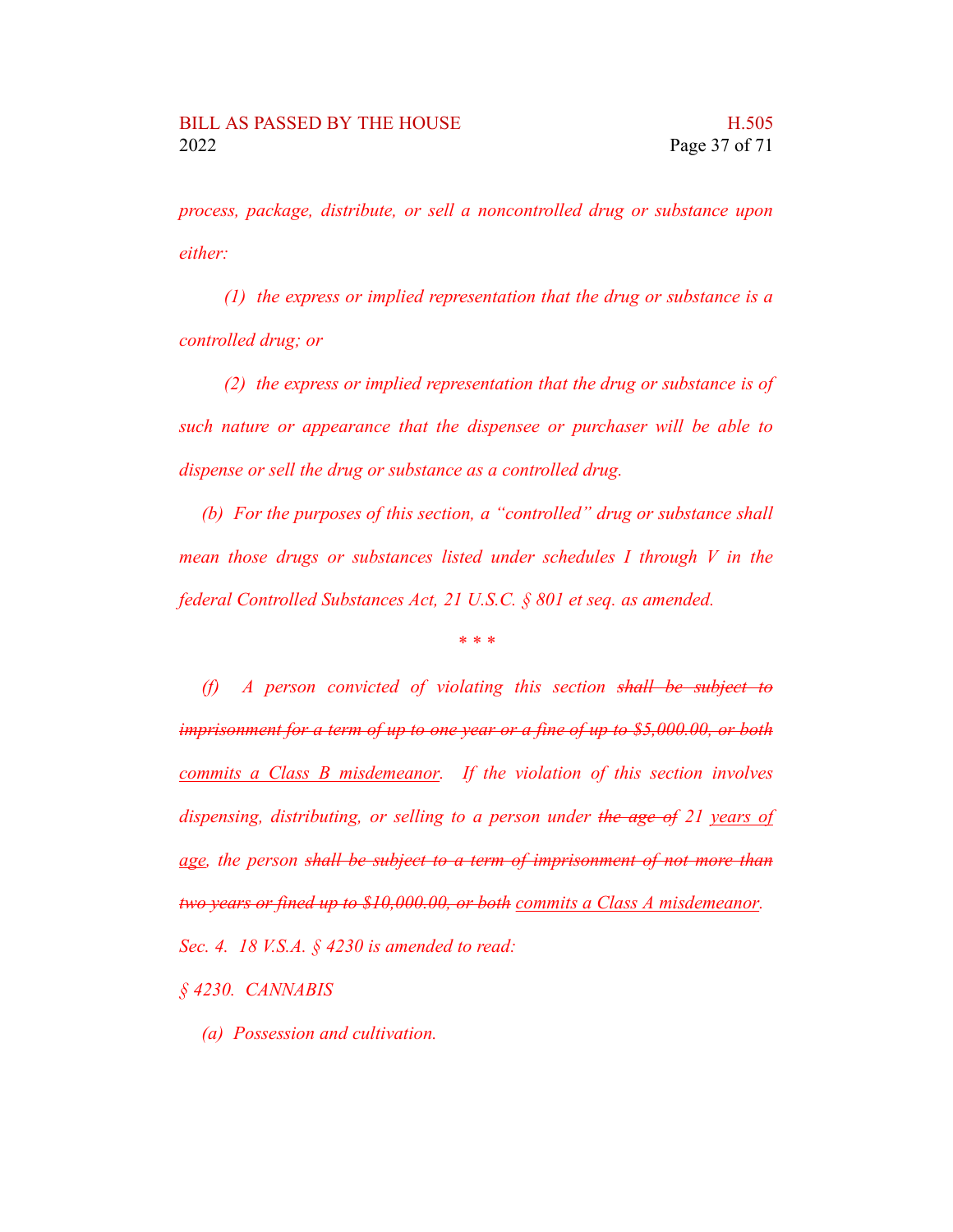*process, package, distribute, or sell a noncontrolled drug or substance upon either:*

*(1) the express or implied representation that the drug or substance is a controlled drug; or*

*(2) the express or implied representation that the drug or substance is of such nature or appearance that the dispensee or purchaser will be able to dispense or sell the drug or substance as a controlled drug.*

*(b) For the purposes of this section, a "controlled" drug or substance shall mean those drugs or substances listed under schedules I through V in the federal Controlled Substances Act, 21 U.S.C. § 801 et seq. as amended.*

*\* \* \**

*(f) A person convicted of violating this section ~~shall be subject to imprisonment for a term of up to one year or a fine of up to $5,000.00, or both~~ <u>commits a Class B misdemeanor</u>. If the violation of this section involves dispensing, distributing, or selling to a person under ~~the age of~~ 21 <u>years of age</u>, the person ~~shall be subject to a term of imprisonment of not more than two years or fined up to $10,000.00, or both~~ <u>commits a Class A misdemeanor</u>.*

*Sec. 4. 18 V.S.A. § 4230 is amended to read:*

*§ 4230. CANNABIS*

*(a) Possession and cultivation.*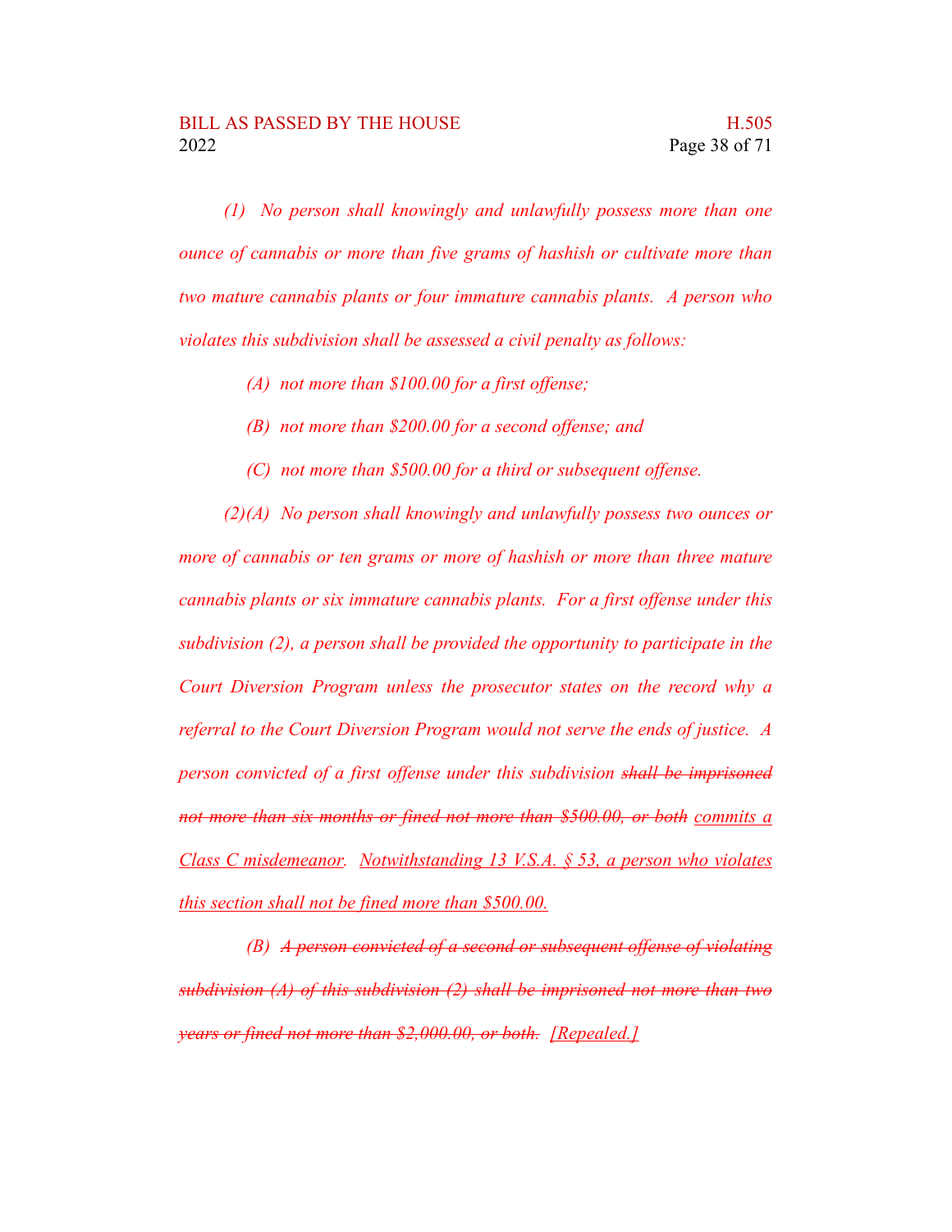*(1) No person shall knowingly and unlawfully possess more than one ounce of cannabis or more than five grams of hashish or cultivate more than two mature cannabis plants or four immature cannabis plants. A person who violates this subdivision shall be assessed a civil penalty as follows:*

*(A) not more than $100.00 for a first offense;*

*(B) not more than $200.00 for a second offense; and*

*(C) not more than $500.00 for a third or subsequent offense.*

*(2)(A) No person shall knowingly and unlawfully possess two ounces or more of cannabis or ten grams or more of hashish or more than three mature cannabis plants or six immature cannabis plants. For a first offense under this subdivision (2), a person shall be provided the opportunity to participate in the Court Diversion Program unless the prosecutor states on the record why a referral to the Court Diversion Program would not serve the ends of justice. A person convicted of a first offense under this subdivision ~~shall be imprisoned not more than six months or fined not more than $500.00, or both~~ <u>commits a Class C misdemeanor</u>. <u>Notwithstanding 13 V.S.A. § 53, a person who violates this section shall not be fined more than $500.00.</u>*

*(B) ~~A person convicted of a second or subsequent offense of violating subdivision (A) of this subdivision (2) shall be imprisoned not more than two years or fined not more than $2,000.00, or both.~~ <u>[Repealed.]</u>*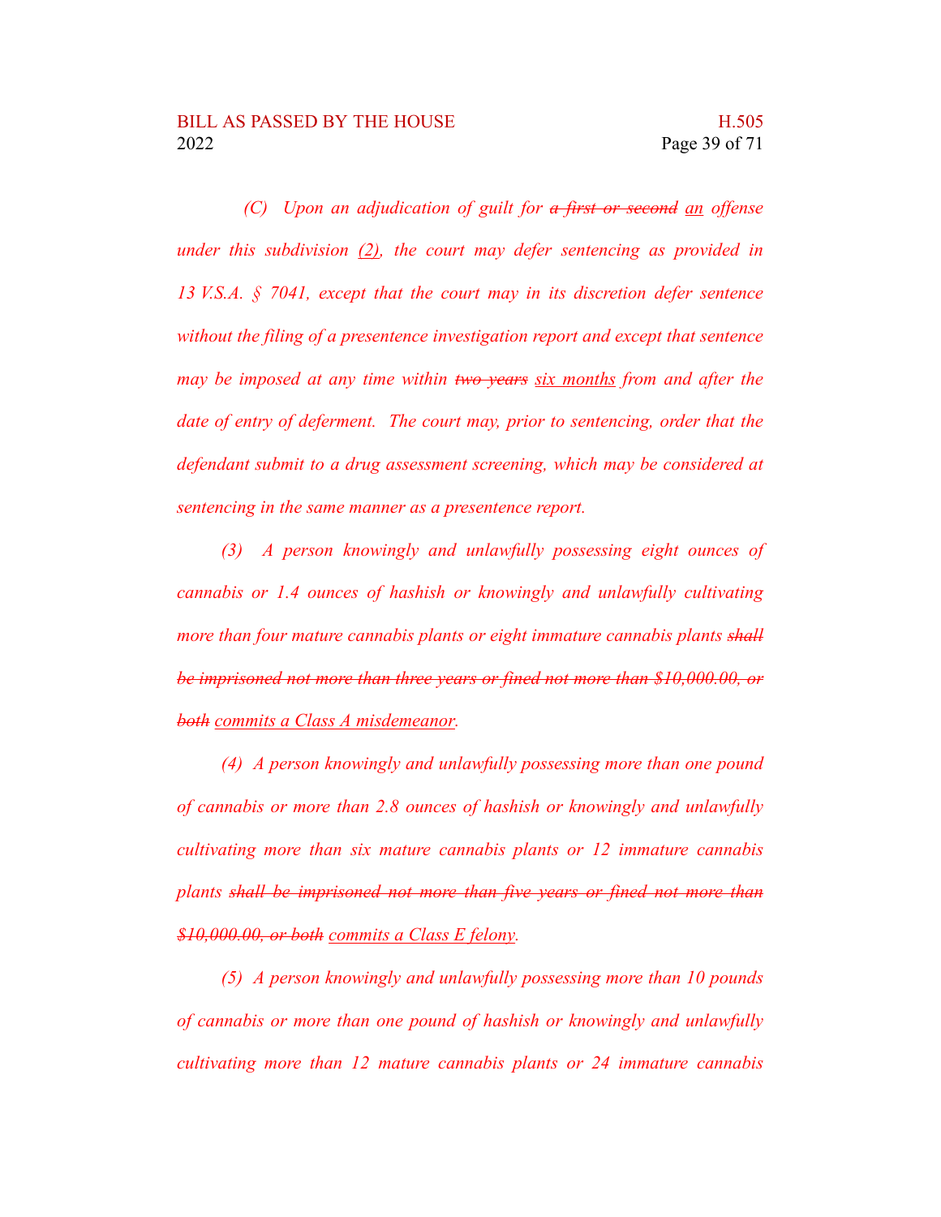*(C) Upon an adjudication of guilt for ~~a first or second~~ <u>an</u> offense under this subdivision <u>(2)</u>, the court may defer sentencing as provided in 13 V.S.A. § 7041, except that the court may in its discretion defer sentence without the filing of a presentence investigation report and except that sentence may be imposed at any time within ~~two years~~ <u>six months</u> from and after the date of entry of deferment. The court may, prior to sentencing, order that the defendant submit to a drug assessment screening, which may be considered at sentencing in the same manner as a presentence report.*

*(3) A person knowingly and unlawfully possessing eight ounces of cannabis or 1.4 ounces of hashish or knowingly and unlawfully cultivating more than four mature cannabis plants or eight immature cannabis plants ~~shall be imprisoned not more than three years or fined not more than $10,000.00, or both~~ <u>commits a Class A misdemeanor</u>.*

*(4) A person knowingly and unlawfully possessing more than one pound of cannabis or more than 2.8 ounces of hashish or knowingly and unlawfully cultivating more than six mature cannabis plants or 12 immature cannabis plants ~~shall be imprisoned not more than five years or fined not more than $10,000.00, or both~~ <u>commits a Class E felony</u>.*

*(5) A person knowingly and unlawfully possessing more than 10 pounds of cannabis or more than one pound of hashish or knowingly and unlawfully cultivating more than 12 mature cannabis plants or 24 immature cannabis*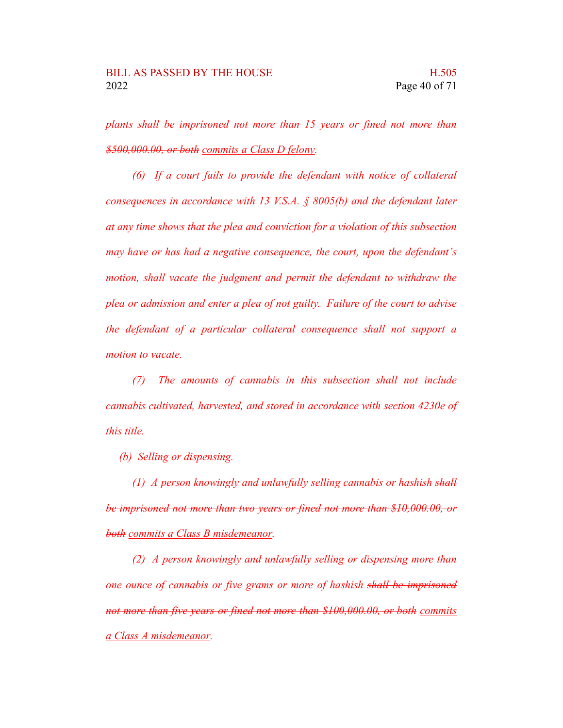*plants ~~shall be imprisoned not more than 15 years or fined not more than $500,000.00, or both~~ <u>commits a Class D felony</u>.*

*(6) If a court fails to provide the defendant with notice of collateral consequences in accordance with 13 V.S.A. § 8005(b) and the defendant later at any time shows that the plea and conviction for a violation of this subsection may have or has had a negative consequence, the court, upon the defendant's motion, shall vacate the judgment and permit the defendant to withdraw the plea or admission and enter a plea of not guilty. Failure of the court to advise the defendant of a particular collateral consequence shall not support a motion to vacate.*

*(7) The amounts of cannabis in this subsection shall not include cannabis cultivated, harvested, and stored in accordance with section 4230e of this title.*

*(b) Selling or dispensing.*

*(1) A person knowingly and unlawfully selling cannabis or hashish ~~shall be imprisoned not more than two years or fined not more than $10,000.00, or both~~ <u>commits a Class B misdemeanor</u>.*

*(2) A person knowingly and unlawfully selling or dispensing more than one ounce of cannabis or five grams or more of hashish ~~shall be imprisoned not more than five years or fined not more than $100,000.00, or both~~ <u>commits a Class A misdemeanor</u>.*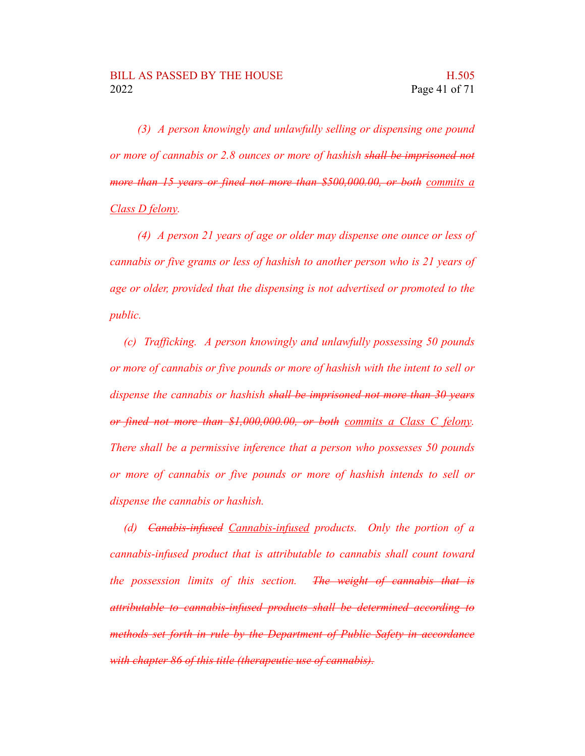*(3) A person knowingly and unlawfully selling or dispensing one pound or more of cannabis or 2.8 ounces or more of hashish ~~shall be imprisoned not more than 15 years or fined not more than \$500,000.00, or both~~ <u>commits a Class D felony</u>.*

*(4) A person 21 years of age or older may dispense one ounce or less of cannabis or five grams or less of hashish to another person who is 21 years of age or older, provided that the dispensing is not advertised or promoted to the public.*

*(c) Trafficking. A person knowingly and unlawfully possessing 50 pounds or more of cannabis or five pounds or more of hashish with the intent to sell or dispense the cannabis or hashish ~~shall be imprisoned not more than 30 years or fined not more than \$1,000,000.00, or both~~ <u>commits a Class C felony</u>. There shall be a permissive inference that a person who possesses 50 pounds or more of cannabis or five pounds or more of hashish intends to sell or dispense the cannabis or hashish.*

*(d) ~~Canabis-infused~~ <u>Cannabis-infused</u> products. Only the portion of a cannabis-infused product that is attributable to cannabis shall count toward the possession limits of this section. ~~The weight of cannabis that is attributable to cannabis-infused products shall be determined according to methods set forth in rule by the Department of Public Safety in accordance with chapter 86 of this title (therapeutic use of cannabis).~~*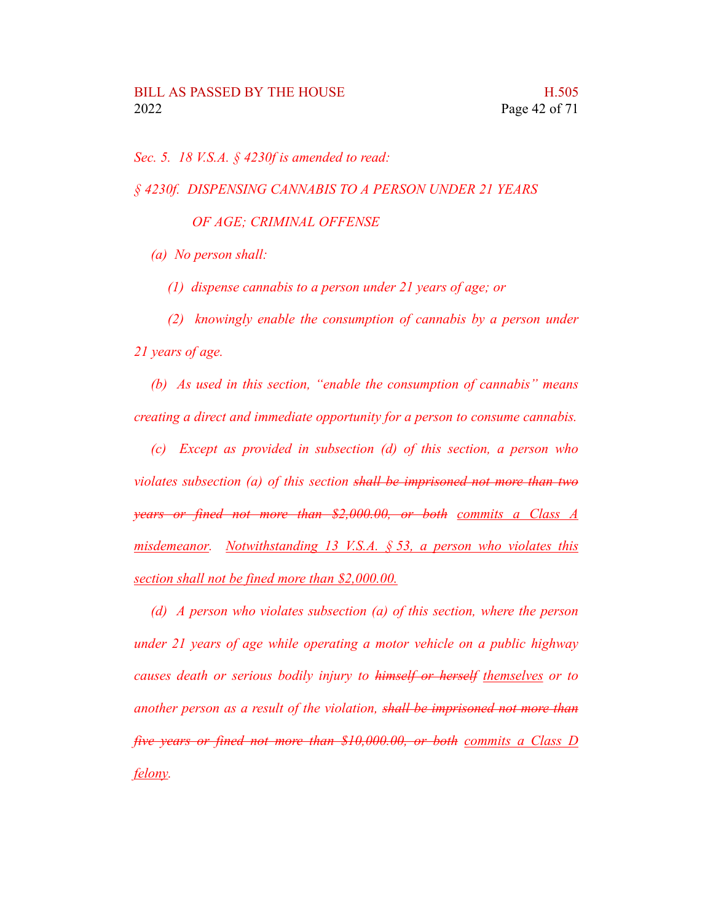*Sec. 5. 18 V.S.A. § 4230f is amended to read:*

*§ 4230f. DISPENSING CANNABIS TO A PERSON UNDER 21 YEARS OF AGE; CRIMINAL OFFENSE*

*(a) No person shall:*

*(1) dispense cannabis to a person under 21 years of age; or*

*(2) knowingly enable the consumption of cannabis by a person under 21 years of age.*

*(b) As used in this section, "enable the consumption of cannabis" means creating a direct and immediate opportunity for a person to consume cannabis.*

*(c) Except as provided in subsection (d) of this section, a person who violates subsection (a) of this section ~~shall be imprisoned not more than two years or fined not more than $2,000.00, or both~~ <u>commits a Class A misdemeanor</u>. <u>Notwithstanding 13 V.S.A. § 53, a person who violates this section shall not be fined more than $2,000.00.</u>*

*(d) A person who violates subsection (a) of this section, where the person under 21 years of age while operating a motor vehicle on a public highway causes death or serious bodily injury to ~~himself or herself~~ <u>themselves</u> or to another person as a result of the violation, ~~shall be imprisoned not more than five years or fined not more than $10,000.00, or both~~ <u>commits a Class D felony</u>.*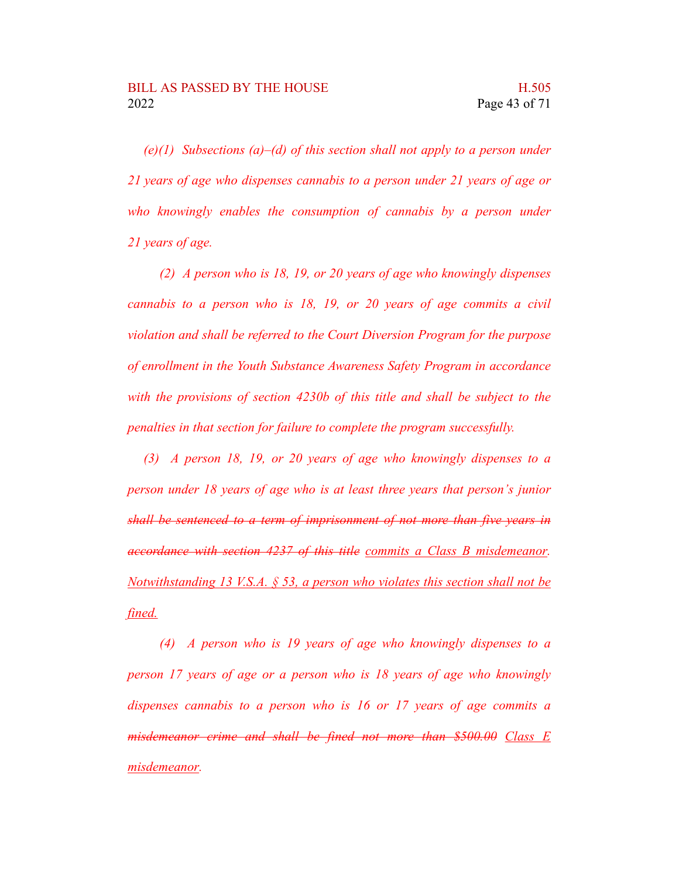*(e)(1) Subsections (a)–(d) of this section shall not apply to a person under 21 years of age who dispenses cannabis to a person under 21 years of age or who knowingly enables the consumption of cannabis by a person under 21 years of age.*

*(2) A person who is 18, 19, or 20 years of age who knowingly dispenses cannabis to a person who is 18, 19, or 20 years of age commits a civil violation and shall be referred to the Court Diversion Program for the purpose of enrollment in the Youth Substance Awareness Safety Program in accordance with the provisions of section 4230b of this title and shall be subject to the penalties in that section for failure to complete the program successfully.*

*(3) A person 18, 19, or 20 years of age who knowingly dispenses to a person under 18 years of age who is at least three years that person's junior ~~shall be sentenced to a term of imprisonment of not more than five years in accordance with section 4237 of this title~~ <u>commits a Class B misdemeanor. Notwithstanding 13 V.S.A. § 53, a person who violates this section shall not be fined.</u>*

*(4) A person who is 19 years of age who knowingly dispenses to a person 17 years of age or a person who is 18 years of age who knowingly dispenses cannabis to a person who is 16 or 17 years of age commits a ~~misdemeanor crime and shall be fined not more than $500.00~~ <u>Class E misdemeanor</u>.*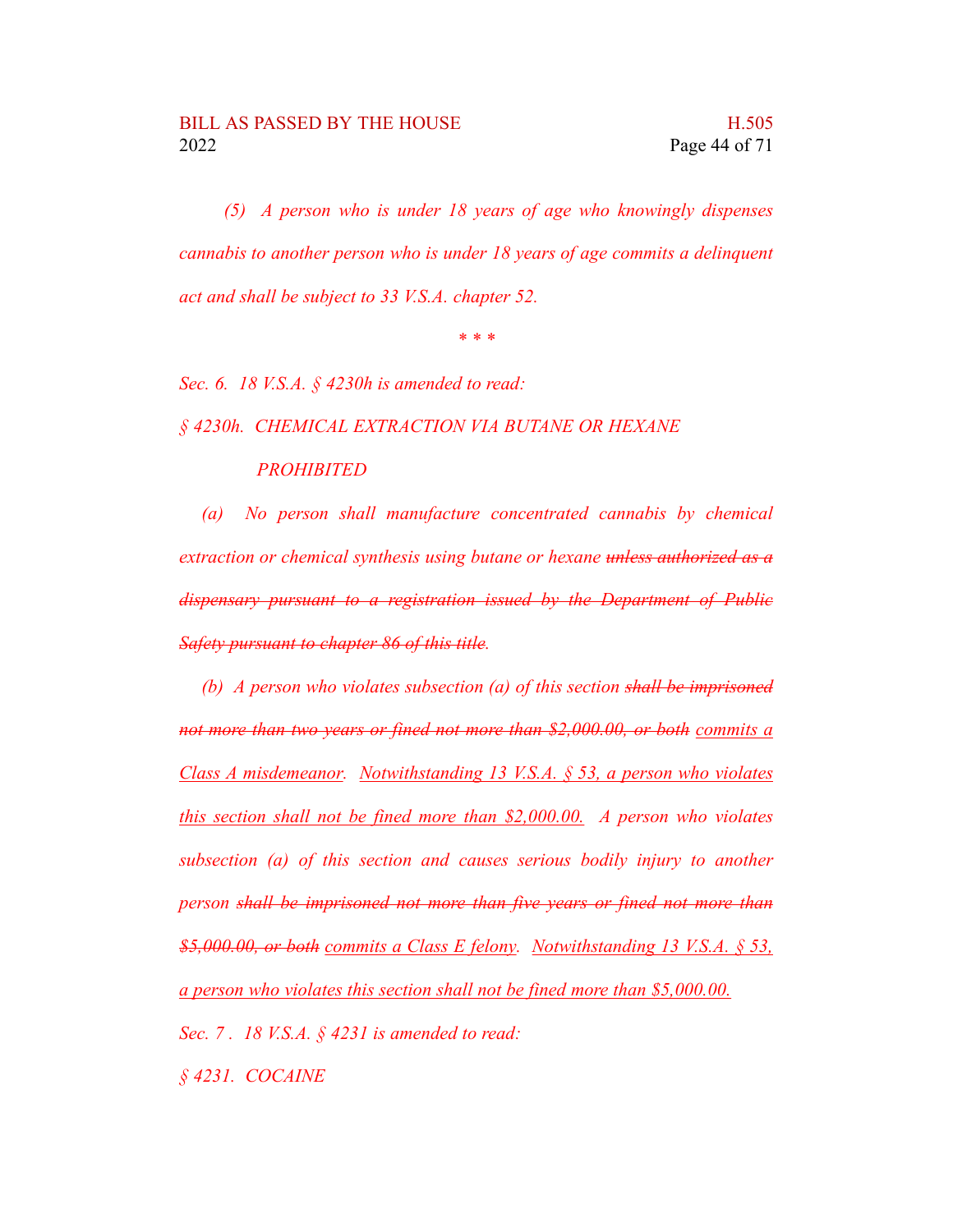*(5) A person who is under 18 years of age who knowingly dispenses cannabis to another person who is under 18 years of age commits a delinquent act and shall be subject to 33 V.S.A. chapter 52.*

\* \* \*

*Sec. 6. 18 V.S.A. § 4230h is amended to read:*

*§ 4230h. CHEMICAL EXTRACTION VIA BUTANE OR HEXANE PROHIBITED*

*(a) No person shall manufacture concentrated cannabis by chemical extraction or chemical synthesis using butane or hexane ~~unless authorized as a dispensary pursuant to a registration issued by the Department of Public Safety pursuant to chapter 86 of this title~~.*

*(b) A person who violates subsection (a) of this section ~~shall be imprisoned not more than two years or fined not more than $2,000.00, or both~~ <u>commits a Class A misdemeanor</u>. <u>Notwithstanding 13 V.S.A. § 53, a person who violates this section shall not be fined more than $2,000.00.</u> A person who violates subsection (a) of this section and causes serious bodily injury to another person ~~shall be imprisoned not more than five years or fined not more than $5,000.00, or both~~ <u>commits a Class E felony</u>. <u>Notwithstanding 13 V.S.A. § 53, a person who violates this section shall not be fined more than $5,000.00.</u>*

*Sec. 7 . 18 V.S.A. § 4231 is amended to read:*

*§ 4231. COCAINE*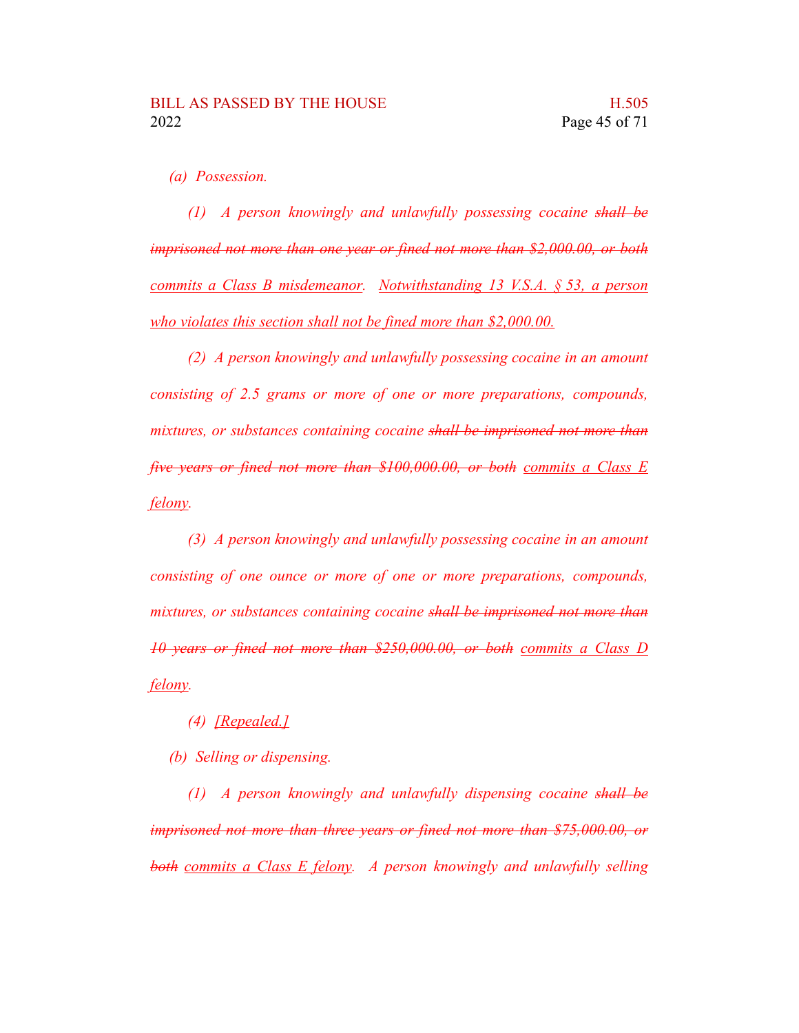*(a) Possession.*

*(1) A person knowingly and unlawfully possessing cocaine ~~shall be imprisoned not more than one year or fined not more than $2,000.00, or both~~ commits a Class B misdemeanor. Notwithstanding 13 V.S.A. § 53, a person who violates this section shall not be fined more than $2,000.00.*

*(2) A person knowingly and unlawfully possessing cocaine in an amount consisting of 2.5 grams or more of one or more preparations, compounds, mixtures, or substances containing cocaine ~~shall be imprisoned not more than five years or fined not more than $100,000.00, or both~~ commits a Class E felony.*

*(3) A person knowingly and unlawfully possessing cocaine in an amount consisting of one ounce or more of one or more preparations, compounds, mixtures, or substances containing cocaine ~~shall be imprisoned not more than 10 years or fined not more than $250,000.00, or both~~ commits a Class D felony.*

*(4) [Repealed.]*

*(b) Selling or dispensing.*

*(1) A person knowingly and unlawfully dispensing cocaine ~~shall be imprisoned not more than three years or fined not more than $75,000.00, or both~~ commits a Class E felony. A person knowingly and unlawfully selling*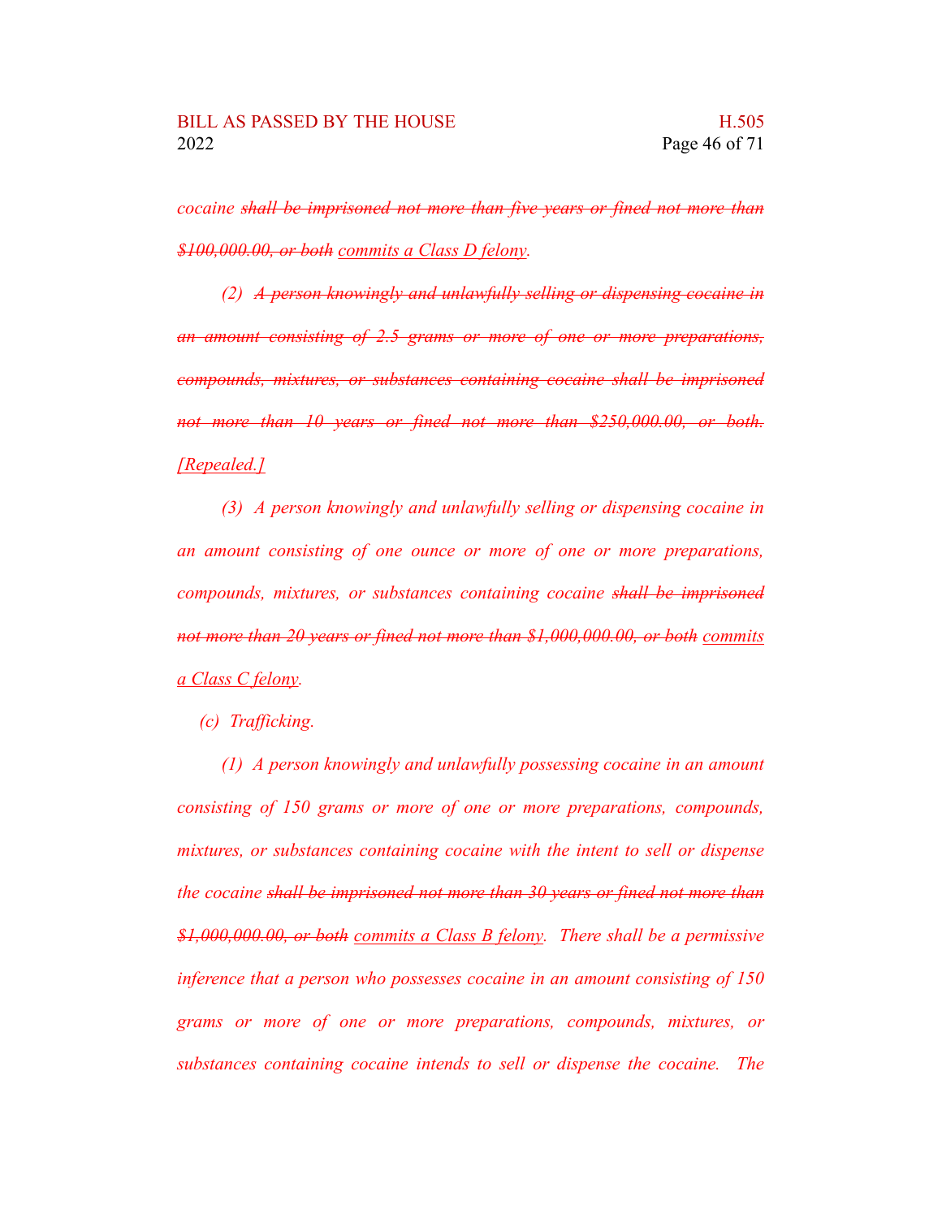*cocaine ~~shall be imprisoned not more than five years or fined not more than $100,000.00, or both~~ <u>commits a Class D felony</u>.*

*(2) ~~A person knowingly and unlawfully selling or dispensing cocaine in an amount consisting of 2.5 grams or more of one or more preparations, compounds, mixtures, or substances containing cocaine shall be imprisoned not more than 10 years or fined not more than $250,000.00, or both.~~ <u>[Repealed.]</u>*

*(3) A person knowingly and unlawfully selling or dispensing cocaine in an amount consisting of one ounce or more of one or more preparations, compounds, mixtures, or substances containing cocaine ~~shall be imprisoned not more than 20 years or fined not more than $1,000,000.00, or both~~ <u>commits a Class C felony</u>.*

*(c) Trafficking.*

*(1) A person knowingly and unlawfully possessing cocaine in an amount consisting of 150 grams or more of one or more preparations, compounds, mixtures, or substances containing cocaine with the intent to sell or dispense the cocaine ~~shall be imprisoned not more than 30 years or fined not more than $1,000,000.00, or both~~ <u>commits a Class B felony</u>. There shall be a permissive inference that a person who possesses cocaine in an amount consisting of 150 grams or more of one or more preparations, compounds, mixtures, or substances containing cocaine intends to sell or dispense the cocaine. The*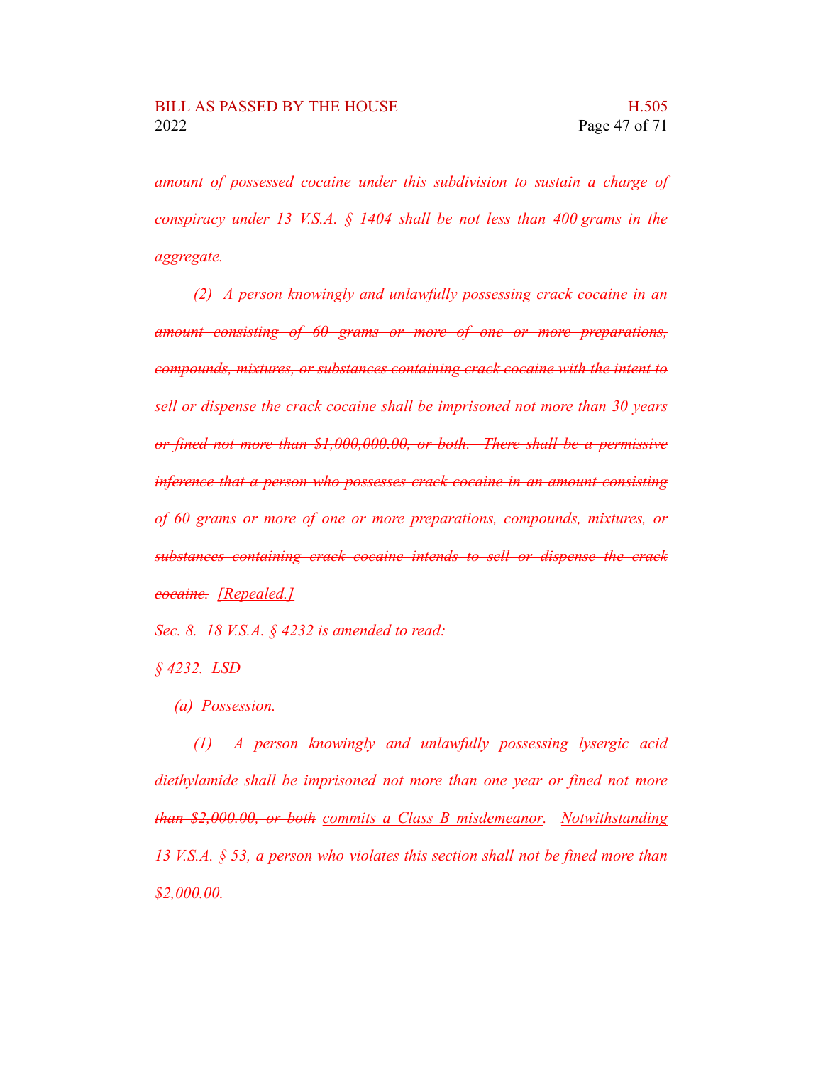*amount of possessed cocaine under this subdivision to sustain a charge of conspiracy under 13 V.S.A. § 1404 shall be not less than 400 grams in the aggregate.*

*(2) ~~A person knowingly and unlawfully possessing crack cocaine in an amount consisting of 60 grams or more of one or more preparations, compounds, mixtures, or substances containing crack cocaine with the intent to sell or dispense the crack cocaine shall be imprisoned not more than 30 years or fined not more than $1,000,000.00, or both. There shall be a permissive inference that a person who possesses crack cocaine in an amount consisting of 60 grams or more of one or more preparations, compounds, mixtures, or substances containing crack cocaine intends to sell or dispense the crack cocaine.~~ <u>[Repealed.]</u>*

*Sec. 8. 18 V.S.A. § 4232 is amended to read:*

*§ 4232. LSD*

*(a) Possession.*

*(1) A person knowingly and unlawfully possessing lysergic acid diethylamide ~~shall be imprisoned not more than one year or fined not more than $2,000.00, or both~~ <u>commits a Class B misdemeanor</u>. <u>Notwithstanding 13 V.S.A. § 53, a person who violates this section shall not be fined more than $2,000.00.</u>*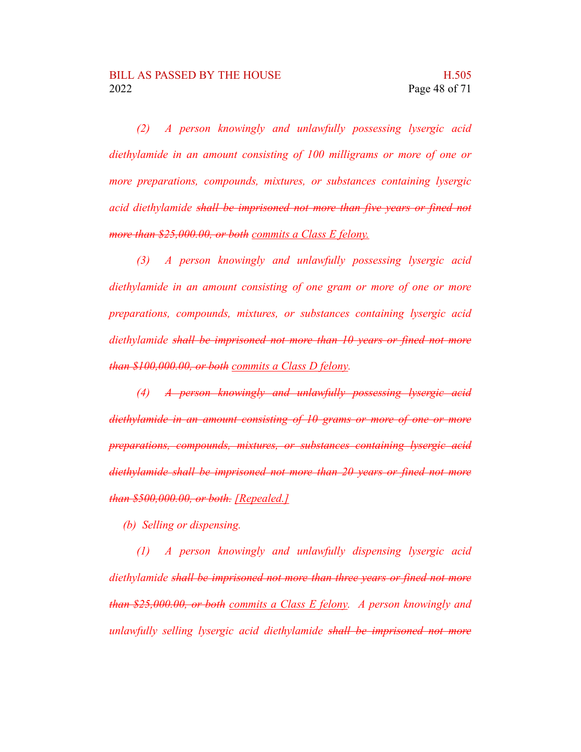*(2) A person knowingly and unlawfully possessing lysergic acid diethylamide in an amount consisting of 100 milligrams or more of one or more preparations, compounds, mixtures, or substances containing lysergic acid diethylamide ~~shall be imprisoned not more than five years or fined not more than $25,000.00, or both~~ <u>commits a Class E felony.</u>*

*(3) A person knowingly and unlawfully possessing lysergic acid diethylamide in an amount consisting of one gram or more of one or more preparations, compounds, mixtures, or substances containing lysergic acid diethylamide ~~shall be imprisoned not more than 10 years or fined not more than $100,000.00, or both~~ <u>commits a Class D felony</u>.*

*(4) ~~A person knowingly and unlawfully possessing lysergic acid diethylamide in an amount consisting of 10 grams or more of one or more preparations, compounds, mixtures, or substances containing lysergic acid diethylamide shall be imprisoned not more than 20 years or fined not more than $500,000.00, or both.~~ <u>[Repealed.]</u>*

*(b) Selling or dispensing.*

*(1) A person knowingly and unlawfully dispensing lysergic acid diethylamide ~~shall be imprisoned not more than three years or fined not more than $25,000.00, or both~~ <u>commits a Class E felony</u>. A person knowingly and unlawfully selling lysergic acid diethylamide ~~shall be imprisoned not more~~*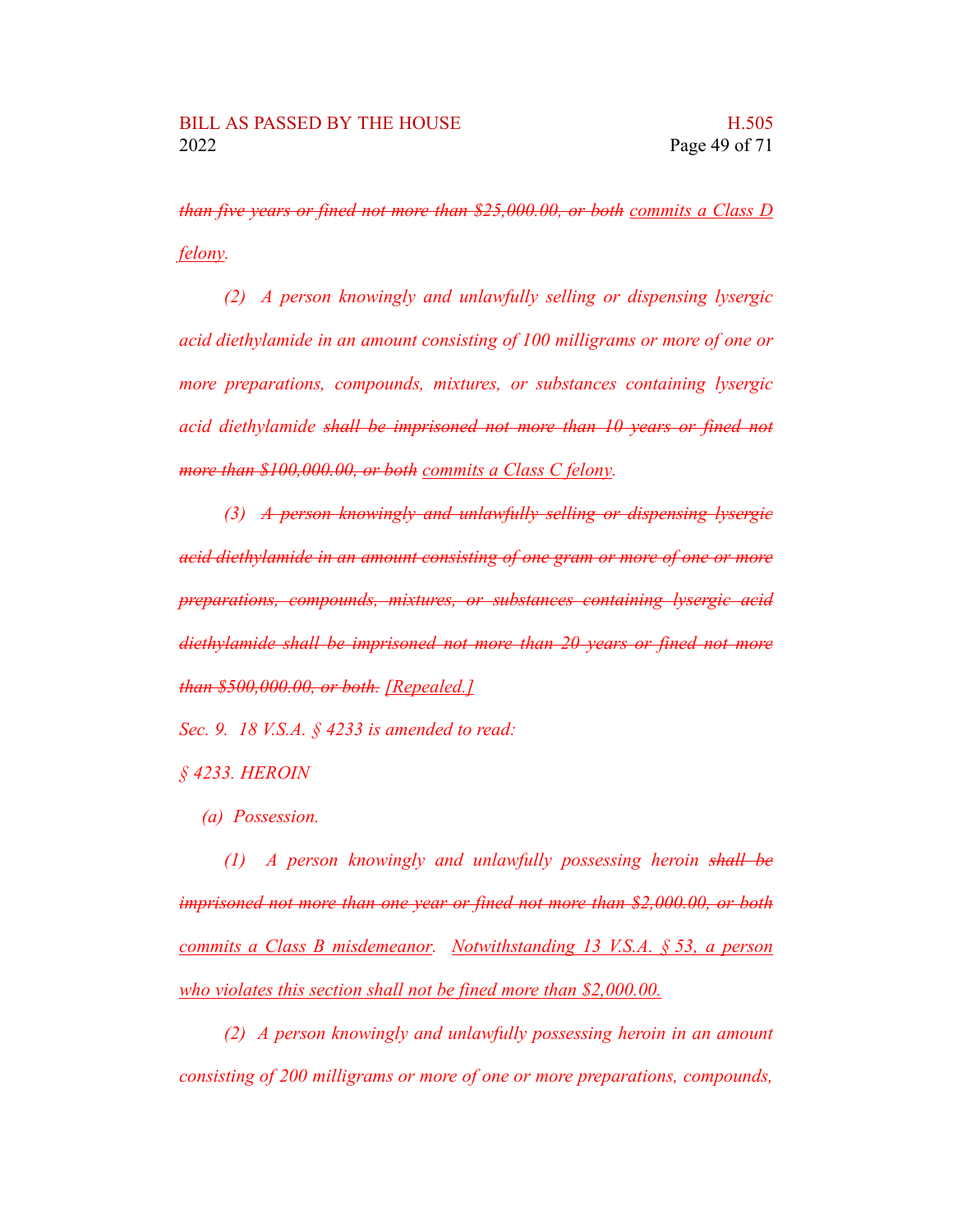*~~than five years or fined not more than $25,000.00, or both~~ <u>commits a Class D felony</u>.*

*(2) A person knowingly and unlawfully selling or dispensing lysergic acid diethylamide in an amount consisting of 100 milligrams or more of one or more preparations, compounds, mixtures, or substances containing lysergic acid diethylamide ~~shall be imprisoned not more than 10 years or fined not more than $100,000.00, or both~~ <u>commits a Class C felony</u>.*

*(3) ~~A person knowingly and unlawfully selling or dispensing lysergic acid diethylamide in an amount consisting of one gram or more of one or more preparations, compounds, mixtures, or substances containing lysergic acid diethylamide shall be imprisoned not more than 20 years or fined not more than $500,000.00, or both.~~ <u>[Repealed.]</u>*

*Sec. 9. 18 V.S.A. § 4233 is amended to read:*

*§ 4233. HEROIN*

*(a) Possession.*

*(1) A person knowingly and unlawfully possessing heroin ~~shall be imprisoned not more than one year or fined not more than $2,000.00, or both~~ <u>commits a Class B misdemeanor</u>. <u>Notwithstanding 13 V.S.A. § 53, a person who violates this section shall not be fined more than $2,000.00.</u>*

*(2) A person knowingly and unlawfully possessing heroin in an amount consisting of 200 milligrams or more of one or more preparations, compounds,*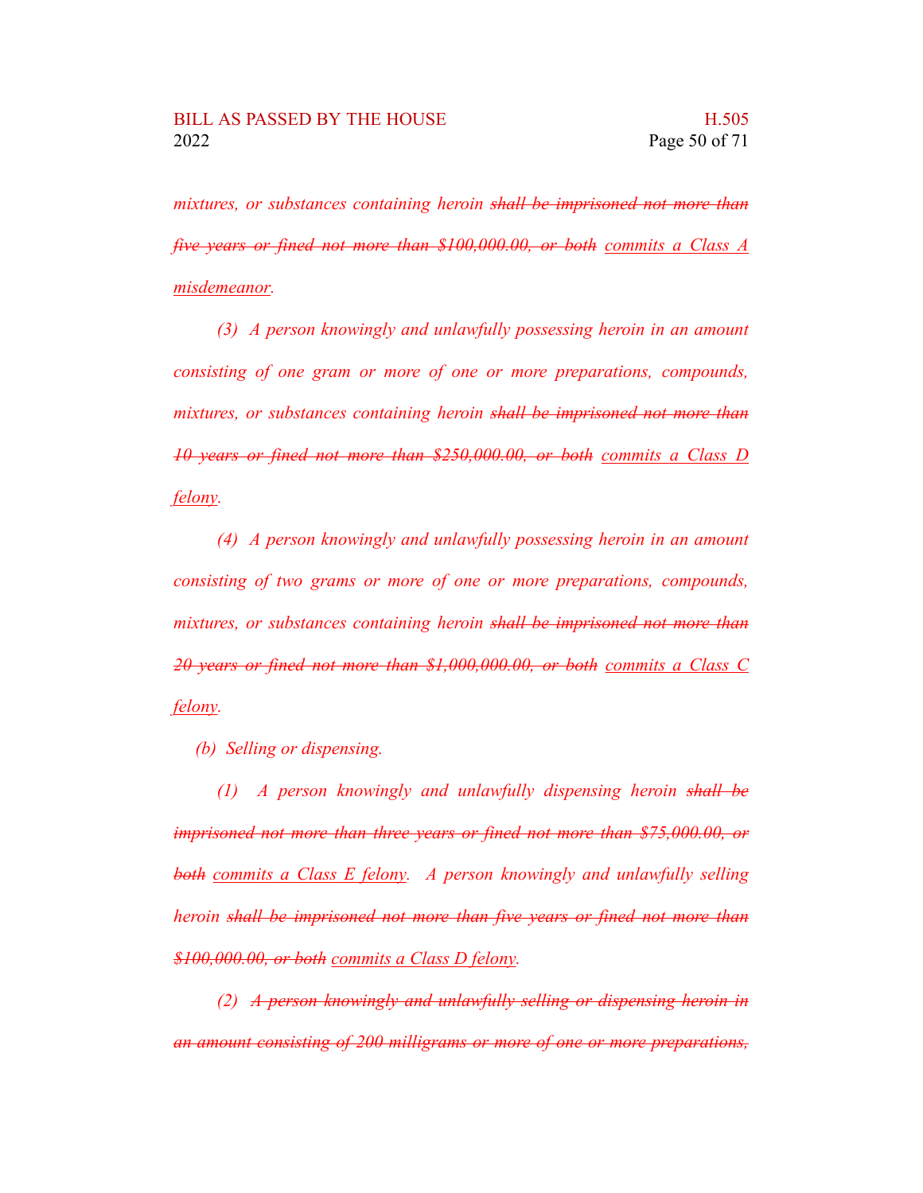*mixtures, or substances containing heroin ~~shall be imprisoned not more than five years or fined not more than $100,000.00, or both~~ <u>commits a Class A misdemeanor</u>.*

*(3) A person knowingly and unlawfully possessing heroin in an amount consisting of one gram or more of one or more preparations, compounds, mixtures, or substances containing heroin ~~shall be imprisoned not more than 10 years or fined not more than $250,000.00, or both~~ <u>commits a Class D felony</u>.*

*(4) A person knowingly and unlawfully possessing heroin in an amount consisting of two grams or more of one or more preparations, compounds, mixtures, or substances containing heroin ~~shall be imprisoned not more than 20 years or fined not more than $1,000,000.00, or both~~ <u>commits a Class C felony</u>.*

*(b) Selling or dispensing.*

*(1) A person knowingly and unlawfully dispensing heroin ~~shall be imprisoned not more than three years or fined not more than $75,000.00, or both~~ <u>commits a Class E felony</u>. A person knowingly and unlawfully selling heroin ~~shall be imprisoned not more than five years or fined not more than $100,000.00, or both~~ <u>commits a Class D felony</u>.*

*(2) ~~A person knowingly and unlawfully selling or dispensing heroin in an amount consisting of 200 milligrams or more of one or more preparations,~~*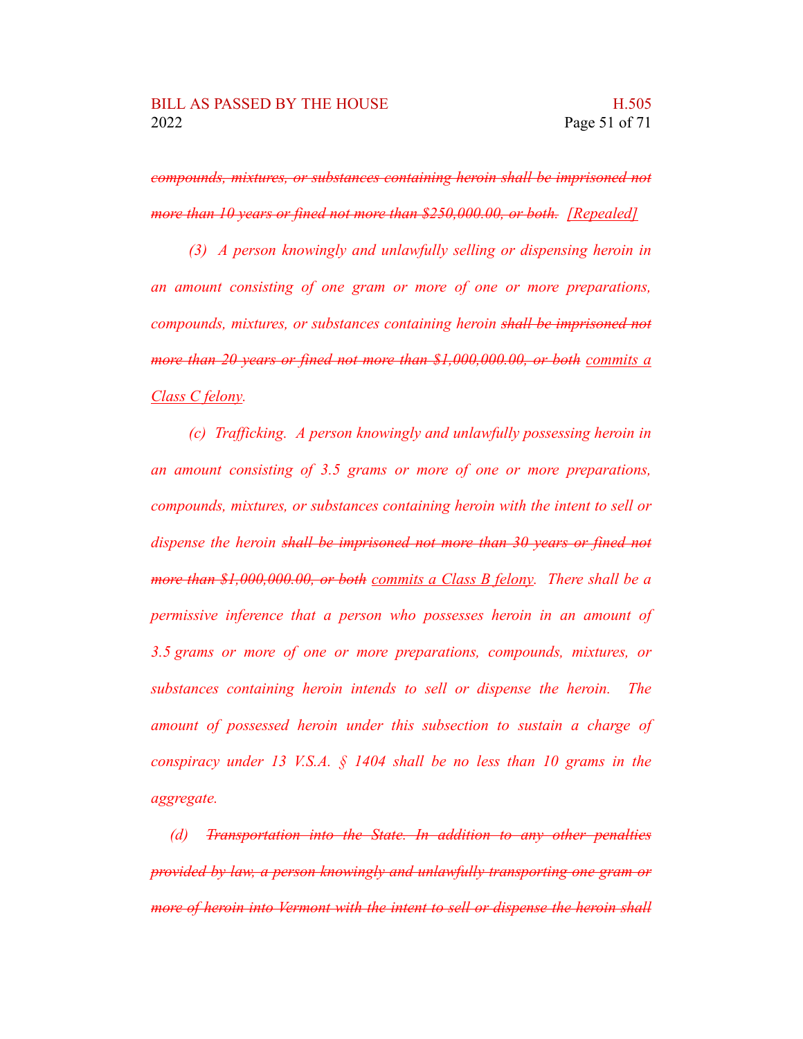*~~compounds, mixtures, or substances containing heroin shall be imprisoned not more than 10 years or fined not more than $250,000.00, or both.~~ <u>[Repealed]</u>*

*(3) A person knowingly and unlawfully selling or dispensing heroin in an amount consisting of one gram or more of one or more preparations, compounds, mixtures, or substances containing heroin ~~shall be imprisoned not more than 20 years or fined not more than $1,000,000.00, or both~~ <u>commits a Class C felony</u>.*

*(c) Trafficking. A person knowingly and unlawfully possessing heroin in an amount consisting of 3.5 grams or more of one or more preparations, compounds, mixtures, or substances containing heroin with the intent to sell or dispense the heroin ~~shall be imprisoned not more than 30 years or fined not more than $1,000,000.00, or both~~ <u>commits a Class B felony</u>. There shall be a permissive inference that a person who possesses heroin in an amount of 3.5 grams or more of one or more preparations, compounds, mixtures, or substances containing heroin intends to sell or dispense the heroin. The amount of possessed heroin under this subsection to sustain a charge of conspiracy under 13 V.S.A. § 1404 shall be no less than 10 grams in the aggregate.*

*(d) ~~Transportation into the State. In addition to any other penalties provided by law, a person knowingly and unlawfully transporting one gram or more of heroin into Vermont with the intent to sell or dispense the heroin shall~~*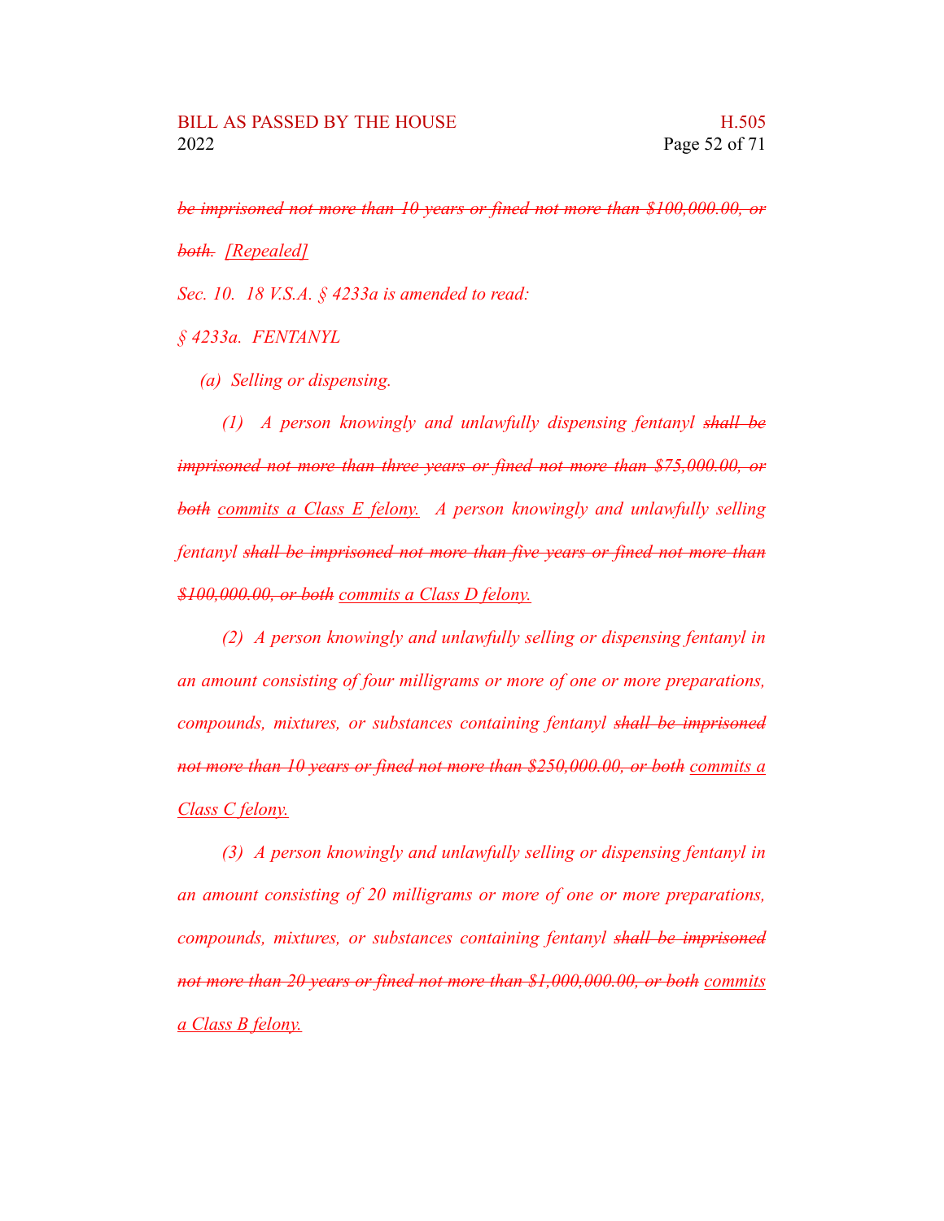*~~be imprisoned not more than 10 years or fined not more than $100,000.00, or both.~~ [Repealed]*

*Sec. 10. 18 V.S.A. § 4233a is amended to read:*

*§ 4233a. FENTANYL*

*(a) Selling or dispensing.*

*(1) A person knowingly and unlawfully dispensing fentanyl ~~shall be imprisoned not more than three years or fined not more than $75,000.00, or both~~ <u>commits a Class E felony.</u> A person knowingly and unlawfully selling fentanyl ~~shall be imprisoned not more than five years or fined not more than $100,000.00, or both~~ <u>commits a Class D felony.</u>*

*(2) A person knowingly and unlawfully selling or dispensing fentanyl in an amount consisting of four milligrams or more of one or more preparations, compounds, mixtures, or substances containing fentanyl ~~shall be imprisoned not more than 10 years or fined not more than $250,000.00, or both~~ <u>commits a Class C felony.</u>*

*(3) A person knowingly and unlawfully selling or dispensing fentanyl in an amount consisting of 20 milligrams or more of one or more preparations, compounds, mixtures, or substances containing fentanyl ~~shall be imprisoned not more than 20 years or fined not more than $1,000,000.00, or both~~ <u>commits a Class B felony.</u>*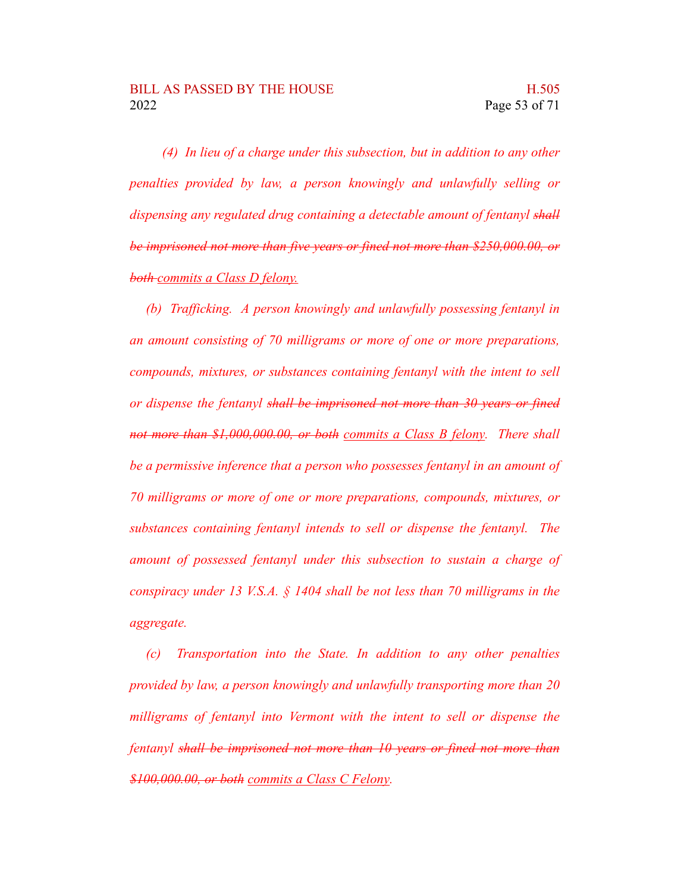*(4) In lieu of a charge under this subsection, but in addition to any other penalties provided by law, a person knowingly and unlawfully selling or dispensing any regulated drug containing a detectable amount of fentanyl ~~shall be imprisoned not more than five years or fined not more than $250,000.00, or both~~ <u>commits a Class D felony.</u>*

*(b) Trafficking. A person knowingly and unlawfully possessing fentanyl in an amount consisting of 70 milligrams or more of one or more preparations, compounds, mixtures, or substances containing fentanyl with the intent to sell or dispense the fentanyl ~~shall be imprisoned not more than 30 years or fined not more than $1,000,000.00, or both~~ <u>commits a Class B felony</u>. There shall be a permissive inference that a person who possesses fentanyl in an amount of 70 milligrams or more of one or more preparations, compounds, mixtures, or substances containing fentanyl intends to sell or dispense the fentanyl. The amount of possessed fentanyl under this subsection to sustain a charge of conspiracy under 13 V.S.A. § 1404 shall be not less than 70 milligrams in the aggregate.*

*(c) Transportation into the State. In addition to any other penalties provided by law, a person knowingly and unlawfully transporting more than 20 milligrams of fentanyl into Vermont with the intent to sell or dispense the fentanyl ~~shall be imprisoned not more than 10 years or fined not more than $100,000.00, or both~~ <u>commits a Class C Felony</u>.*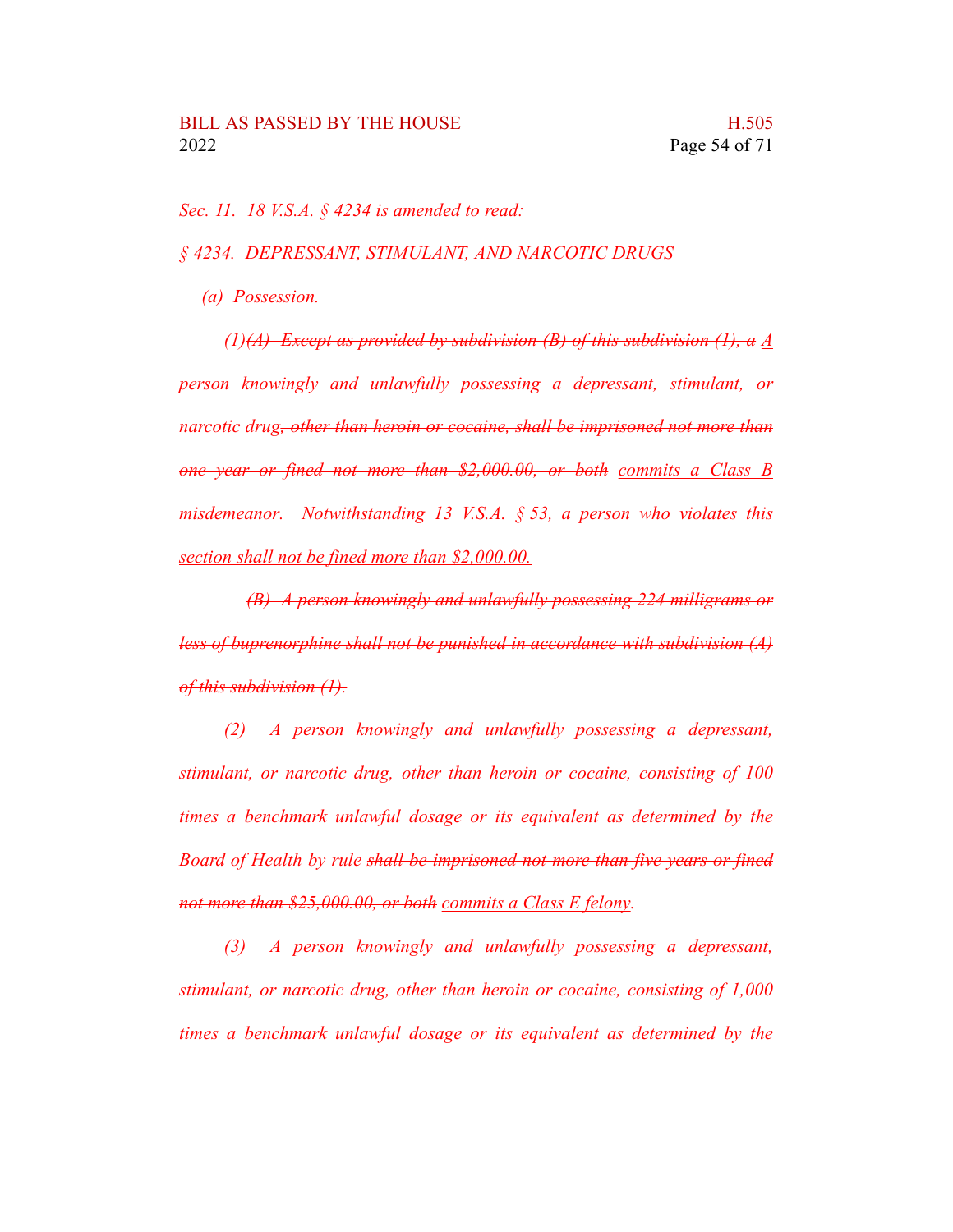*Sec. 11. 18 V.S.A. § 4234 is amended to read:*

*§ 4234. DEPRESSANT, STIMULANT, AND NARCOTIC DRUGS*

*(a) Possession.*

*(1)~~(A) Except as provided by subdivision (B) of this subdivision (1), a~~ <u>A</u> person knowingly and unlawfully possessing a depressant, stimulant, or narcotic drug~~, other than heroin or cocaine, shall be imprisoned not more than one year or fined not more than $2,000.00, or both~~ <u>commits a Class B misdemeanor</u>. <u>Notwithstanding 13 V.S.A. § 53, a person who violates this section shall not be fined more than $2,000.00.</u>*

*~~(B) A person knowingly and unlawfully possessing 224 milligrams or less of buprenorphine shall not be punished in accordance with subdivision (A) of this subdivision (1).~~*

*(2) A person knowingly and unlawfully possessing a depressant, stimulant, or narcotic drug~~, other than heroin or cocaine,~~ consisting of 100 times a benchmark unlawful dosage or its equivalent as determined by the Board of Health by rule ~~shall be imprisoned not more than five years or fined not more than $25,000.00, or both~~ <u>commits a Class E felony</u>.*

*(3) A person knowingly and unlawfully possessing a depressant, stimulant, or narcotic drug~~, other than heroin or cocaine,~~ consisting of 1,000 times a benchmark unlawful dosage or its equivalent as determined by the*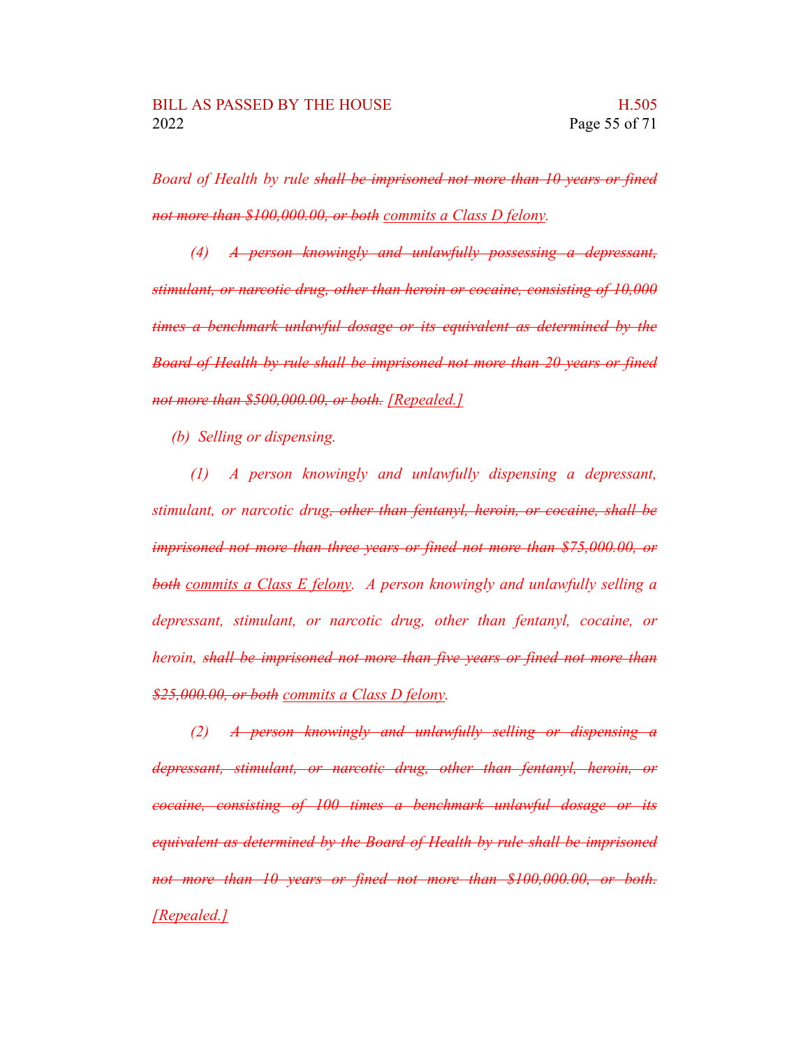*Board of Health by rule ~~shall be imprisoned not more than 10 years or fined not more than $100,000.00, or both~~ commits a Class D felony.*

*(4) ~~A person knowingly and unlawfully possessing a depressant, stimulant, or narcotic drug, other than heroin or cocaine, consisting of 10,000 times a benchmark unlawful dosage or its equivalent as determined by the Board of Health by rule shall be imprisoned not more than 20 years or fined not more than $500,000.00, or both.~~ [Repealed.]*

*(b) Selling or dispensing.*

*(1) A person knowingly and unlawfully dispensing a depressant, stimulant, or narcotic drug~~, other than fentanyl, heroin, or cocaine, shall be imprisoned not more than three years or fined not more than $75,000.00, or both~~ commits a Class E felony. A person knowingly and unlawfully selling a depressant, stimulant, or narcotic drug, other than fentanyl, cocaine, or heroin, ~~shall be imprisoned not more than five years or fined not more than $25,000.00, or both~~ commits a Class D felony.*

*(2) ~~A person knowingly and unlawfully selling or dispensing a depressant, stimulant, or narcotic drug, other than fentanyl, heroin, or cocaine, consisting of 100 times a benchmark unlawful dosage or its equivalent as determined by the Board of Health by rule shall be imprisoned not more than 10 years or fined not more than $100,000.00, or both.~~ [Repealed.]*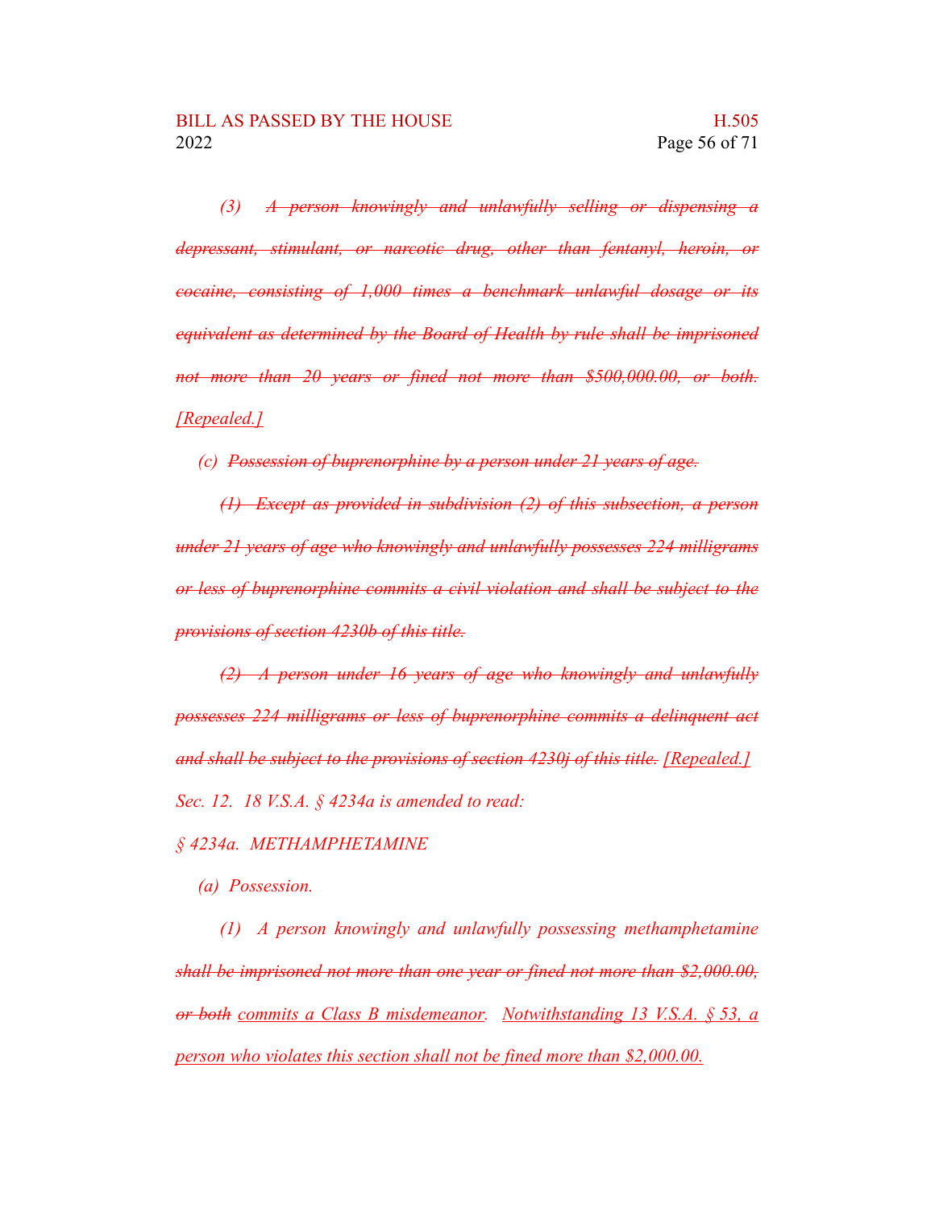*(3) ~~A person knowingly and unlawfully selling or dispensing a depressant, stimulant, or narcotic drug, other than fentanyl, heroin, or cocaine, consisting of 1,000 times a benchmark unlawful dosage or its equivalent as determined by the Board of Health by rule shall be imprisoned not more than 20 years or fined not more than $500,000.00, or both.~~ <u>[Repealed.]</u>*

*(c) ~~Possession of buprenorphine by a person under 21 years of age.~~*

*~~(1) Except as provided in subdivision (2) of this subsection, a person under 21 years of age who knowingly and unlawfully possesses 224 milligrams or less of buprenorphine commits a civil violation and shall be subject to the provisions of section 4230b of this title.~~*

*~~(2) A person under 16 years of age who knowingly and unlawfully possesses 224 milligrams or less of buprenorphine commits a delinquent act and shall be subject to the provisions of section 4230j of this title.~~ <u>[Repealed.]</u>*

*Sec. 12. 18 V.S.A. § 4234a is amended to read:*

*§ 4234a. METHAMPHETAMINE*

*(a) Possession.*

*(1) A person knowingly and unlawfully possessing methamphetamine ~~shall be imprisoned not more than one year or fined not more than $2,000.00, or both~~ <u>commits a Class B misdemeanor</u>. <u>Notwithstanding 13 V.S.A. § 53, a person who violates this section shall not be fined more than $2,000.00.</u>*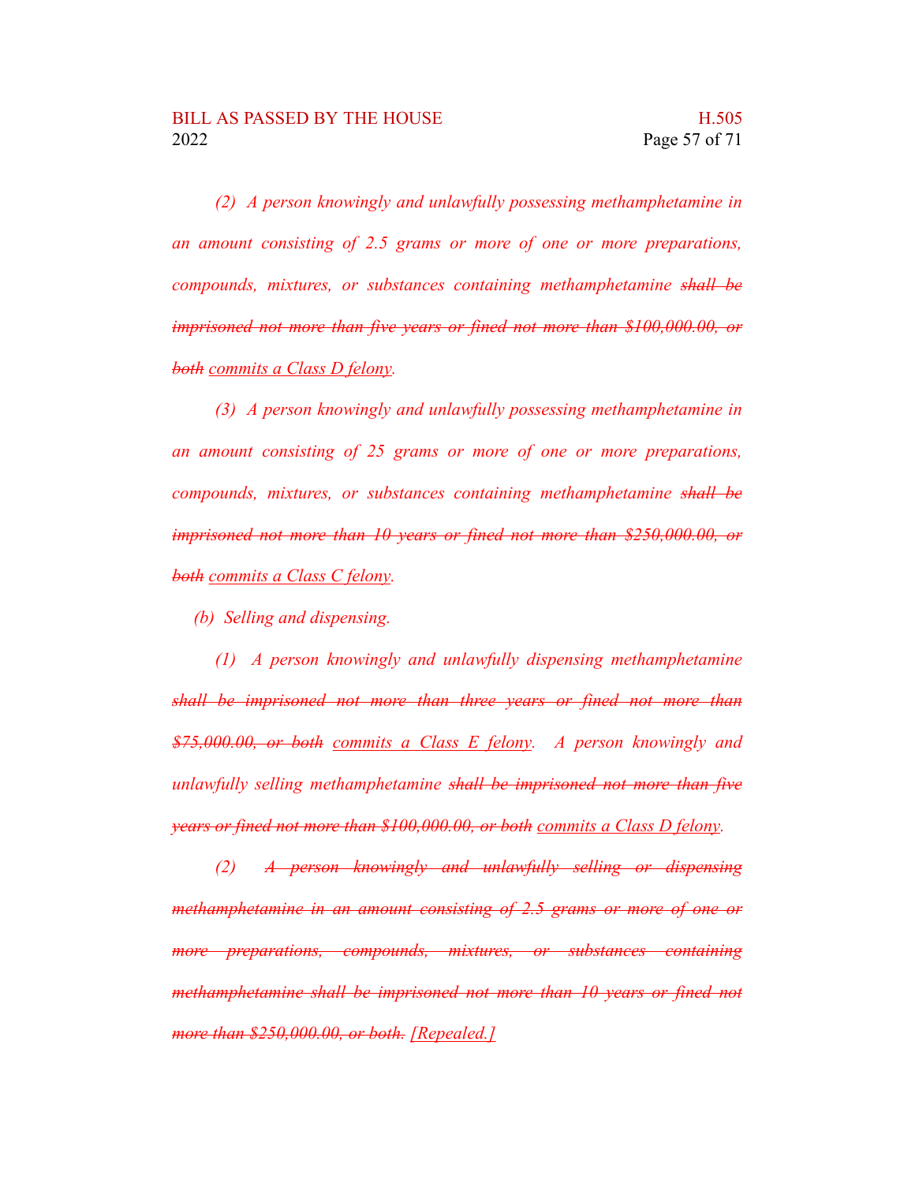*(2) A person knowingly and unlawfully possessing methamphetamine in an amount consisting of 2.5 grams or more of one or more preparations, compounds, mixtures, or substances containing methamphetamine ~~shall be imprisoned not more than five years or fined not more than $100,000.00, or both~~ <u>commits a Class D felony</u>.*

*(3) A person knowingly and unlawfully possessing methamphetamine in an amount consisting of 25 grams or more of one or more preparations, compounds, mixtures, or substances containing methamphetamine ~~shall be imprisoned not more than 10 years or fined not more than $250,000.00, or both~~ <u>commits a Class C felony</u>.*

*(b) Selling and dispensing.*

*(1) A person knowingly and unlawfully dispensing methamphetamine ~~shall be imprisoned not more than three years or fined not more than $75,000.00, or both~~ <u>commits a Class E felony</u>. A person knowingly and unlawfully selling methamphetamine ~~shall be imprisoned not more than five years or fined not more than $100,000.00, or both~~ <u>commits a Class D felony</u>.*

*(2) ~~A person knowingly and unlawfully selling or dispensing methamphetamine in an amount consisting of 2.5 grams or more of one or more preparations, compounds, mixtures, or substances containing methamphetamine shall be imprisoned not more than 10 years or fined not more than $250,000.00, or both.~~ <u>[Repealed.]</u>*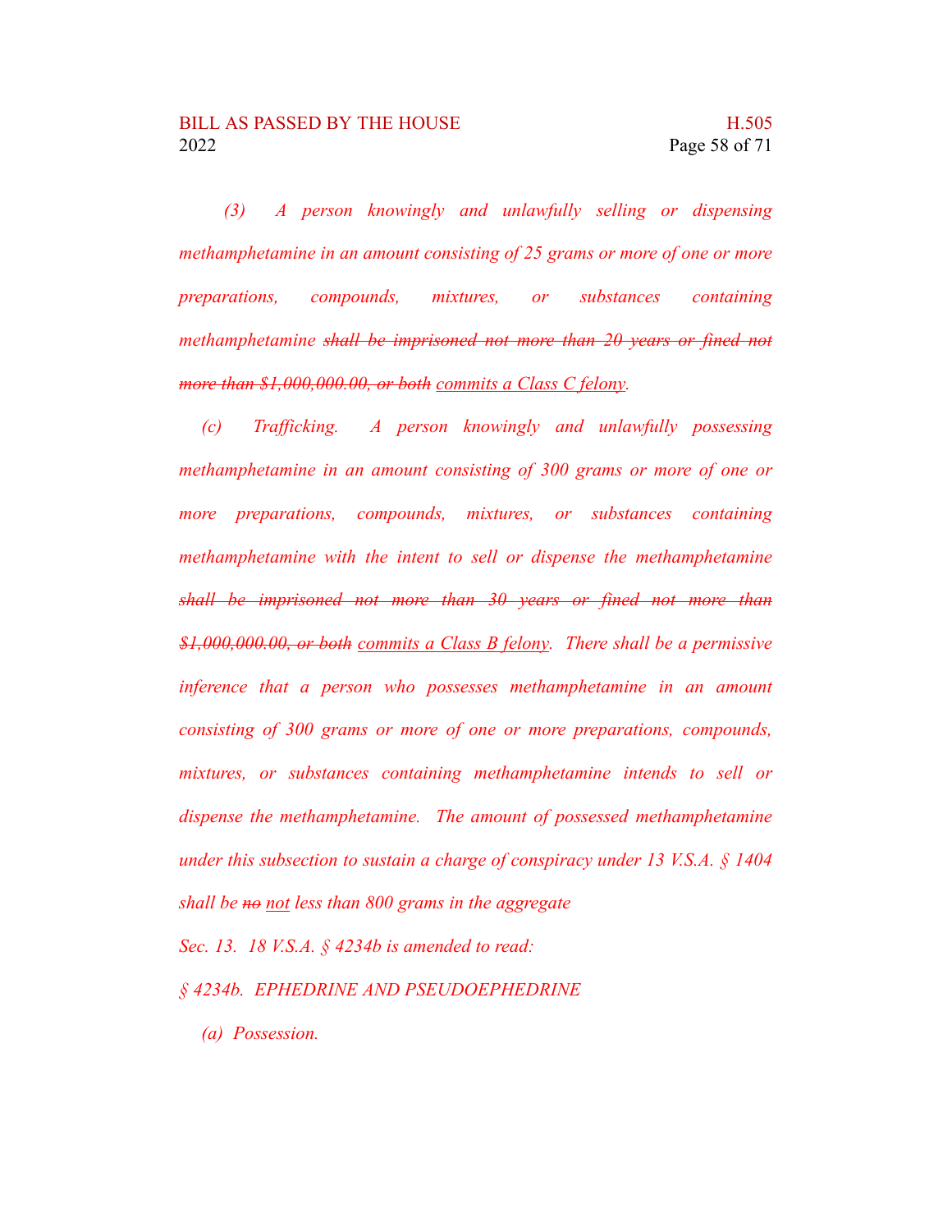*(3) A person knowingly and unlawfully selling or dispensing methamphetamine in an amount consisting of 25 grams or more of one or more preparations, compounds, mixtures, or substances containing methamphetamine ~~shall be imprisoned not more than 20 years or fined not more than $1,000,000.00, or both~~ <u>commits a Class C felony</u>.*

*(c) Trafficking. A person knowingly and unlawfully possessing methamphetamine in an amount consisting of 300 grams or more of one or more preparations, compounds, mixtures, or substances containing methamphetamine with the intent to sell or dispense the methamphetamine ~~shall be imprisoned not more than 30 years or fined not more than $1,000,000.00, or both~~ <u>commits a Class B felony</u>. There shall be a permissive inference that a person who possesses methamphetamine in an amount consisting of 300 grams or more of one or more preparations, compounds, mixtures, or substances containing methamphetamine intends to sell or dispense the methamphetamine. The amount of possessed methamphetamine under this subsection to sustain a charge of conspiracy under 13 V.S.A. § 1404 shall be ~~no~~ <u>not</u> less than 800 grams in the aggregate*

*Sec. 13. 18 V.S.A. § 4234b is amended to read:*

*§ 4234b. EPHEDRINE AND PSEUDOEPHEDRINE*

*(a) Possession.*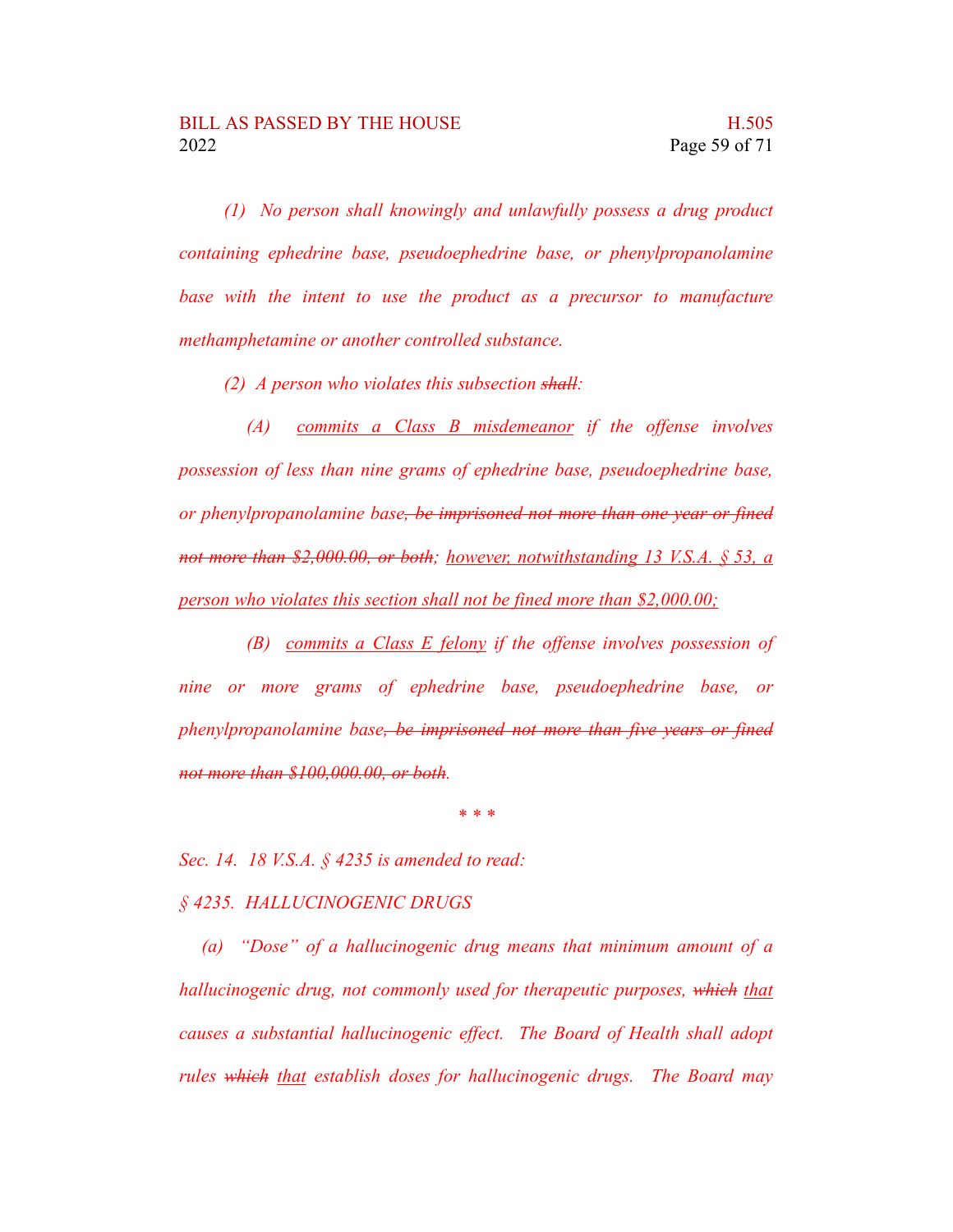*(1) No person shall knowingly and unlawfully possess a drug product containing ephedrine base, pseudoephedrine base, or phenylpropanolamine base with the intent to use the product as a precursor to manufacture methamphetamine or another controlled substance.*

*(2) A person who violates this subsection ~~shall~~:*

*(A) <u>commits a Class B misdemeanor</u> if the offense involves possession of less than nine grams of ephedrine base, pseudoephedrine base, or phenylpropanolamine base~~, be imprisoned not more than one year or fined not more than $2,000.00, or both~~; <u>however, notwithstanding 13 V.S.A. § 53, a person who violates this section shall not be fined more than $2,000.00;</u>*

*(B) <u>commits a Class E felony</u> if the offense involves possession of nine or more grams of ephedrine base, pseudoephedrine base, or phenylpropanolamine base~~, be imprisoned not more than five years or fined not more than $100,000.00, or both~~.*

*\* \* \**

*Sec. 14. 18 V.S.A. § 4235 is amended to read:*

*§ 4235. HALLUCINOGENIC DRUGS*

*(a) "Dose" of a hallucinogenic drug means that minimum amount of a hallucinogenic drug, not commonly used for therapeutic purposes, ~~which~~ <u>that</u> causes a substantial hallucinogenic effect. The Board of Health shall adopt rules ~~which~~ <u>that</u> establish doses for hallucinogenic drugs. The Board may*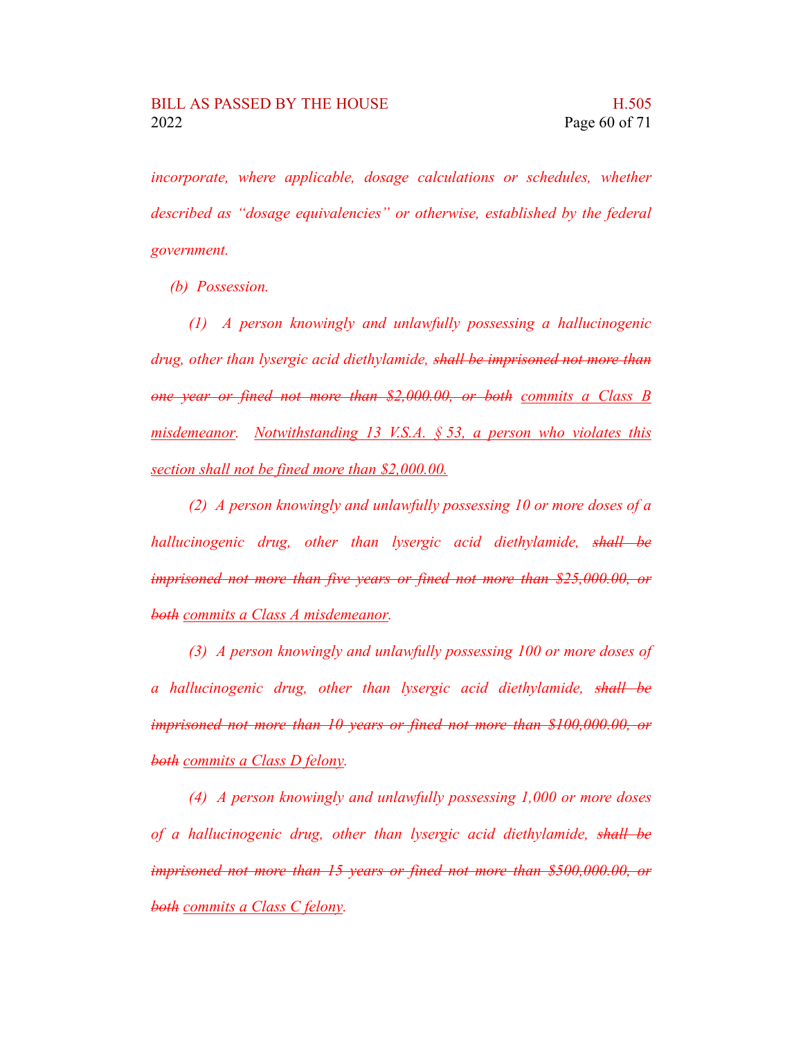*incorporate, where applicable, dosage calculations or schedules, whether described as "dosage equivalencies" or otherwise, established by the federal government.*

*(b) Possession.*

*(1) A person knowingly and unlawfully possessing a hallucinogenic drug, other than lysergic acid diethylamide, ~~shall be imprisoned not more than one year or fined not more than $2,000.00, or both~~ <u>commits a Class B misdemeanor</u>. <u>Notwithstanding 13 V.S.A. § 53, a person who violates this section shall not be fined more than $2,000.00.</u>*

*(2) A person knowingly and unlawfully possessing 10 or more doses of a hallucinogenic drug, other than lysergic acid diethylamide, ~~shall be imprisoned not more than five years or fined not more than $25,000.00, or both~~ <u>commits a Class A misdemeanor</u>.*

*(3) A person knowingly and unlawfully possessing 100 or more doses of a hallucinogenic drug, other than lysergic acid diethylamide, ~~shall be imprisoned not more than 10 years or fined not more than $100,000.00, or both~~ <u>commits a Class D felony</u>.*

*(4) A person knowingly and unlawfully possessing 1,000 or more doses of a hallucinogenic drug, other than lysergic acid diethylamide, ~~shall be imprisoned not more than 15 years or fined not more than $500,000.00, or both~~ <u>commits a Class C felony</u>.*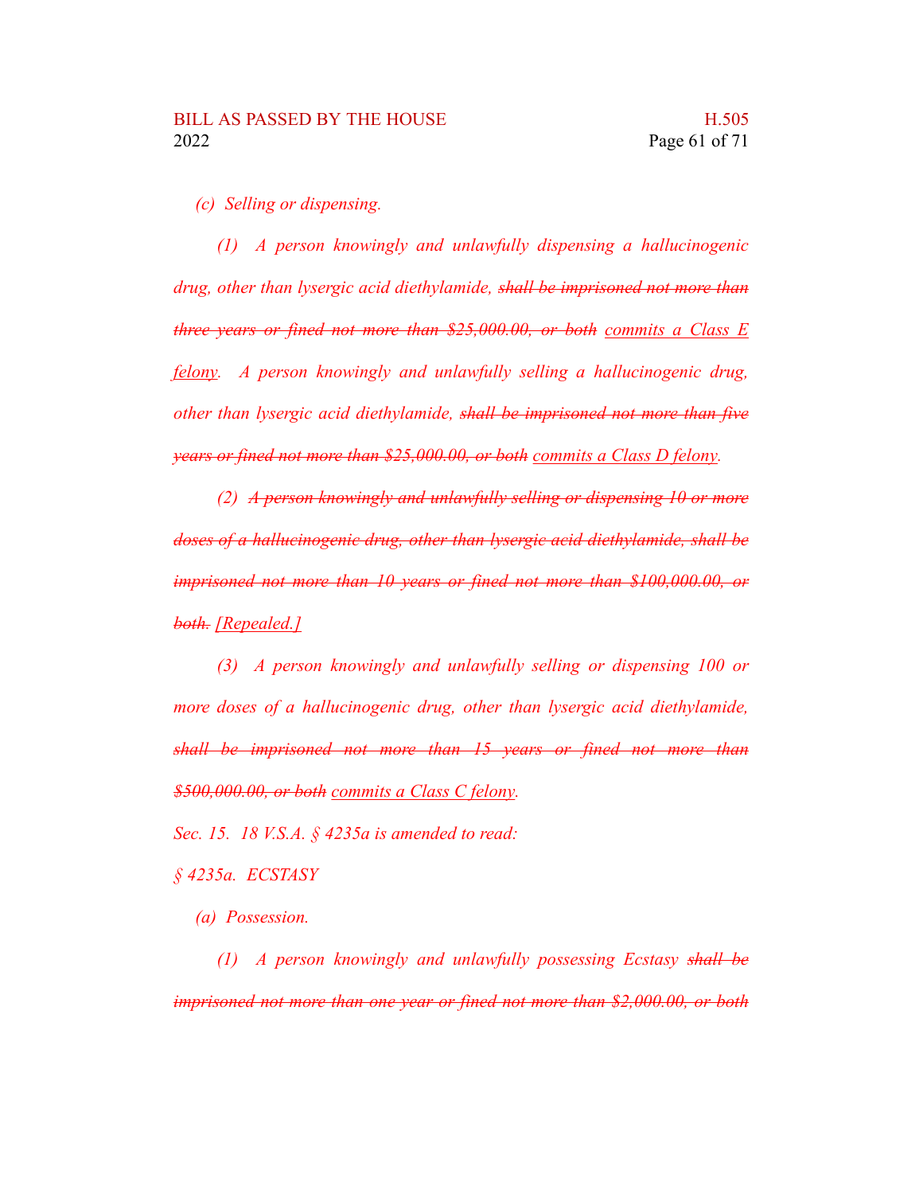*(c) Selling or dispensing.*

*(1) A person knowingly and unlawfully dispensing a hallucinogenic drug, other than lysergic acid diethylamide, ~~shall be imprisoned not more than three years or fined not more than $25,000.00, or both~~ <u>commits a Class E felony</u>. A person knowingly and unlawfully selling a hallucinogenic drug, other than lysergic acid diethylamide, ~~shall be imprisoned not more than five years or fined not more than $25,000.00, or both~~ <u>commits a Class D felony</u>.*

*(2) ~~A person knowingly and unlawfully selling or dispensing 10 or more doses of a hallucinogenic drug, other than lysergic acid diethylamide, shall be imprisoned not more than 10 years or fined not more than $100,000.00, or both.~~ <u>[Repealed.]</u>*

*(3) A person knowingly and unlawfully selling or dispensing 100 or more doses of a hallucinogenic drug, other than lysergic acid diethylamide, ~~shall be imprisoned not more than 15 years or fined not more than $500,000.00, or both~~ <u>commits a Class C felony</u>.*

*Sec. 15. 18 V.S.A. § 4235a is amended to read:*

*§ 4235a. ECSTASY*

*(a) Possession.*

*(1) A person knowingly and unlawfully possessing Ecstasy ~~shall be imprisoned not more than one year or fined not more than $2,000.00, or both~~*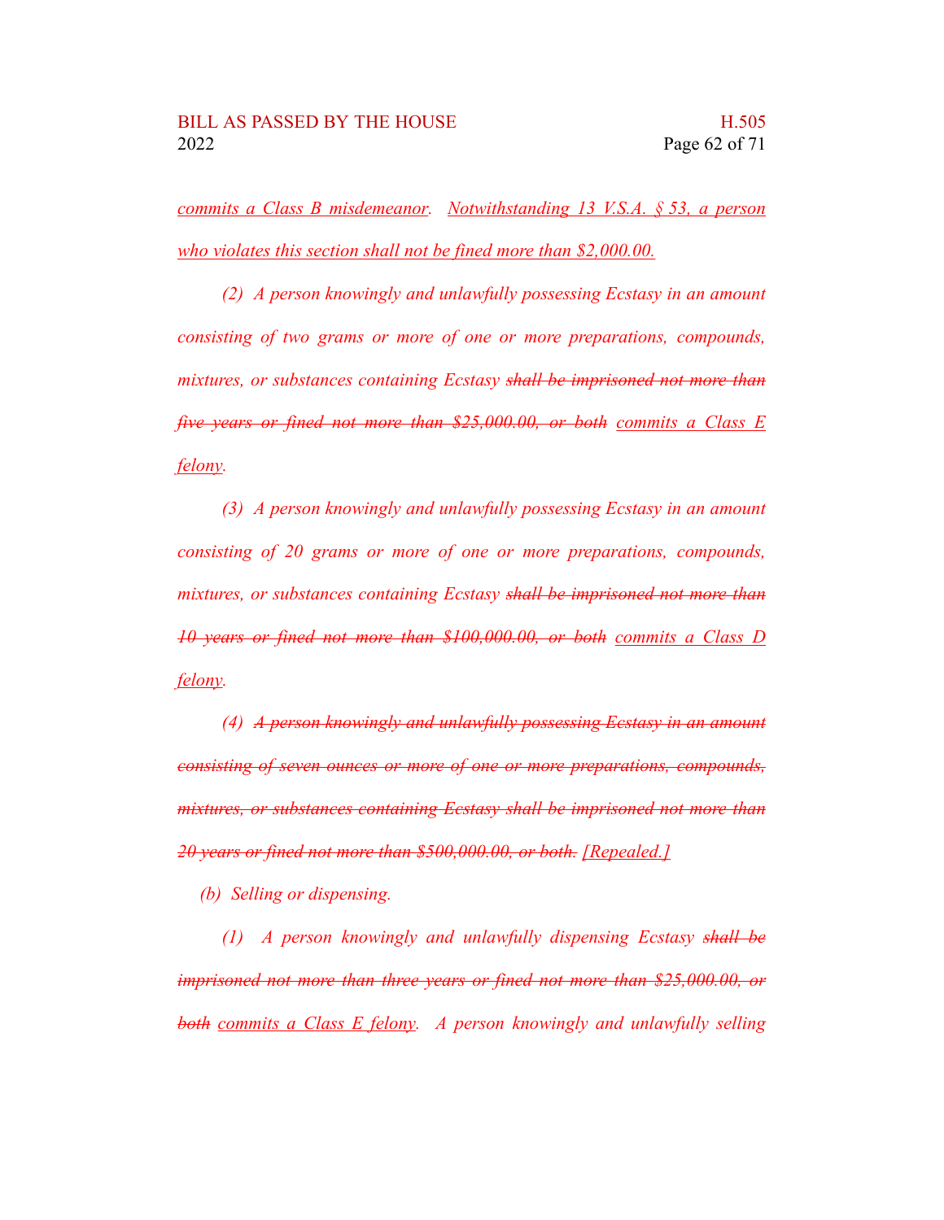*commits a Class B misdemeanor. Notwithstanding 13 V.S.A. § 53, a person who violates this section shall not be fined more than $2,000.00.*

*(2) A person knowingly and unlawfully possessing Ecstasy in an amount consisting of two grams or more of one or more preparations, compounds, mixtures, or substances containing Ecstasy ~~shall be imprisoned not more than five years or fined not more than $25,000.00, or both~~ commits a Class E felony.*

*(3) A person knowingly and unlawfully possessing Ecstasy in an amount consisting of 20 grams or more of one or more preparations, compounds, mixtures, or substances containing Ecstasy ~~shall be imprisoned not more than 10 years or fined not more than $100,000.00, or both~~ commits a Class D felony.*

*(4) ~~A person knowingly and unlawfully possessing Ecstasy in an amount consisting of seven ounces or more of one or more preparations, compounds, mixtures, or substances containing Ecstasy shall be imprisoned not more than 20 years or fined not more than $500,000.00, or both.~~ [Repealed.]*

*(b) Selling or dispensing.*

*(1) A person knowingly and unlawfully dispensing Ecstasy ~~shall be imprisoned not more than three years or fined not more than $25,000.00, or both~~ commits a Class E felony. A person knowingly and unlawfully selling*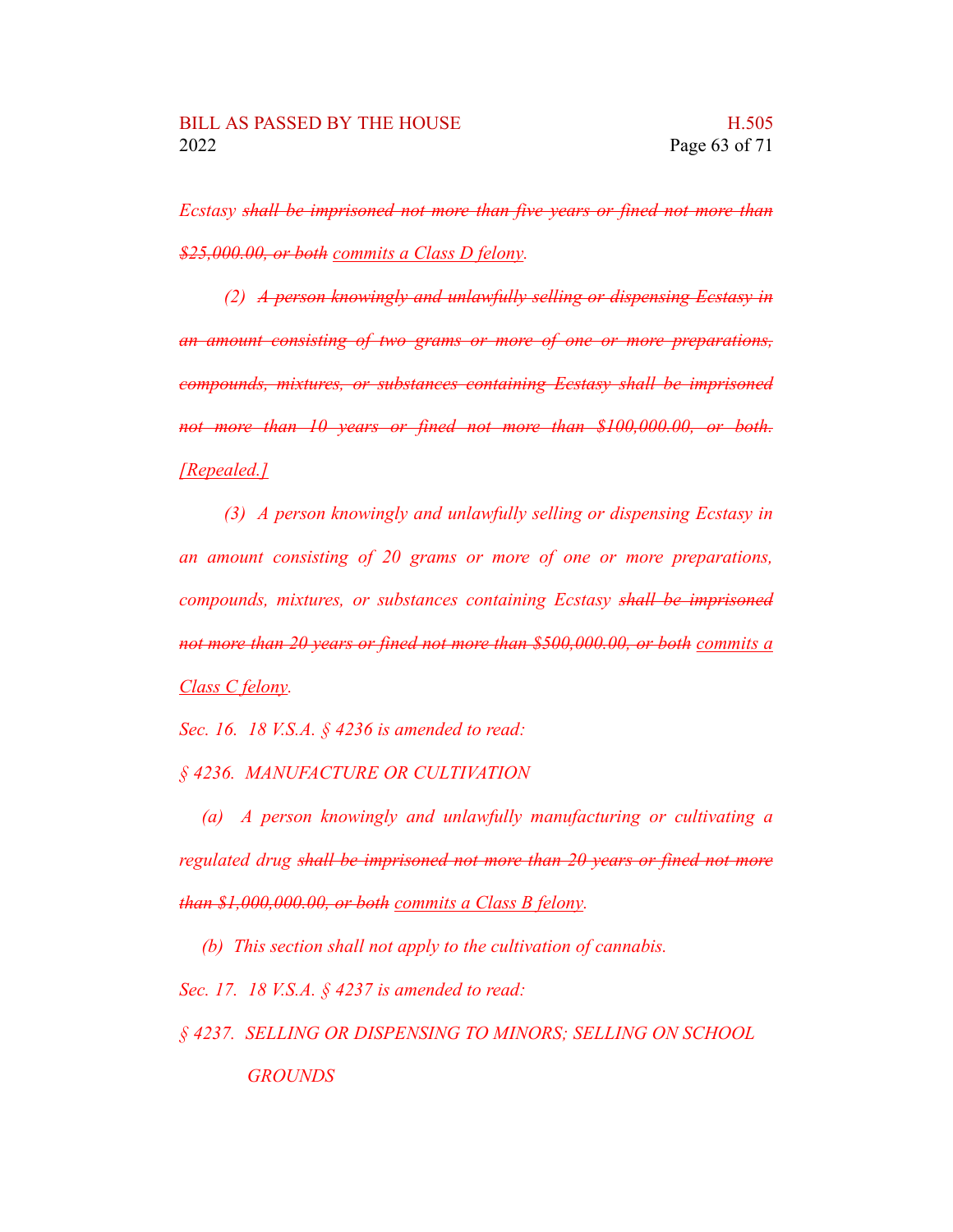*Ecstasy ~~shall be imprisoned not more than five years or fined not more than $25,000.00, or both~~ <u>commits a Class D felony</u>.*

*(2) ~~A person knowingly and unlawfully selling or dispensing Ecstasy in an amount consisting of two grams or more of one or more preparations, compounds, mixtures, or substances containing Ecstasy shall be imprisoned not more than 10 years or fined not more than $100,000.00, or both.~~ <u>[Repealed.]</u>*

*(3) A person knowingly and unlawfully selling or dispensing Ecstasy in an amount consisting of 20 grams or more of one or more preparations, compounds, mixtures, or substances containing Ecstasy ~~shall be imprisoned not more than 20 years or fined not more than $500,000.00, or both~~ <u>commits a Class C felony</u>.*

*Sec. 16. 18 V.S.A. § 4236 is amended to read:*

*§ 4236. MANUFACTURE OR CULTIVATION*

*(a) A person knowingly and unlawfully manufacturing or cultivating a regulated drug ~~shall be imprisoned not more than 20 years or fined not more than $1,000,000.00, or both~~ <u>commits a Class B felony</u>.*

*(b) This section shall not apply to the cultivation of cannabis.*

*Sec. 17. 18 V.S.A. § 4237 is amended to read:*

*§ 4237. SELLING OR DISPENSING TO MINORS; SELLING ON SCHOOL GROUNDS*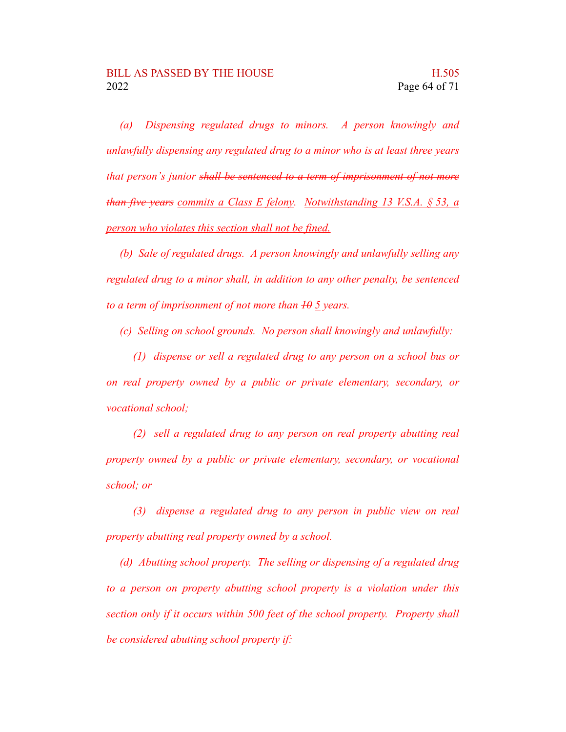*(a) Dispensing regulated drugs to minors. A person knowingly and unlawfully dispensing any regulated drug to a minor who is at least three years that person's junior ~~shall be sentenced to a term of imprisonment of not more than five years~~ <u>commits a Class E felony</u>. <u>Notwithstanding 13 V.S.A. § 53, a person who violates this section shall not be fined.</u>*

*(b) Sale of regulated drugs. A person knowingly and unlawfully selling any regulated drug to a minor shall, in addition to any other penalty, be sentenced to a term of imprisonment of not more than ~~10~~ <u>5</u> years.*

*(c) Selling on school grounds. No person shall knowingly and unlawfully:*

*(1) dispense or sell a regulated drug to any person on a school bus or on real property owned by a public or private elementary, secondary, or vocational school;*

*(2) sell a regulated drug to any person on real property abutting real property owned by a public or private elementary, secondary, or vocational school; or*

*(3) dispense a regulated drug to any person in public view on real property abutting real property owned by a school.*

*(d) Abutting school property. The selling or dispensing of a regulated drug to a person on property abutting school property is a violation under this section only if it occurs within 500 feet of the school property. Property shall be considered abutting school property if:*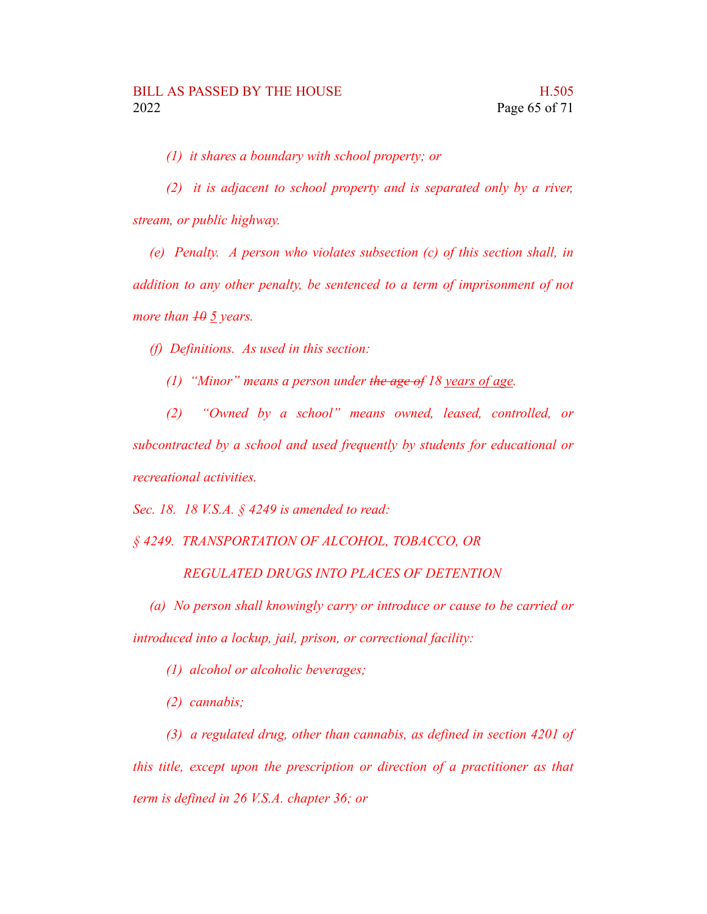*(1) it shares a boundary with school property; or*

*(2) it is adjacent to school property and is separated only by a river, stream, or public highway.*

*(e) Penalty. A person who violates subsection (c) of this section shall, in addition to any other penalty, be sentenced to a term of imprisonment of not more than ~~10~~ 5 years.*

*(f) Definitions. As used in this section:*

*(1) "Minor" means a person under ~~the age of~~ 18 years of age.*

*(2) "Owned by a school" means owned, leased, controlled, or subcontracted by a school and used frequently by students for educational or recreational activities.*

*Sec. 18. 18 V.S.A. § 4249 is amended to read:*

*§ 4249. TRANSPORTATION OF ALCOHOL, TOBACCO, OR REGULATED DRUGS INTO PLACES OF DETENTION*

*(a) No person shall knowingly carry or introduce or cause to be carried or introduced into a lockup, jail, prison, or correctional facility:*

*(1) alcohol or alcoholic beverages;*

*(2) cannabis;*

*(3) a regulated drug, other than cannabis, as defined in section 4201 of this title, except upon the prescription or direction of a practitioner as that term is defined in 26 V.S.A. chapter 36; or*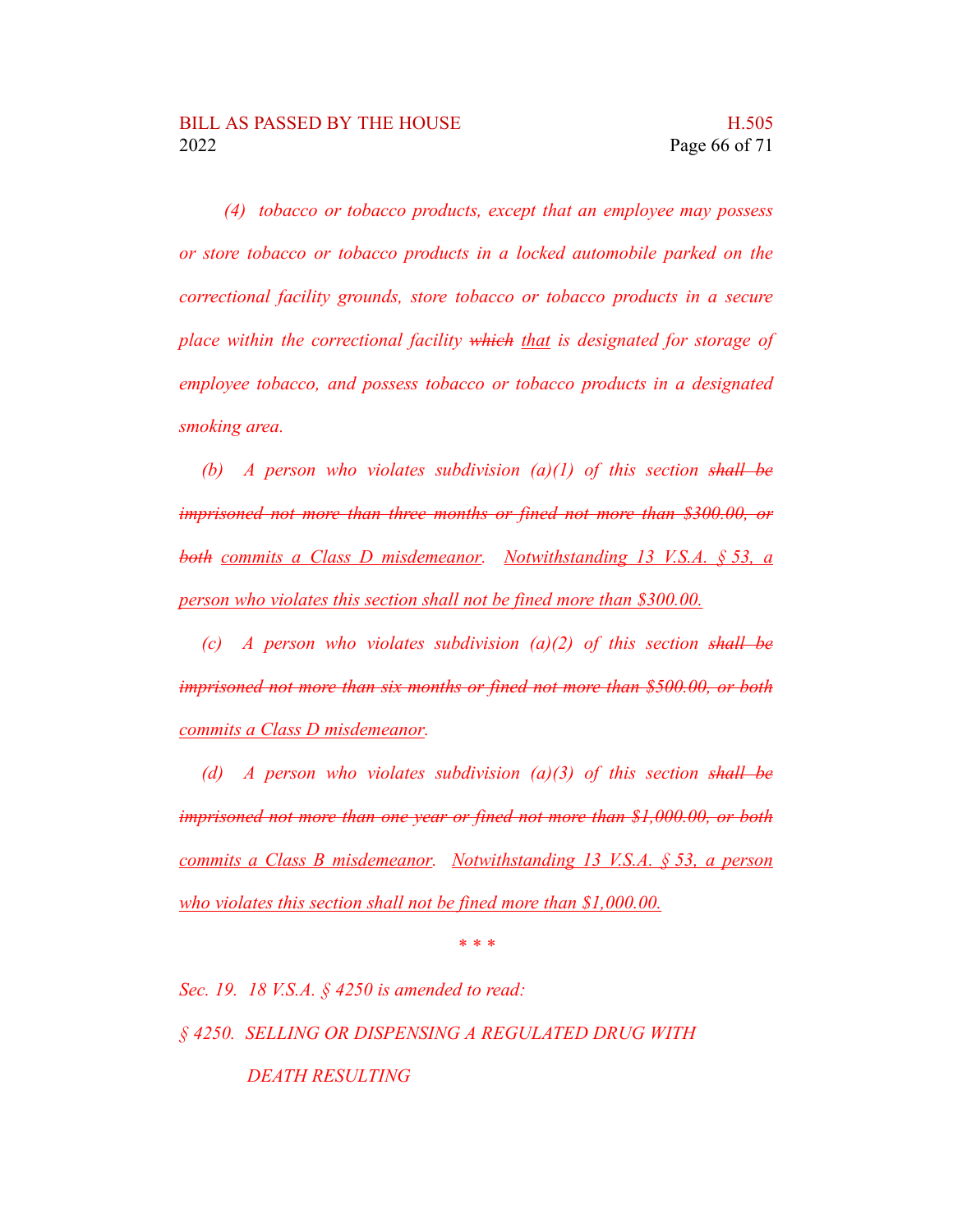*(4) tobacco or tobacco products, except that an employee may possess or store tobacco or tobacco products in a locked automobile parked on the correctional facility grounds, store tobacco or tobacco products in a secure place within the correctional facility ~~which~~ <u>that</u> is designated for storage of employee tobacco, and possess tobacco or tobacco products in a designated smoking area.*

*(b) A person who violates subdivision (a)(1) of this section ~~shall be imprisoned not more than three months or fined not more than $300.00, or both~~ <u>commits a Class D misdemeanor</u>. <u>Notwithstanding 13 V.S.A. § 53, a person who violates this section shall not be fined more than $300.00.</u>*

*(c) A person who violates subdivision (a)(2) of this section ~~shall be imprisoned not more than six months or fined not more than $500.00, or both~~ <u>commits a Class D misdemeanor</u>.*

*(d) A person who violates subdivision (a)(3) of this section ~~shall be imprisoned not more than one year or fined not more than $1,000.00, or both~~ <u>commits a Class B misdemeanor</u>. <u>Notwithstanding 13 V.S.A. § 53, a person who violates this section shall not be fined more than $1,000.00.</u>*

*\* \* \**

*Sec. 19. 18 V.S.A. § 4250 is amended to read:*

*§ 4250. SELLING OR DISPENSING A REGULATED DRUG WITH DEATH RESULTING*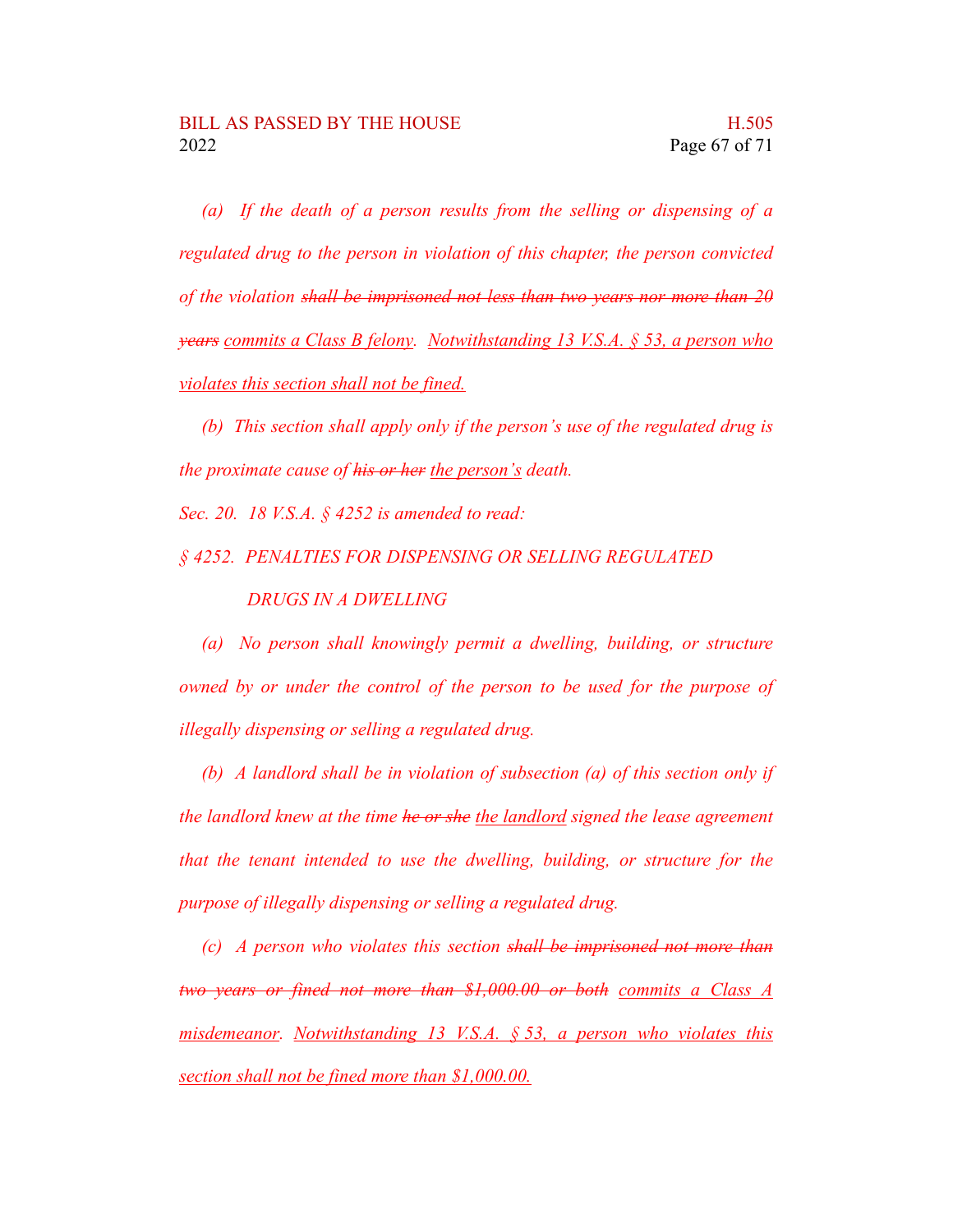*(a) If the death of a person results from the selling or dispensing of a regulated drug to the person in violation of this chapter, the person convicted of the violation ~~shall be imprisoned not less than two years nor more than 20 years~~ <u>commits a Class B felony</u>. <u>Notwithstanding 13 V.S.A. § 53, a person who violates this section shall not be fined.</u>*

*(b) This section shall apply only if the person's use of the regulated drug is the proximate cause of ~~his or her~~ <u>the person's</u> death.*

*Sec. 20. 18 V.S.A. § 4252 is amended to read:*

*§ 4252. PENALTIES FOR DISPENSING OR SELLING REGULATED DRUGS IN A DWELLING*

*(a) No person shall knowingly permit a dwelling, building, or structure owned by or under the control of the person to be used for the purpose of illegally dispensing or selling a regulated drug.*

*(b) A landlord shall be in violation of subsection (a) of this section only if the landlord knew at the time ~~he or she~~ <u>the landlord</u> signed the lease agreement that the tenant intended to use the dwelling, building, or structure for the purpose of illegally dispensing or selling a regulated drug.*

*(c) A person who violates this section ~~shall be imprisoned not more than two years or fined not more than $1,000.00 or both~~ <u>commits a Class A misdemeanor</u>. <u>Notwithstanding 13 V.S.A. § 53, a person who violates this section shall not be fined more than $1,000.00.</u>*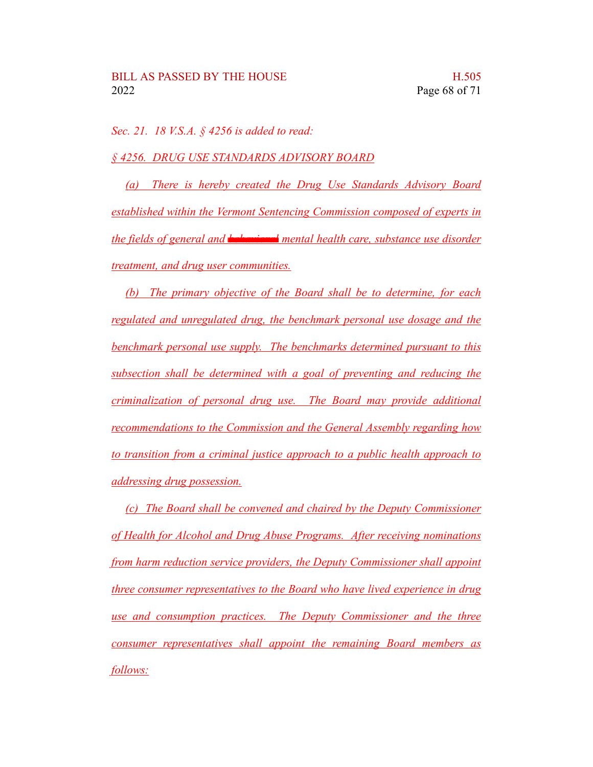*Sec. 21. 18 V.S.A. § 4256 is added to read:*

*§ 4256. DRUG USE STANDARDS ADVISORY BOARD*

*(a) There is hereby created the Drug Use Standards Advisory Board established within the Vermont Sentencing Commission composed of experts in the fields of general and ~~behavioral~~ mental health care, substance use disorder treatment, and drug user communities.*

*(b) The primary objective of the Board shall be to determine, for each regulated and unregulated drug, the benchmark personal use dosage and the benchmark personal use supply. The benchmarks determined pursuant to this subsection shall be determined with a goal of preventing and reducing the criminalization of personal drug use. The Board may provide additional recommendations to the Commission and the General Assembly regarding how to transition from a criminal justice approach to a public health approach to addressing drug possession.*

*(c) The Board shall be convened and chaired by the Deputy Commissioner of Health for Alcohol and Drug Abuse Programs. After receiving nominations from harm reduction service providers, the Deputy Commissioner shall appoint three consumer representatives to the Board who have lived experience in drug use and consumption practices. The Deputy Commissioner and the three consumer representatives shall appoint the remaining Board members as follows:*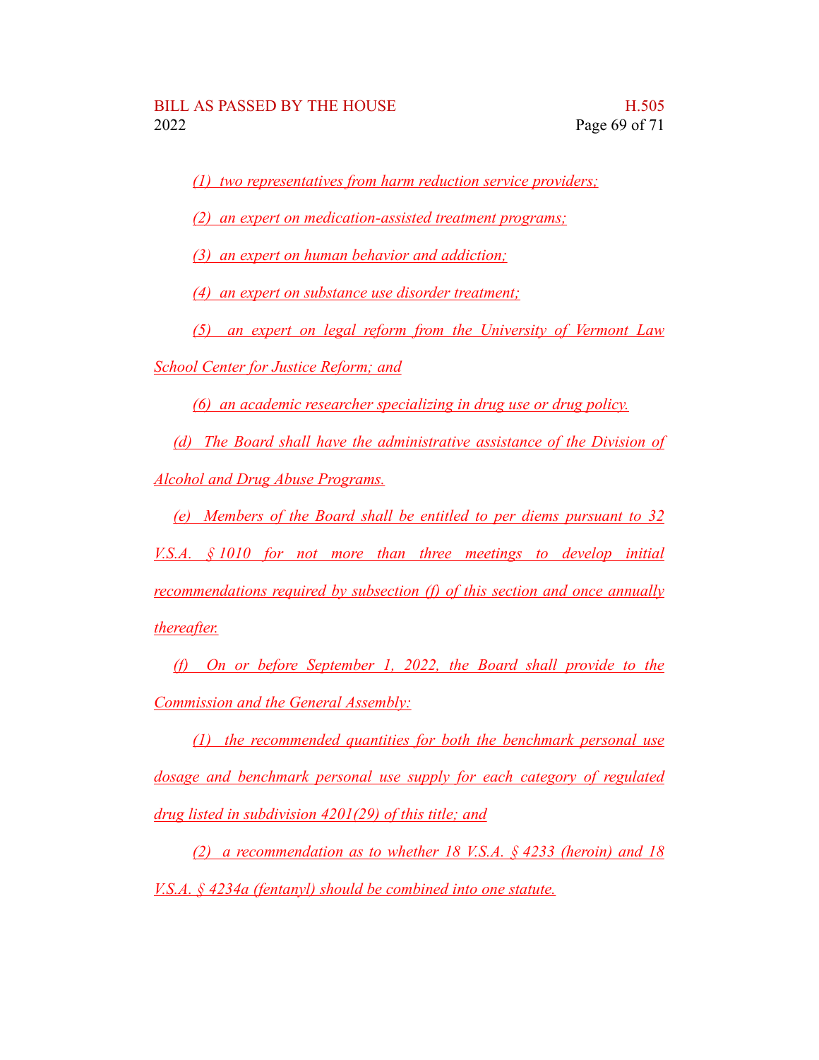(1) two representatives from harm reduction service providers;

(2) an expert on medication-assisted treatment programs;

(3) an expert on human behavior and addiction;

(4) an expert on substance use disorder treatment;

(5) an expert on legal reform from the University of Vermont Law School Center for Justice Reform; and

(6) an academic researcher specializing in drug use or drug policy.

(d) The Board shall have the administrative assistance of the Division of Alcohol and Drug Abuse Programs.

(e) Members of the Board shall be entitled to per diems pursuant to 32 V.S.A. § 1010 for not more than three meetings to develop initial recommendations required by subsection (f) of this section and once annually thereafter.

(f) On or before September 1, 2022, the Board shall provide to the Commission and the General Assembly:

(1) the recommended quantities for both the benchmark personal use dosage and benchmark personal use supply for each category of regulated drug listed in subdivision 4201(29) of this title; and

(2) a recommendation as to whether 18 V.S.A. § 4233 (heroin) and 18 V.S.A. § 4234a (fentanyl) should be combined into one statute.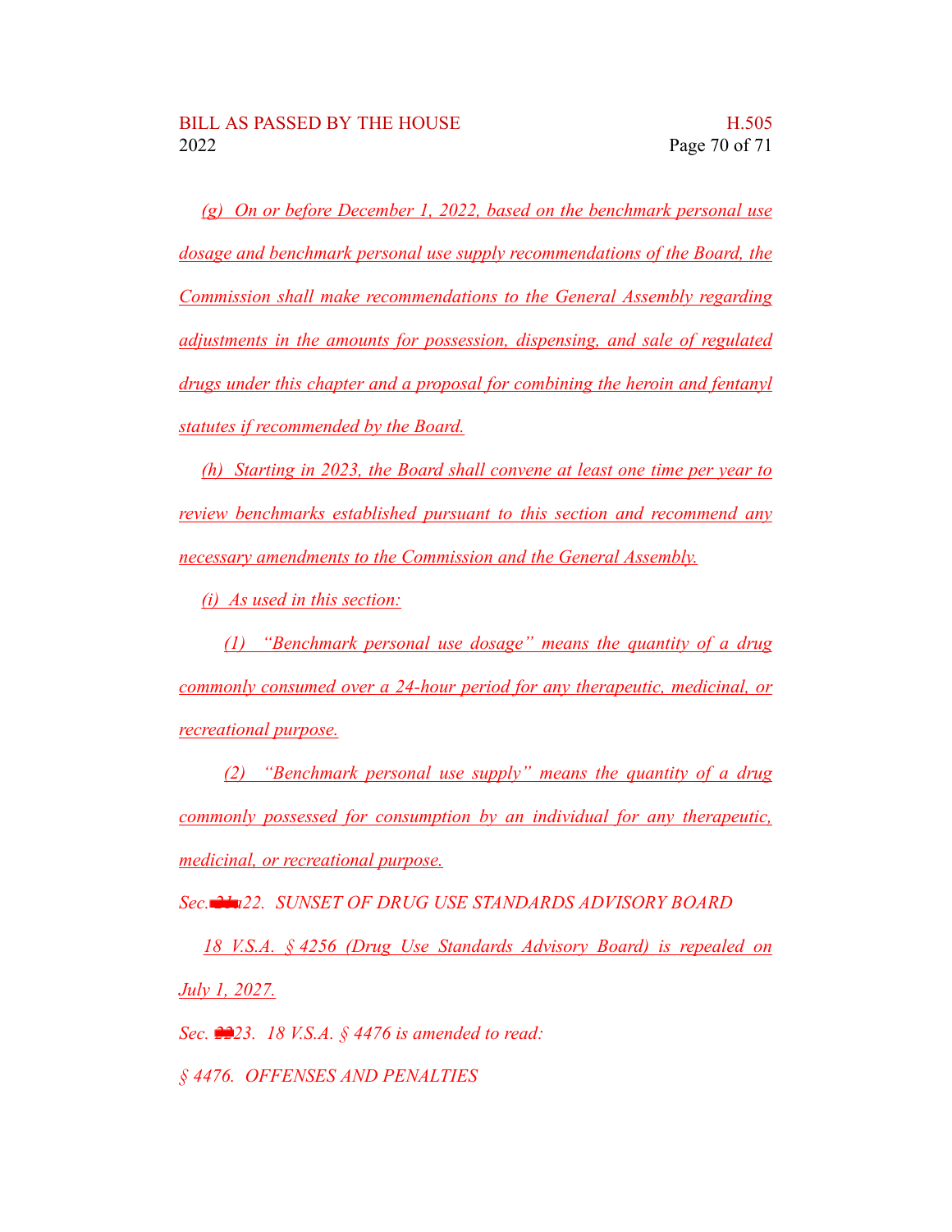*(g) On or before December 1, 2022, based on the benchmark personal use dosage and benchmark personal use supply recommendations of the Board, the Commission shall make recommendations to the General Assembly regarding adjustments in the amounts for possession, dispensing, and sale of regulated drugs under this chapter and a proposal for combining the heroin and fentanyl statutes if recommended by the Board.*

*(h) Starting in 2023, the Board shall convene at least one time per year to review benchmarks established pursuant to this section and recommend any necessary amendments to the Commission and the General Assembly.*

*(i) As used in this section:*

*(1) "Benchmark personal use dosage" means the quantity of a drug commonly consumed over a 24-hour period for any therapeutic, medicinal, or recreational purpose.*

*(2) "Benchmark personal use supply" means the quantity of a drug commonly possessed for consumption by an individual for any therapeutic, medicinal, or recreational purpose.*

*Sec. ~~21a~~22. SUNSET OF DRUG USE STANDARDS ADVISORY BOARD*

*18 V.S.A. § 4256 (Drug Use Standards Advisory Board) is repealed on July 1, 2027.*

*Sec. ~~22~~23. 18 V.S.A. § 4476 is amended to read:*

*§ 4476. OFFENSES AND PENALTIES*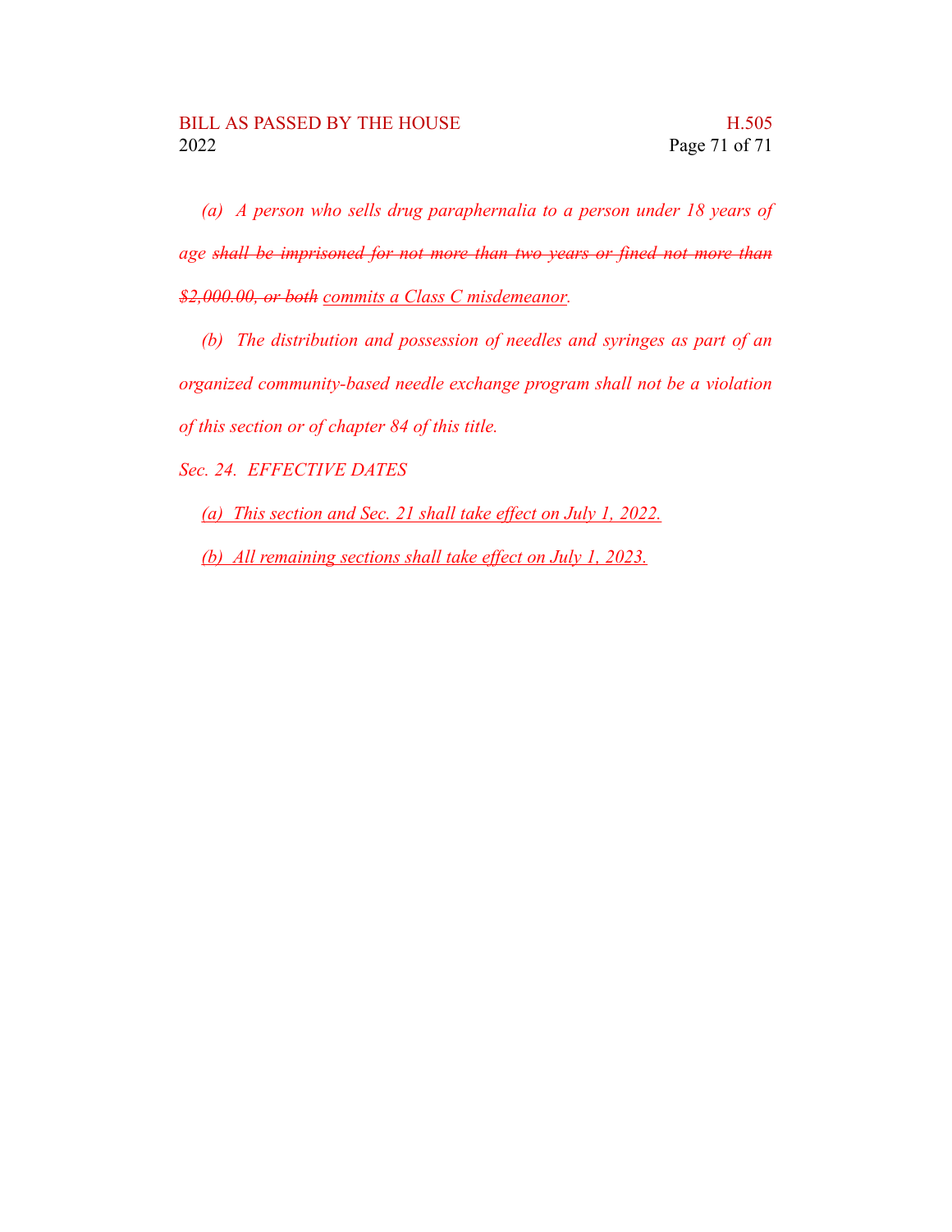*(a) A person who sells drug paraphernalia to a person under 18 years of age ~~shall be imprisoned for not more than two years or fined not more than $2,000.00, or both~~ <u>commits a Class C misdemeanor</u>.*

*(b) The distribution and possession of needles and syringes as part of an organized community-based needle exchange program shall not be a violation of this section or of chapter 84 of this title.*

*Sec. 24. EFFECTIVE DATES*

<u>*(a) This section and Sec. 21 shall take effect on July 1, 2022.*</u>

<u>*(b) All remaining sections shall take effect on July 1, 2023.*</u>